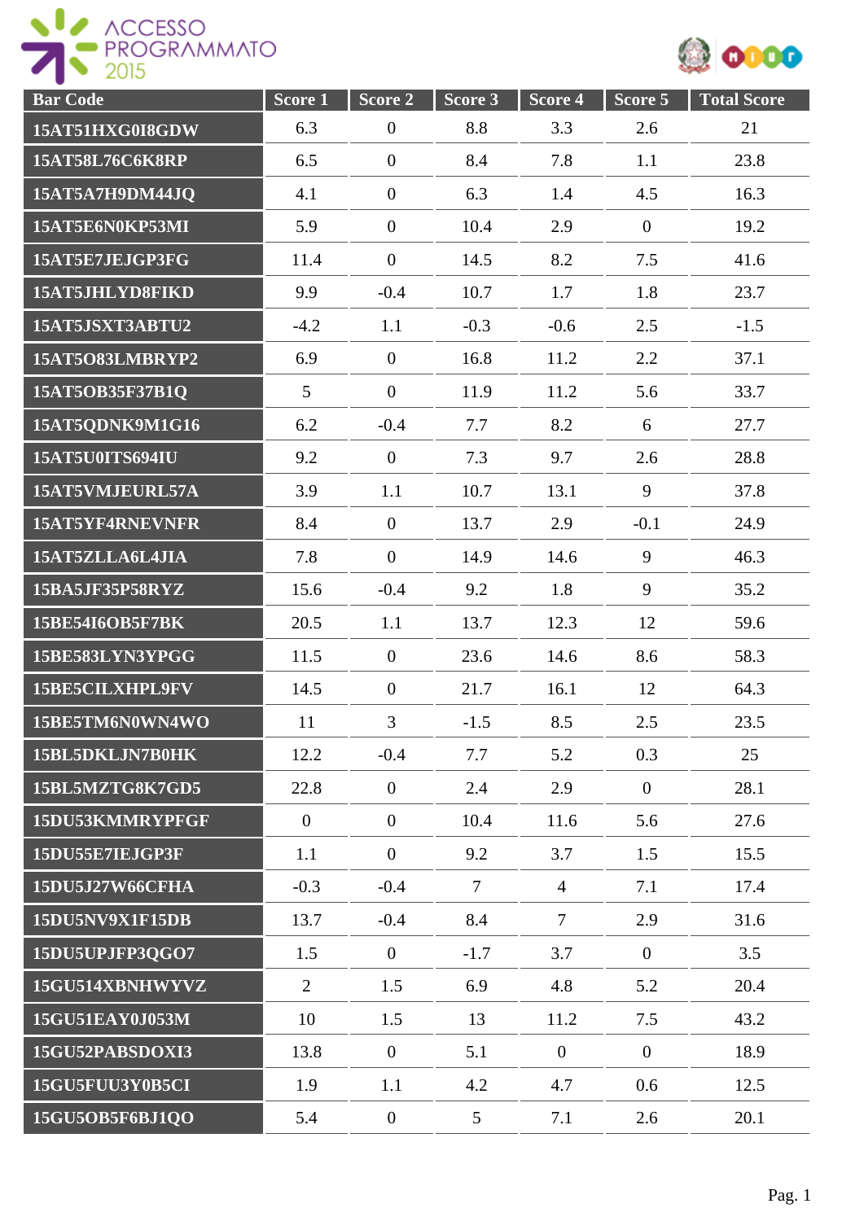| Bar Code | Score 1 | Score 2 | Score 3 | Score 4 | Score 5 | Total Score |
|---|---|---|---|---|---|---|
| 15AT51HXG0I8GDW | 6.3 | 0 | 8.8 | 3.3 | 2.6 | 21 |
| 15AT58L76C6K8RP | 6.5 | 0 | 8.4 | 7.8 | 1.1 | 23.8 |
| 15AT5A7H9DM44JQ | 4.1 | 0 | 6.3 | 1.4 | 4.5 | 16.3 |
| 15AT5E6N0KP53MI | 5.9 | 0 | 10.4 | 2.9 | 0 | 19.2 |
| 15AT5E7JEJGP3FG | 11.4 | 0 | 14.5 | 8.2 | 7.5 | 41.6 |
| 15AT5JHLYD8FIKD | 9.9 | -0.4 | 10.7 | 1.7 | 1.8 | 23.7 |
| 15AT5JSXT3ABTU2 | -4.2 | 1.1 | -0.3 | -0.6 | 2.5 | -1.5 |
| 15AT5O83LMBRYP2 | 6.9 | 0 | 16.8 | 11.2 | 2.2 | 37.1 |
| 15AT5OB35F37B1Q | 5 | 0 | 11.9 | 11.2 | 5.6 | 33.7 |
| 15AT5QDNK9M1G16 | 6.2 | -0.4 | 7.7 | 8.2 | 6 | 27.7 |
| 15AT5U0ITS694IU | 9.2 | 0 | 7.3 | 9.7 | 2.6 | 28.8 |
| 15AT5VMJEURL57A | 3.9 | 1.1 | 10.7 | 13.1 | 9 | 37.8 |
| 15AT5YF4RNEVNFR | 8.4 | 0 | 13.7 | 2.9 | -0.1 | 24.9 |
| 15AT5ZLLA6L4JIA | 7.8 | 0 | 14.9 | 14.6 | 9 | 46.3 |
| 15BA5JF35P58RYZ | 15.6 | -0.4 | 9.2 | 1.8 | 9 | 35.2 |
| 15BE54I6OB5F7BK | 20.5 | 1.1 | 13.7 | 12.3 | 12 | 59.6 |
| 15BE583LYN3YPGG | 11.5 | 0 | 23.6 | 14.6 | 8.6 | 58.3 |
| 15BE5CILXHPL9FV | 14.5 | 0 | 21.7 | 16.1 | 12 | 64.3 |
| 15BE5TM6N0WN4WO | 11 | 3 | -1.5 | 8.5 | 2.5 | 23.5 |
| 15BL5DKLJN7B0HK | 12.2 | -0.4 | 7.7 | 5.2 | 0.3 | 25 |
| 15BL5MZTG8K7GD5 | 22.8 | 0 | 2.4 | 2.9 | 0 | 28.1 |
| 15DU53KMMRYPFGF | 0 | 0 | 10.4 | 11.6 | 5.6 | 27.6 |
| 15DU55E7IEJGP3F | 1.1 | 0 | 9.2 | 3.7 | 1.5 | 15.5 |
| 15DU5J27W66CFHA | -0.3 | -0.4 | 7 | 4 | 7.1 | 17.4 |
| 15DU5NV9X1F15DB | 13.7 | -0.4 | 8.4 | 7 | 2.9 | 31.6 |
| 15DU5UPJFP3QGO7 | 1.5 | 0 | -1.7 | 3.7 | 0 | 3.5 |
| 15GU514XBNHWYVZ | 2 | 1.5 | 6.9 | 4.8 | 5.2 | 20.4 |
| 15GU51EAY0J053M | 10 | 1.5 | 13 | 11.2 | 7.5 | 43.2 |
| 15GU52PABSDOXI3 | 13.8 | 0 | 5.1 | 0 | 0 | 18.9 |
| 15GU5FUU3Y0B5CI | 1.9 | 1.1 | 4.2 | 4.7 | 0.6 | 12.5 |
| 15GU5OB5F6BJ1QO | 5.4 | 0 | 5 | 7.1 | 2.6 | 20.1 |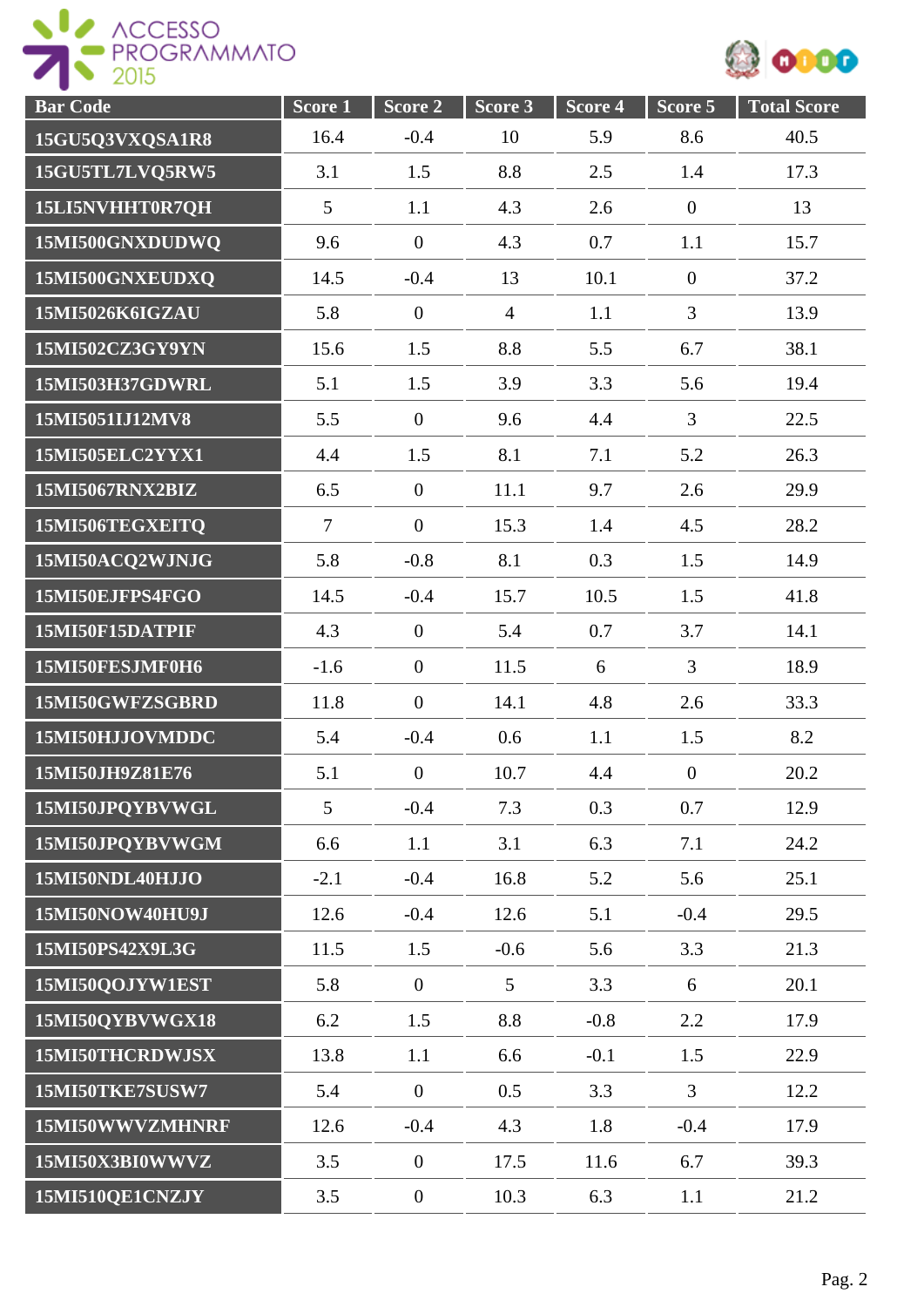| Bar Code | Score 1 | Score 2 | Score 3 | Score 4 | Score 5 | Total Score |
| --- | --- | --- | --- | --- | --- | --- |
| 15GU5Q3VXQSA1R8 | 16.4 | -0.4 | 10 | 5.9 | 8.6 | 40.5 |
| 15GU5TL7LVQ5RW5 | 3.1 | 1.5 | 8.8 | 2.5 | 1.4 | 17.3 |
| 15LI5NVHHT0R7QH | 5 | 1.1 | 4.3 | 2.6 | 0 | 13 |
| 15MI500GNXDUDWQ | 9.6 | 0 | 4.3 | 0.7 | 1.1 | 15.7 |
| 15MI500GNXEUDXQ | 14.5 | -0.4 | 13 | 10.1 | 0 | 37.2 |
| 15MI5026K6IGZAU | 5.8 | 0 | 4 | 1.1 | 3 | 13.9 |
| 15MI502CZ3GY9YN | 15.6 | 1.5 | 8.8 | 5.5 | 6.7 | 38.1 |
| 15MI503H37GDWRL | 5.1 | 1.5 | 3.9 | 3.3 | 5.6 | 19.4 |
| 15MI5051IJ12MV8 | 5.5 | 0 | 9.6 | 4.4 | 3 | 22.5 |
| 15MI505ELC2YYX1 | 4.4 | 1.5 | 8.1 | 7.1 | 5.2 | 26.3 |
| 15MI5067RNX2BIZ | 6.5 | 0 | 11.1 | 9.7 | 2.6 | 29.9 |
| 15MI506TEGXEITQ | 7 | 0 | 15.3 | 1.4 | 4.5 | 28.2 |
| 15MI50ACQ2WJNJG | 5.8 | -0.8 | 8.1 | 0.3 | 1.5 | 14.9 |
| 15MI50EJFPS4FGO | 14.5 | -0.4 | 15.7 | 10.5 | 1.5 | 41.8 |
| 15MI50F15DATPIF | 4.3 | 0 | 5.4 | 0.7 | 3.7 | 14.1 |
| 15MI50FESJMF0H6 | -1.6 | 0 | 11.5 | 6 | 3 | 18.9 |
| 15MI50GWFZSGBRD | 11.8 | 0 | 14.1 | 4.8 | 2.6 | 33.3 |
| 15MI50HJJOVMDDC | 5.4 | -0.4 | 0.6 | 1.1 | 1.5 | 8.2 |
| 15MI50JH9Z81E76 | 5.1 | 0 | 10.7 | 4.4 | 0 | 20.2 |
| 15MI50JPQYBVWGL | 5 | -0.4 | 7.3 | 0.3 | 0.7 | 12.9 |
| 15MI50JPQYBVWGM | 6.6 | 1.1 | 3.1 | 6.3 | 7.1 | 24.2 |
| 15MI50NDL40HJJO | -2.1 | -0.4 | 16.8 | 5.2 | 5.6 | 25.1 |
| 15MI50NOW40HU9J | 12.6 | -0.4 | 12.6 | 5.1 | -0.4 | 29.5 |
| 15MI50PS42X9L3G | 11.5 | 1.5 | -0.6 | 5.6 | 3.3 | 21.3 |
| 15MI50QOJYW1EST | 5.8 | 0 | 5 | 3.3 | 6 | 20.1 |
| 15MI50QYBVWGX18 | 6.2 | 1.5 | 8.8 | -0.8 | 2.2 | 17.9 |
| 15MI50THCRDWJSX | 13.8 | 1.1 | 6.6 | -0.1 | 1.5 | 22.9 |
| 15MI50TKE7SUSW7 | 5.4 | 0 | 0.5 | 3.3 | 3 | 12.2 |
| 15MI50WWVZMHNRF | 12.6 | -0.4 | 4.3 | 1.8 | -0.4 | 17.9 |
| 15MI50X3BI0WWVZ | 3.5 | 0 | 17.5 | 11.6 | 6.7 | 39.3 |
| 15MI510QE1CNZJY | 3.5 | 0 | 10.3 | 6.3 | 1.1 | 21.2 |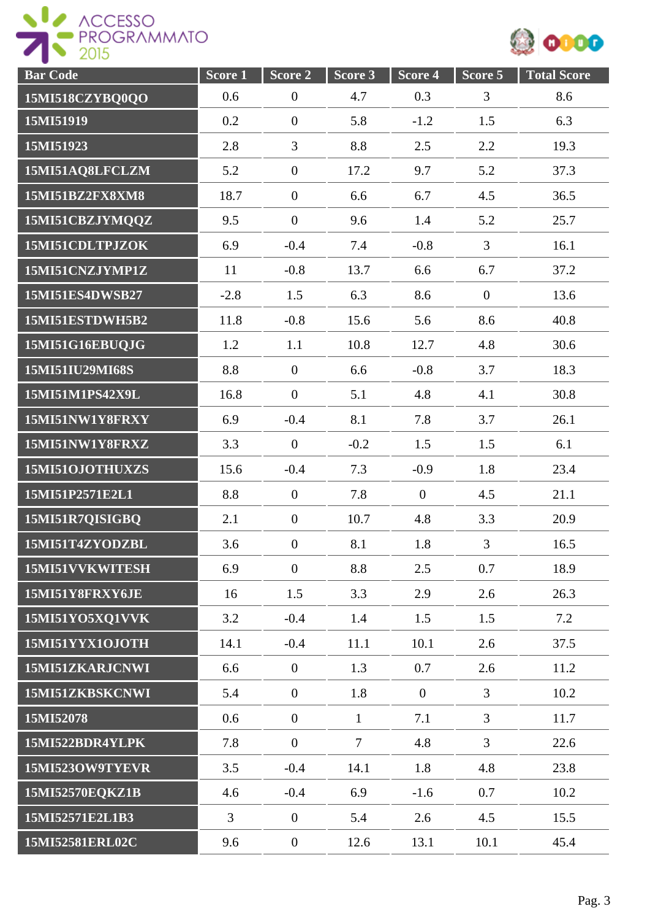| Bar Code | Score 1 | Score 2 | Score 3 | Score 4 | Score 5 | Total Score |
|---|---|---|---|---|---|---|
| 15MI518CZYBQ0QO | 0.6 | 0 | 4.7 | 0.3 | 3 | 8.6 |
| 15MI51919 | 0.2 | 0 | 5.8 | -1.2 | 1.5 | 6.3 |
| 15MI51923 | 2.8 | 3 | 8.8 | 2.5 | 2.2 | 19.3 |
| 15MI51AQ8LFCLZM | 5.2 | 0 | 17.2 | 9.7 | 5.2 | 37.3 |
| 15MI51BZ2FX8XM8 | 18.7 | 0 | 6.6 | 6.7 | 4.5 | 36.5 |
| 15MI51CBZJYMQQZ | 9.5 | 0 | 9.6 | 1.4 | 5.2 | 25.7 |
| 15MI51CDLTPJZOK | 6.9 | -0.4 | 7.4 | -0.8 | 3 | 16.1 |
| 15MI51CNZJYMP1Z | 11 | -0.8 | 13.7 | 6.6 | 6.7 | 37.2 |
| 15MI51ES4DWSB27 | -2.8 | 1.5 | 6.3 | 8.6 | 0 | 13.6 |
| 15MI51ESTDWH5B2 | 11.8 | -0.8 | 15.6 | 5.6 | 8.6 | 40.8 |
| 15MI51G16EBUQJG | 1.2 | 1.1 | 10.8 | 12.7 | 4.8 | 30.6 |
| 15MI51IU29MI68S | 8.8 | 0 | 6.6 | -0.8 | 3.7 | 18.3 |
| 15MI51M1PS42X9L | 16.8 | 0 | 5.1 | 4.8 | 4.1 | 30.8 |
| 15MI51NW1Y8FRXY | 6.9 | -0.4 | 8.1 | 7.8 | 3.7 | 26.1 |
| 15MI51NW1Y8FRXZ | 3.3 | 0 | -0.2 | 1.5 | 1.5 | 6.1 |
| 15MI51OJOTHUXZS | 15.6 | -0.4 | 7.3 | -0.9 | 1.8 | 23.4 |
| 15MI51P2571E2L1 | 8.8 | 0 | 7.8 | 0 | 4.5 | 21.1 |
| 15MI51R7QISIGBQ | 2.1 | 0 | 10.7 | 4.8 | 3.3 | 20.9 |
| 15MI51T4ZYODZBL | 3.6 | 0 | 8.1 | 1.8 | 3 | 16.5 |
| 15MI51VVKWITESH | 6.9 | 0 | 8.8 | 2.5 | 0.7 | 18.9 |
| 15MI51Y8FRXY6JE | 16 | 1.5 | 3.3 | 2.9 | 2.6 | 26.3 |
| 15MI51YO5XQ1VVK | 3.2 | -0.4 | 1.4 | 1.5 | 1.5 | 7.2 |
| 15MI51YYX1OJOTH | 14.1 | -0.4 | 11.1 | 10.1 | 2.6 | 37.5 |
| 15MI51ZKARJCNWI | 6.6 | 0 | 1.3 | 0.7 | 2.6 | 11.2 |
| 15MI51ZKBSKCNWI | 5.4 | 0 | 1.8 | 0 | 3 | 10.2 |
| 15MI52078 | 0.6 | 0 | 1 | 7.1 | 3 | 11.7 |
| 15MI522BDR4YLPK | 7.8 | 0 | 7 | 4.8 | 3 | 22.6 |
| 15MI523OW9TYEVR | 3.5 | -0.4 | 14.1 | 1.8 | 4.8 | 23.8 |
| 15MI52570EQKZ1B | 4.6 | -0.4 | 6.9 | -1.6 | 0.7 | 10.2 |
| 15MI52571E2L1B3 | 3 | 0 | 5.4 | 2.6 | 4.5 | 15.5 |
| 15MI52581ERL02C | 9.6 | 0 | 12.6 | 13.1 | 10.1 | 45.4 |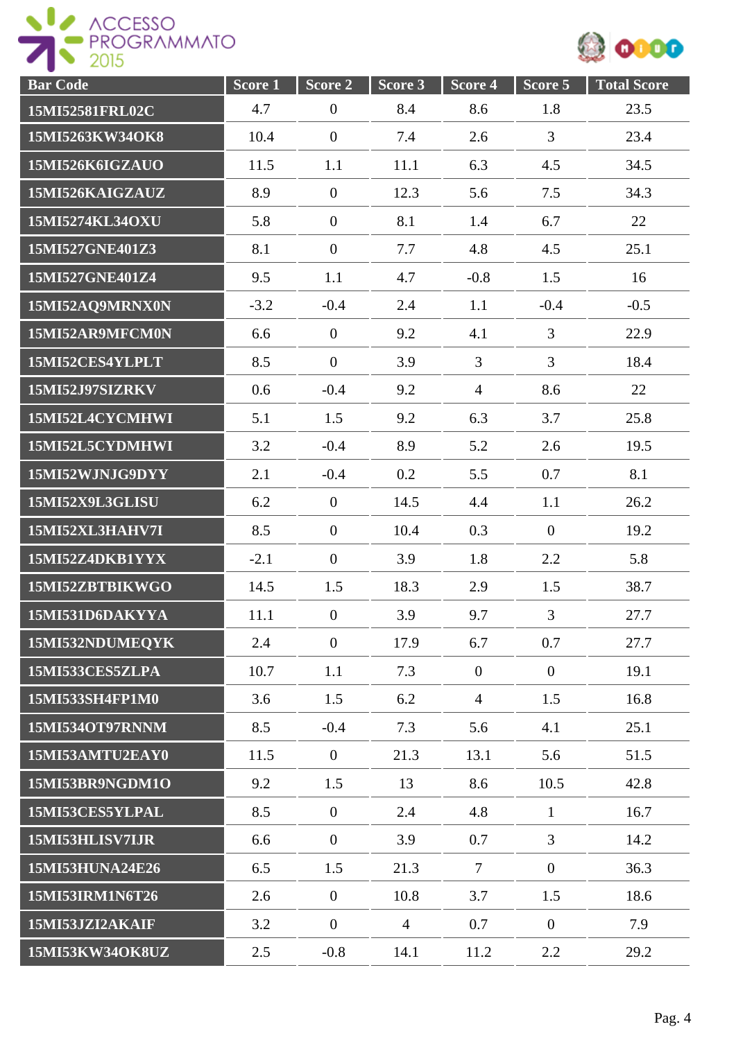| Bar Code | Score 1 | Score 2 | Score 3 | Score 4 | Score 5 | Total Score |
|---|---|---|---|---|---|---|
| 15MI52581FRL02C | 4.7 | 0 | 8.4 | 8.6 | 1.8 | 23.5 |
| 15MI5263KW34OK8 | 10.4 | 0 | 7.4 | 2.6 | 3 | 23.4 |
| 15MI526K6IGZAUO | 11.5 | 1.1 | 11.1 | 6.3 | 4.5 | 34.5 |
| 15MI526KAIGZAUZ | 8.9 | 0 | 12.3 | 5.6 | 7.5 | 34.3 |
| 15MI5274KL34OXU | 5.8 | 0 | 8.1 | 1.4 | 6.7 | 22 |
| 15MI527GNE401Z3 | 8.1 | 0 | 7.7 | 4.8 | 4.5 | 25.1 |
| 15MI527GNE401Z4 | 9.5 | 1.1 | 4.7 | -0.8 | 1.5 | 16 |
| 15MI52AQ9MRNX0N | -3.2 | -0.4 | 2.4 | 1.1 | -0.4 | -0.5 |
| 15MI52AR9MFCM0N | 6.6 | 0 | 9.2 | 4.1 | 3 | 22.9 |
| 15MI52CES4YLPLT | 8.5 | 0 | 3.9 | 3 | 3 | 18.4 |
| 15MI52J97SIZRKV | 0.6 | -0.4 | 9.2 | 4 | 8.6 | 22 |
| 15MI52L4CYCMHWI | 5.1 | 1.5 | 9.2 | 6.3 | 3.7 | 25.8 |
| 15MI52L5CYDMHWI | 3.2 | -0.4 | 8.9 | 5.2 | 2.6 | 19.5 |
| 15MI52WJNJG9DYY | 2.1 | -0.4 | 0.2 | 5.5 | 0.7 | 8.1 |
| 15MI52X9L3GLISU | 6.2 | 0 | 14.5 | 4.4 | 1.1 | 26.2 |
| 15MI52XL3HAHV7I | 8.5 | 0 | 10.4 | 0.3 | 0 | 19.2 |
| 15MI52Z4DKB1YYX | -2.1 | 0 | 3.9 | 1.8 | 2.2 | 5.8 |
| 15MI52ZBTBIKWGO | 14.5 | 1.5 | 18.3 | 2.9 | 1.5 | 38.7 |
| 15MI531D6DAKYYA | 11.1 | 0 | 3.9 | 9.7 | 3 | 27.7 |
| 15MI532NDUMEQYK | 2.4 | 0 | 17.9 | 6.7 | 0.7 | 27.7 |
| 15MI533CES5ZLPA | 10.7 | 1.1 | 7.3 | 0 | 0 | 19.1 |
| 15MI533SH4FP1M0 | 3.6 | 1.5 | 6.2 | 4 | 1.5 | 16.8 |
| 15MI534OT97RNNM | 8.5 | -0.4 | 7.3 | 5.6 | 4.1 | 25.1 |
| 15MI53AMTU2EAY0 | 11.5 | 0 | 21.3 | 13.1 | 5.6 | 51.5 |
| 15MI53BR9NGDM1O | 9.2 | 1.5 | 13 | 8.6 | 10.5 | 42.8 |
| 15MI53CES5YLPAL | 8.5 | 0 | 2.4 | 4.8 | 1 | 16.7 |
| 15MI53HLISV7IJR | 6.6 | 0 | 3.9 | 0.7 | 3 | 14.2 |
| 15MI53HUNA24E26 | 6.5 | 1.5 | 21.3 | 7 | 0 | 36.3 |
| 15MI53IRM1N6T26 | 2.6 | 0 | 10.8 | 3.7 | 1.5 | 18.6 |
| 15MI53JZI2AKAIF | 3.2 | 0 | 4 | 0.7 | 0 | 7.9 |
| 15MI53KW34OK8UZ | 2.5 | -0.8 | 14.1 | 11.2 | 2.2 | 29.2 |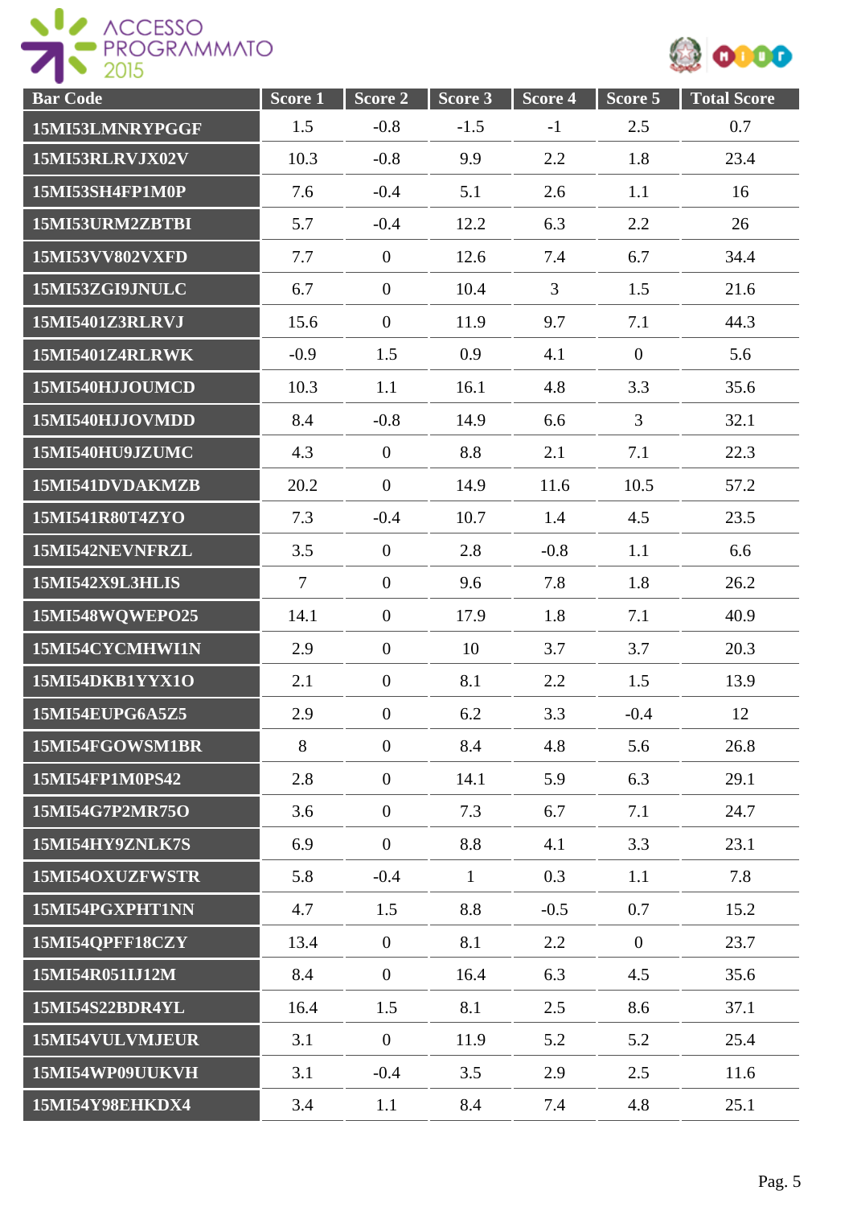| Bar Code | Score 1 | Score 2 | Score 3 | Score 4 | Score 5 | Total Score |
|---|---|---|---|---|---|---|
| 15MI53LMNRYPGGF | 1.5 | -0.8 | -1.5 | -1 | 2.5 | 0.7 |
| 15MI53RLRVJX02V | 10.3 | -0.8 | 9.9 | 2.2 | 1.8 | 23.4 |
| 15MI53SH4FP1M0P | 7.6 | -0.4 | 5.1 | 2.6 | 1.1 | 16 |
| 15MI53URM2ZBTBI | 5.7 | -0.4 | 12.2 | 6.3 | 2.2 | 26 |
| 15MI53VV802VXFD | 7.7 | 0 | 12.6 | 7.4 | 6.7 | 34.4 |
| 15MI53ZGI9JNULC | 6.7 | 0 | 10.4 | 3 | 1.5 | 21.6 |
| 15MI5401Z3RLRVJ | 15.6 | 0 | 11.9 | 9.7 | 7.1 | 44.3 |
| 15MI5401Z4RLRWK | -0.9 | 1.5 | 0.9 | 4.1 | 0 | 5.6 |
| 15MI540HJJOUMCD | 10.3 | 1.1 | 16.1 | 4.8 | 3.3 | 35.6 |
| 15MI540HJJOVMDD | 8.4 | -0.8 | 14.9 | 6.6 | 3 | 32.1 |
| 15MI540HU9JZUMC | 4.3 | 0 | 8.8 | 2.1 | 7.1 | 22.3 |
| 15MI541DVDAKMZB | 20.2 | 0 | 14.9 | 11.6 | 10.5 | 57.2 |
| 15MI541R80T4ZYO | 7.3 | -0.4 | 10.7 | 1.4 | 4.5 | 23.5 |
| 15MI542NEVNFRZL | 3.5 | 0 | 2.8 | -0.8 | 1.1 | 6.6 |
| 15MI542X9L3HLIS | 7 | 0 | 9.6 | 7.8 | 1.8 | 26.2 |
| 15MI548WQWEPO25 | 14.1 | 0 | 17.9 | 1.8 | 7.1 | 40.9 |
| 15MI54CYCMHWI1N | 2.9 | 0 | 10 | 3.7 | 3.7 | 20.3 |
| 15MI54DKB1YYX1O | 2.1 | 0 | 8.1 | 2.2 | 1.5 | 13.9 |
| 15MI54EUPG6A5Z5 | 2.9 | 0 | 6.2 | 3.3 | -0.4 | 12 |
| 15MI54FGOWSM1BR | 8 | 0 | 8.4 | 4.8 | 5.6 | 26.8 |
| 15MI54FP1M0PS42 | 2.8 | 0 | 14.1 | 5.9 | 6.3 | 29.1 |
| 15MI54G7P2MR75O | 3.6 | 0 | 7.3 | 6.7 | 7.1 | 24.7 |
| 15MI54HY9ZNLK7S | 6.9 | 0 | 8.8 | 4.1 | 3.3 | 23.1 |
| 15MI54OXUZFWSTR | 5.8 | -0.4 | 1 | 0.3 | 1.1 | 7.8 |
| 15MI54PGXPHT1NN | 4.7 | 1.5 | 8.8 | -0.5 | 0.7 | 15.2 |
| 15MI54QPFF18CZY | 13.4 | 0 | 8.1 | 2.2 | 0 | 23.7 |
| 15MI54R051IJ12M | 8.4 | 0 | 16.4 | 6.3 | 4.5 | 35.6 |
| 15MI54S22BDR4YL | 16.4 | 1.5 | 8.1 | 2.5 | 8.6 | 37.1 |
| 15MI54VULVMJEUR | 3.1 | 0 | 11.9 | 5.2 | 5.2 | 25.4 |
| 15MI54WP09UUKVH | 3.1 | -0.4 | 3.5 | 2.9 | 2.5 | 11.6 |
| 15MI54Y98EHKDX4 | 3.4 | 1.1 | 8.4 | 7.4 | 4.8 | 25.1 |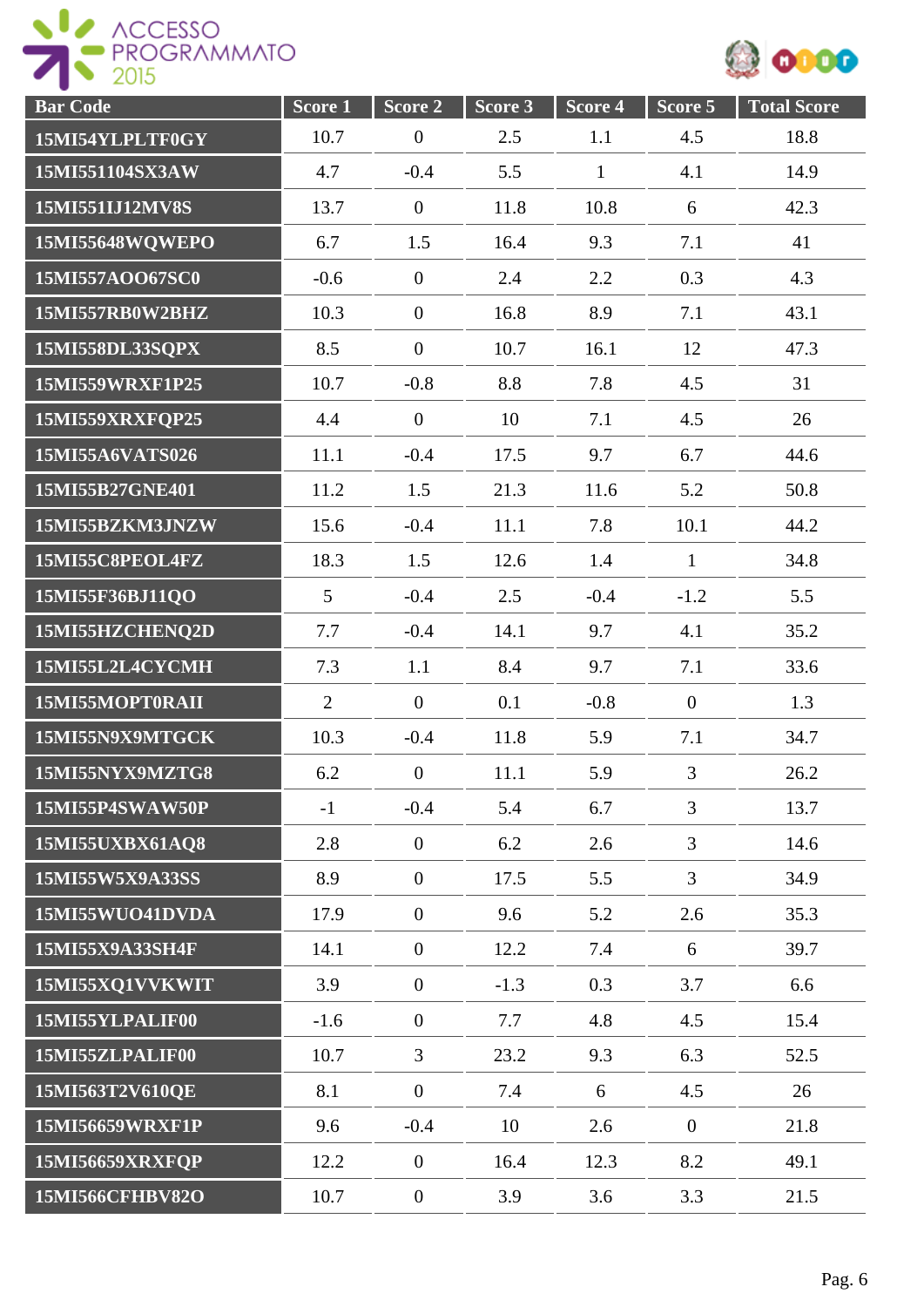| Bar Code | Score 1 | Score 2 | Score 3 | Score 4 | Score 5 | Total Score |
|---|---|---|---|---|---|---|
| 15MI54YLPLTF0GY | 10.7 | 0 | 2.5 | 1.1 | 4.5 | 18.8 |
| 15MI551104SX3AW | 4.7 | -0.4 | 5.5 | 1 | 4.1 | 14.9 |
| 15MI551IJ12MV8S | 13.7 | 0 | 11.8 | 10.8 | 6 | 42.3 |
| 15MI55648WQWEPO | 6.7 | 1.5 | 16.4 | 9.3 | 7.1 | 41 |
| 15MI557AOO67SC0 | -0.6 | 0 | 2.4 | 2.2 | 0.3 | 4.3 |
| 15MI557RB0W2BHZ | 10.3 | 0 | 16.8 | 8.9 | 7.1 | 43.1 |
| 15MI558DL33SQPX | 8.5 | 0 | 10.7 | 16.1 | 12 | 47.3 |
| 15MI559WRXF1P25 | 10.7 | -0.8 | 8.8 | 7.8 | 4.5 | 31 |
| 15MI559XRXFQP25 | 4.4 | 0 | 10 | 7.1 | 4.5 | 26 |
| 15MI55A6VATS026 | 11.1 | -0.4 | 17.5 | 9.7 | 6.7 | 44.6 |
| 15MI55B27GNE401 | 11.2 | 1.5 | 21.3 | 11.6 | 5.2 | 50.8 |
| 15MI55BZKM3JNZW | 15.6 | -0.4 | 11.1 | 7.8 | 10.1 | 44.2 |
| 15MI55C8PEOL4FZ | 18.3 | 1.5 | 12.6 | 1.4 | 1 | 34.8 |
| 15MI55F36BJ11QO | 5 | -0.4 | 2.5 | -0.4 | -1.2 | 5.5 |
| 15MI55HZCHENQ2D | 7.7 | -0.4 | 14.1 | 9.7 | 4.1 | 35.2 |
| 15MI55L2L4CYCMH | 7.3 | 1.1 | 8.4 | 9.7 | 7.1 | 33.6 |
| 15MI55MOPT0RAII | 2 | 0 | 0.1 | -0.8 | 0 | 1.3 |
| 15MI55N9X9MTGCK | 10.3 | -0.4 | 11.8 | 5.9 | 7.1 | 34.7 |
| 15MI55NYX9MZTG8 | 6.2 | 0 | 11.1 | 5.9 | 3 | 26.2 |
| 15MI55P4SWAW50P | -1 | -0.4 | 5.4 | 6.7 | 3 | 13.7 |
| 15MI55UXBX61AQ8 | 2.8 | 0 | 6.2 | 2.6 | 3 | 14.6 |
| 15MI55W5X9A33SS | 8.9 | 0 | 17.5 | 5.5 | 3 | 34.9 |
| 15MI55WUO41DVDA | 17.9 | 0 | 9.6 | 5.2 | 2.6 | 35.3 |
| 15MI55X9A33SH4F | 14.1 | 0 | 12.2 | 7.4 | 6 | 39.7 |
| 15MI55XQ1VVKWIT | 3.9 | 0 | -1.3 | 0.3 | 3.7 | 6.6 |
| 15MI55YLPALIF00 | -1.6 | 0 | 7.7 | 4.8 | 4.5 | 15.4 |
| 15MI55ZLPALIF00 | 10.7 | 3 | 23.2 | 9.3 | 6.3 | 52.5 |
| 15MI563T2V610QE | 8.1 | 0 | 7.4 | 6 | 4.5 | 26 |
| 15MI56659WRXF1P | 9.6 | -0.4 | 10 | 2.6 | 0 | 21.8 |
| 15MI56659XRXFQP | 12.2 | 0 | 16.4 | 12.3 | 8.2 | 49.1 |
| 15MI566CFHBV82O | 10.7 | 0 | 3.9 | 3.6 | 3.3 | 21.5 |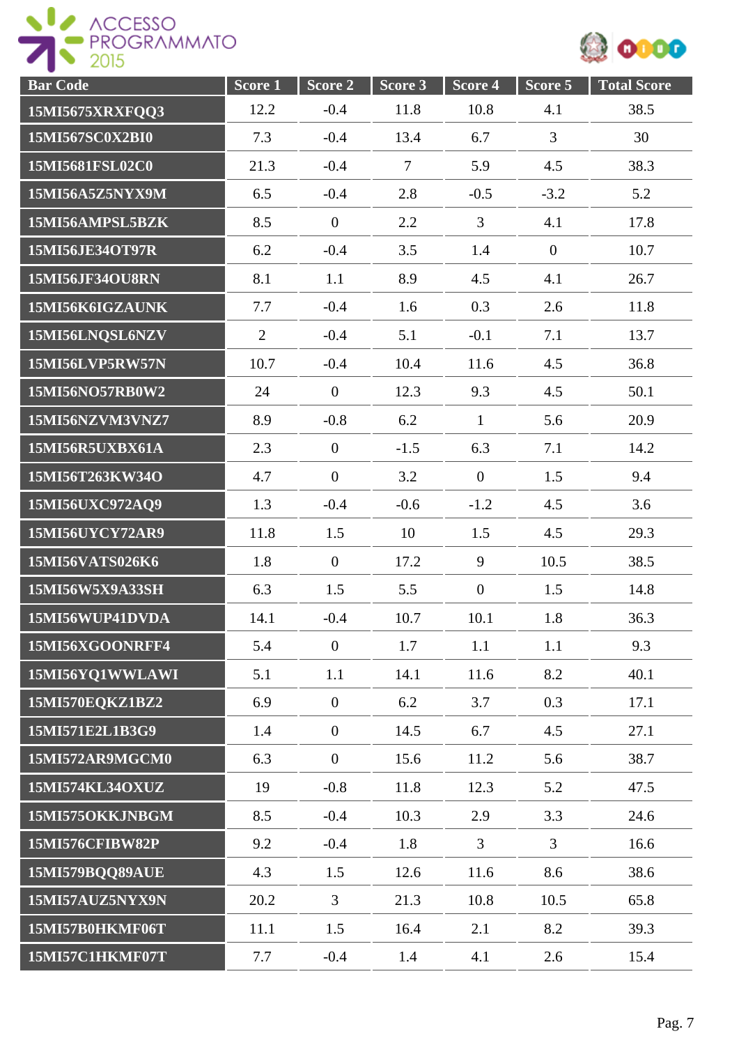| Bar Code | Score 1 | Score 2 | Score 3 | Score 4 | Score 5 | Total Score |
|---|---|---|---|---|---|---|
| 15MI5675XRXFQQ3 | 12.2 | -0.4 | 11.8 | 10.8 | 4.1 | 38.5 |
| 15MI567SC0X2BI0 | 7.3 | -0.4 | 13.4 | 6.7 | 3 | 30 |
| 15MI5681FSL02C0 | 21.3 | -0.4 | 7 | 5.9 | 4.5 | 38.3 |
| 15MI56A5Z5NYX9M | 6.5 | -0.4 | 2.8 | -0.5 | -3.2 | 5.2 |
| 15MI56AMPSL5BZK | 8.5 | 0 | 2.2 | 3 | 4.1 | 17.8 |
| 15MI56JE34OT97R | 6.2 | -0.4 | 3.5 | 1.4 | 0 | 10.7 |
| 15MI56JF34OU8RN | 8.1 | 1.1 | 8.9 | 4.5 | 4.1 | 26.7 |
| 15MI56K6IGZAUNK | 7.7 | -0.4 | 1.6 | 0.3 | 2.6 | 11.8 |
| 15MI56LNQSL6NZV | 2 | -0.4 | 5.1 | -0.1 | 7.1 | 13.7 |
| 15MI56LVP5RW57N | 10.7 | -0.4 | 10.4 | 11.6 | 4.5 | 36.8 |
| 15MI56NO57RB0W2 | 24 | 0 | 12.3 | 9.3 | 4.5 | 50.1 |
| 15MI56NZVM3VNZ7 | 8.9 | -0.8 | 6.2 | 1 | 5.6 | 20.9 |
| 15MI56R5UXBX61A | 2.3 | 0 | -1.5 | 6.3 | 7.1 | 14.2 |
| 15MI56T263KW34O | 4.7 | 0 | 3.2 | 0 | 1.5 | 9.4 |
| 15MI56UXC972AQ9 | 1.3 | -0.4 | -0.6 | -1.2 | 4.5 | 3.6 |
| 15MI56UYCY72AR9 | 11.8 | 1.5 | 10 | 1.5 | 4.5 | 29.3 |
| 15MI56VATS026K6 | 1.8 | 0 | 17.2 | 9 | 10.5 | 38.5 |
| 15MI56W5X9A33SH | 6.3 | 1.5 | 5.5 | 0 | 1.5 | 14.8 |
| 15MI56WUP41DVDA | 14.1 | -0.4 | 10.7 | 10.1 | 1.8 | 36.3 |
| 15MI56XGOONRFF4 | 5.4 | 0 | 1.7 | 1.1 | 1.1 | 9.3 |
| 15MI56YQ1WWLAWI | 5.1 | 1.1 | 14.1 | 11.6 | 8.2 | 40.1 |
| 15MI570EQKZ1BZ2 | 6.9 | 0 | 6.2 | 3.7 | 0.3 | 17.1 |
| 15MI571E2L1B3G9 | 1.4 | 0 | 14.5 | 6.7 | 4.5 | 27.1 |
| 15MI572AR9MGCM0 | 6.3 | 0 | 15.6 | 11.2 | 5.6 | 38.7 |
| 15MI574KL34OXUZ | 19 | -0.8 | 11.8 | 12.3 | 5.2 | 47.5 |
| 15MI575OKKJNBGM | 8.5 | -0.4 | 10.3 | 2.9 | 3.3 | 24.6 |
| 15MI576CFIBW82P | 9.2 | -0.4 | 1.8 | 3 | 3 | 16.6 |
| 15MI579BQQ89AUE | 4.3 | 1.5 | 12.6 | 11.6 | 8.6 | 38.6 |
| 15MI57AUZ5NYX9N | 20.2 | 3 | 21.3 | 10.8 | 10.5 | 65.8 |
| 15MI57B0HKMF06T | 11.1 | 1.5 | 16.4 | 2.1 | 8.2 | 39.3 |
| 15MI57C1HKMF07T | 7.7 | -0.4 | 1.4 | 4.1 | 2.6 | 15.4 |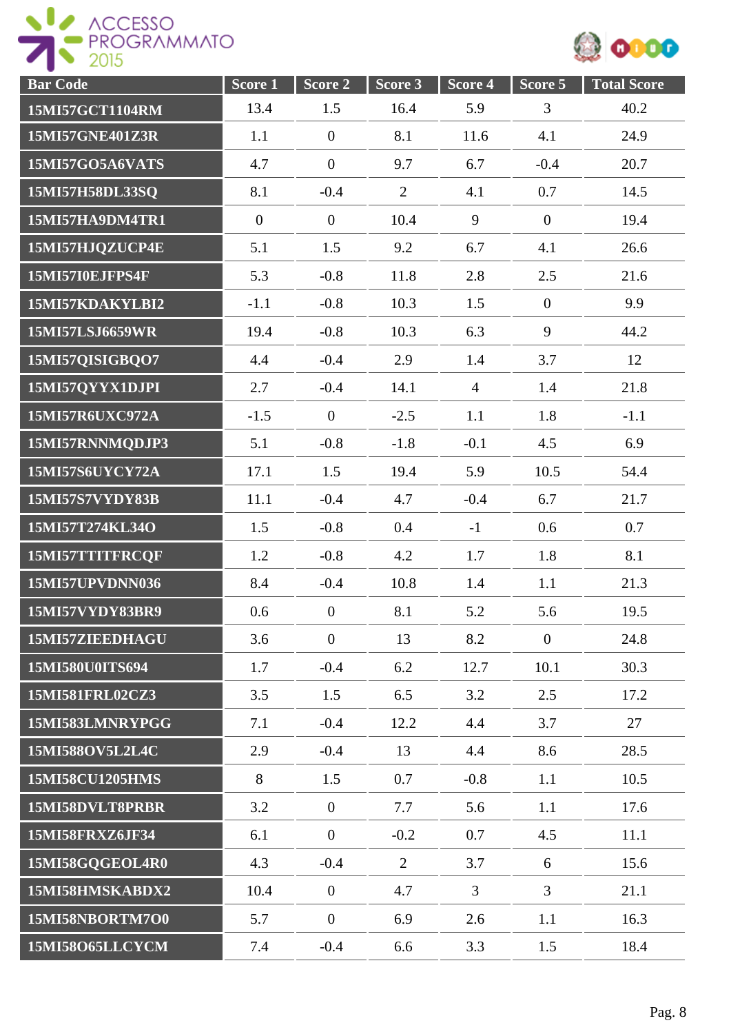| Bar Code | Score 1 | Score 2 | Score 3 | Score 4 | Score 5 | Total Score |
|---|---|---|---|---|---|---|
| 15MI57GCT1104RM | 13.4 | 1.5 | 16.4 | 5.9 | 3 | 40.2 |
| 15MI57GNE401Z3R | 1.1 | 0 | 8.1 | 11.6 | 4.1 | 24.9 |
| 15MI57GO5A6VATS | 4.7 | 0 | 9.7 | 6.7 | -0.4 | 20.7 |
| 15MI57H58DL33SQ | 8.1 | -0.4 | 2 | 4.1 | 0.7 | 14.5 |
| 15MI57HA9DM4TR1 | 0 | 0 | 10.4 | 9 | 0 | 19.4 |
| 15MI57HJQZUCP4E | 5.1 | 1.5 | 9.2 | 6.7 | 4.1 | 26.6 |
| 15MI57I0EJFPS4F | 5.3 | -0.8 | 11.8 | 2.8 | 2.5 | 21.6 |
| 15MI57KDAKYLBI2 | -1.1 | -0.8 | 10.3 | 1.5 | 0 | 9.9 |
| 15MI57LSJ6659WR | 19.4 | -0.8 | 10.3 | 6.3 | 9 | 44.2 |
| 15MI57QISIGBQO7 | 4.4 | -0.4 | 2.9 | 1.4 | 3.7 | 12 |
| 15MI57QYYX1DJPI | 2.7 | -0.4 | 14.1 | 4 | 1.4 | 21.8 |
| 15MI57R6UXC972A | -1.5 | 0 | -2.5 | 1.1 | 1.8 | -1.1 |
| 15MI57RNNMQDJP3 | 5.1 | -0.8 | -1.8 | -0.1 | 4.5 | 6.9 |
| 15MI57S6UYCY72A | 17.1 | 1.5 | 19.4 | 5.9 | 10.5 | 54.4 |
| 15MI57S7VYDY83B | 11.1 | -0.4 | 4.7 | -0.4 | 6.7 | 21.7 |
| 15MI57T274KL34O | 1.5 | -0.8 | 0.4 | -1 | 0.6 | 0.7 |
| 15MI57TTITFRCQF | 1.2 | -0.8 | 4.2 | 1.7 | 1.8 | 8.1 |
| 15MI57UPVDNN036 | 8.4 | -0.4 | 10.8 | 1.4 | 1.1 | 21.3 |
| 15MI57VYDY83BR9 | 0.6 | 0 | 8.1 | 5.2 | 5.6 | 19.5 |
| 15MI57ZIEEDHAGU | 3.6 | 0 | 13 | 8.2 | 0 | 24.8 |
| 15MI580U0ITS694 | 1.7 | -0.4 | 6.2 | 12.7 | 10.1 | 30.3 |
| 15MI581FRL02CZ3 | 3.5 | 1.5 | 6.5 | 3.2 | 2.5 | 17.2 |
| 15MI583LMNRYPGG | 7.1 | -0.4 | 12.2 | 4.4 | 3.7 | 27 |
| 15MI588OV5L2L4C | 2.9 | -0.4 | 13 | 4.4 | 8.6 | 28.5 |
| 15MI58CU1205HMS | 8 | 1.5 | 0.7 | -0.8 | 1.1 | 10.5 |
| 15MI58DVLT8PRBR | 3.2 | 0 | 7.7 | 5.6 | 1.1 | 17.6 |
| 15MI58FRXZ6JF34 | 6.1 | 0 | -0.2 | 0.7 | 4.5 | 11.1 |
| 15MI58GQGEOL4R0 | 4.3 | -0.4 | 2 | 3.7 | 6 | 15.6 |
| 15MI58HMSKABDX2 | 10.4 | 0 | 4.7 | 3 | 3 | 21.1 |
| 15MI58NBORTM7O0 | 5.7 | 0 | 6.9 | 2.6 | 1.1 | 16.3 |
| 15MI58O65LLCYCM | 7.4 | -0.4 | 6.6 | 3.3 | 1.5 | 18.4 |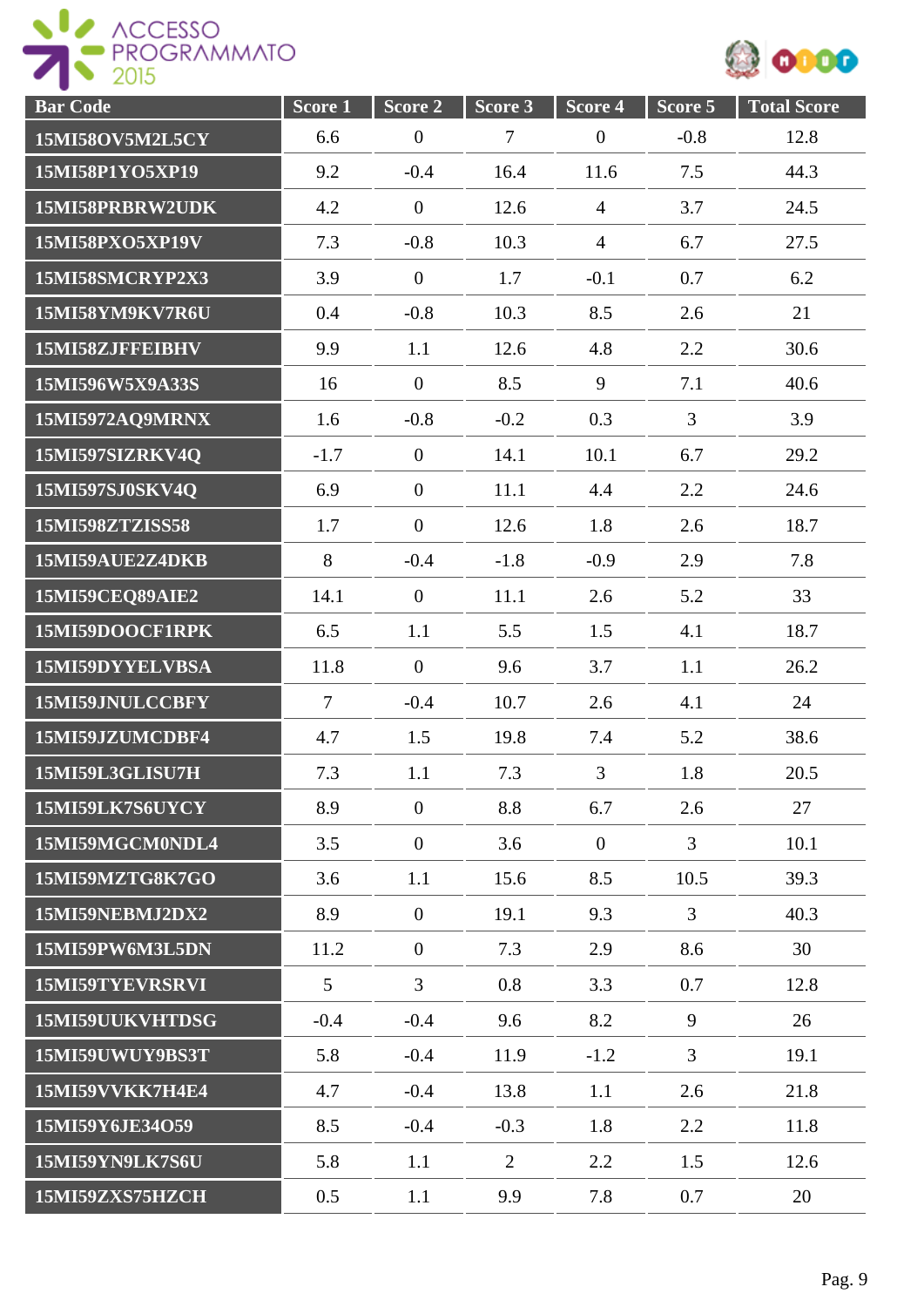| Bar Code | Score 1 | Score 2 | Score 3 | Score 4 | Score 5 | Total Score |
|---|---|---|---|---|---|---|
| 15MI58OV5M2L5CY | 6.6 | 0 | 7 | 0 | -0.8 | 12.8 |
| 15MI58P1YO5XP19 | 9.2 | -0.4 | 16.4 | 11.6 | 7.5 | 44.3 |
| 15MI58PRBRW2UDK | 4.2 | 0 | 12.6 | 4 | 3.7 | 24.5 |
| 15MI58PXO5XP19V | 7.3 | -0.8 | 10.3 | 4 | 6.7 | 27.5 |
| 15MI58SMCRYP2X3 | 3.9 | 0 | 1.7 | -0.1 | 0.7 | 6.2 |
| 15MI58YM9KV7R6U | 0.4 | -0.8 | 10.3 | 8.5 | 2.6 | 21 |
| 15MI58ZJFFEIBHV | 9.9 | 1.1 | 12.6 | 4.8 | 2.2 | 30.6 |
| 15MI596W5X9A33S | 16 | 0 | 8.5 | 9 | 7.1 | 40.6 |
| 15MI5972AQ9MRNX | 1.6 | -0.8 | -0.2 | 0.3 | 3 | 3.9 |
| 15MI597SIZRKV4Q | -1.7 | 0 | 14.1 | 10.1 | 6.7 | 29.2 |
| 15MI597SJ0SKV4Q | 6.9 | 0 | 11.1 | 4.4 | 2.2 | 24.6 |
| 15MI598ZTZISS58 | 1.7 | 0 | 12.6 | 1.8 | 2.6 | 18.7 |
| 15MI59AUE2Z4DKB | 8 | -0.4 | -1.8 | -0.9 | 2.9 | 7.8 |
| 15MI59CEQ89AIE2 | 14.1 | 0 | 11.1 | 2.6 | 5.2 | 33 |
| 15MI59DOOCF1RPK | 6.5 | 1.1 | 5.5 | 1.5 | 4.1 | 18.7 |
| 15MI59DYYELVBSA | 11.8 | 0 | 9.6 | 3.7 | 1.1 | 26.2 |
| 15MI59JNULCCBFY | 7 | -0.4 | 10.7 | 2.6 | 4.1 | 24 |
| 15MI59JZUMCDBF4 | 4.7 | 1.5 | 19.8 | 7.4 | 5.2 | 38.6 |
| 15MI59L3GLISU7H | 7.3 | 1.1 | 7.3 | 3 | 1.8 | 20.5 |
| 15MI59LK7S6UYCY | 8.9 | 0 | 8.8 | 6.7 | 2.6 | 27 |
| 15MI59MGCM0NDL4 | 3.5 | 0 | 3.6 | 0 | 3 | 10.1 |
| 15MI59MZTG8K7GO | 3.6 | 1.1 | 15.6 | 8.5 | 10.5 | 39.3 |
| 15MI59NEBMJ2DX2 | 8.9 | 0 | 19.1 | 9.3 | 3 | 40.3 |
| 15MI59PW6M3L5DN | 11.2 | 0 | 7.3 | 2.9 | 8.6 | 30 |
| 15MI59TYEVRSRVI | 5 | 3 | 0.8 | 3.3 | 0.7 | 12.8 |
| 15MI59UUKVHTDSG | -0.4 | -0.4 | 9.6 | 8.2 | 9 | 26 |
| 15MI59UWUY9BS3T | 5.8 | -0.4 | 11.9 | -1.2 | 3 | 19.1 |
| 15MI59VVKK7H4E4 | 4.7 | -0.4 | 13.8 | 1.1 | 2.6 | 21.8 |
| 15MI59Y6JE34O59 | 8.5 | -0.4 | -0.3 | 1.8 | 2.2 | 11.8 |
| 15MI59YN9LK7S6U | 5.8 | 1.1 | 2 | 2.2 | 1.5 | 12.6 |
| 15MI59ZXS75HZCH | 0.5 | 1.1 | 9.9 | 7.8 | 0.7 | 20 |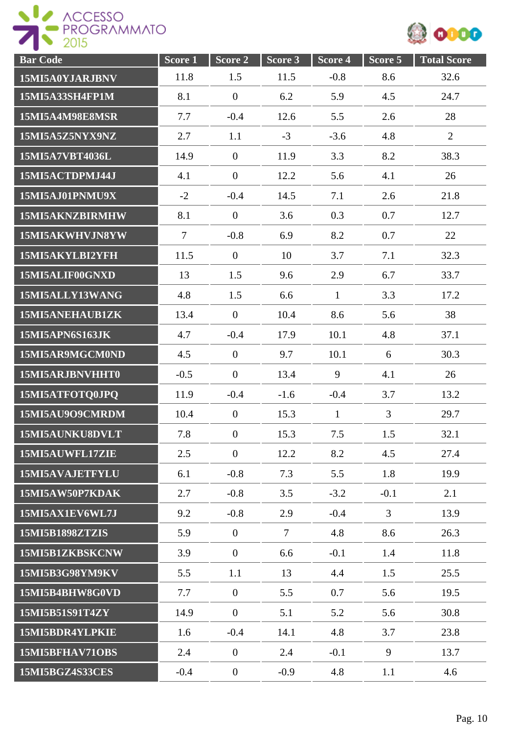| Bar Code | Score 1 | Score 2 | Score 3 | Score 4 | Score 5 | Total Score |
|---|---|---|---|---|---|---|
| 15MI5A0YJARJBNV | 11.8 | 1.5 | 11.5 | -0.8 | 8.6 | 32.6 |
| 15MI5A33SH4FP1M | 8.1 | 0 | 6.2 | 5.9 | 4.5 | 24.7 |
| 15MI5A4M98E8MSR | 7.7 | -0.4 | 12.6 | 5.5 | 2.6 | 28 |
| 15MI5A5Z5NYX9NZ | 2.7 | 1.1 | -3 | -3.6 | 4.8 | 2 |
| 15MI5A7VBT4036L | 14.9 | 0 | 11.9 | 3.3 | 8.2 | 38.3 |
| 15MI5ACTDPMJ44J | 4.1 | 0 | 12.2 | 5.6 | 4.1 | 26 |
| 15MI5AJ01PNMU9X | -2 | -0.4 | 14.5 | 7.1 | 2.6 | 21.8 |
| 15MI5AKNZBIRMHW | 8.1 | 0 | 3.6 | 0.3 | 0.7 | 12.7 |
| 15MI5AKWHVJN8YW | 7 | -0.8 | 6.9 | 8.2 | 0.7 | 22 |
| 15MI5AKYLBI2YFH | 11.5 | 0 | 10 | 3.7 | 7.1 | 32.3 |
| 15MI5ALIF00GNXD | 13 | 1.5 | 9.6 | 2.9 | 6.7 | 33.7 |
| 15MI5ALLY13WANG | 4.8 | 1.5 | 6.6 | 1 | 3.3 | 17.2 |
| 15MI5ANEHAUB1ZK | 13.4 | 0 | 10.4 | 8.6 | 5.6 | 38 |
| 15MI5APN6S163JK | 4.7 | -0.4 | 17.9 | 10.1 | 4.8 | 37.1 |
| 15MI5AR9MGCM0ND | 4.5 | 0 | 9.7 | 10.1 | 6 | 30.3 |
| 15MI5ARJBNVHHT0 | -0.5 | 0 | 13.4 | 9 | 4.1 | 26 |
| 15MI5ATFOTQ0JPQ | 11.9 | -0.4 | -1.6 | -0.4 | 3.7 | 13.2 |
| 15MI5AU9O9CMRDM | 10.4 | 0 | 15.3 | 1 | 3 | 29.7 |
| 15MI5AUNKU8DVLT | 7.8 | 0 | 15.3 | 7.5 | 1.5 | 32.1 |
| 15MI5AUWFL17ZIE | 2.5 | 0 | 12.2 | 8.2 | 4.5 | 27.4 |
| 15MI5AVAJETFYLU | 6.1 | -0.8 | 7.3 | 5.5 | 1.8 | 19.9 |
| 15MI5AW50P7KDAK | 2.7 | -0.8 | 3.5 | -3.2 | -0.1 | 2.1 |
| 15MI5AX1EV6WL7J | 9.2 | -0.8 | 2.9 | -0.4 | 3 | 13.9 |
| 15MI5B1898ZTZIS | 5.9 | 0 | 7 | 4.8 | 8.6 | 26.3 |
| 15MI5B1ZKBSKCNW | 3.9 | 0 | 6.6 | -0.1 | 1.4 | 11.8 |
| 15MI5B3G98YM9KV | 5.5 | 1.1 | 13 | 4.4 | 1.5 | 25.5 |
| 15MI5B4BHW8G0VD | 7.7 | 0 | 5.5 | 0.7 | 5.6 | 19.5 |
| 15MI5B51S91T4ZY | 14.9 | 0 | 5.1 | 5.2 | 5.6 | 30.8 |
| 15MI5BDR4YLPKIE | 1.6 | -0.4 | 14.1 | 4.8 | 3.7 | 23.8 |
| 15MI5BFHAV71OBS | 2.4 | 0 | 2.4 | -0.1 | 9 | 13.7 |
| 15MI5BGZ4S33CES | -0.4 | 0 | -0.9 | 4.8 | 1.1 | 4.6 |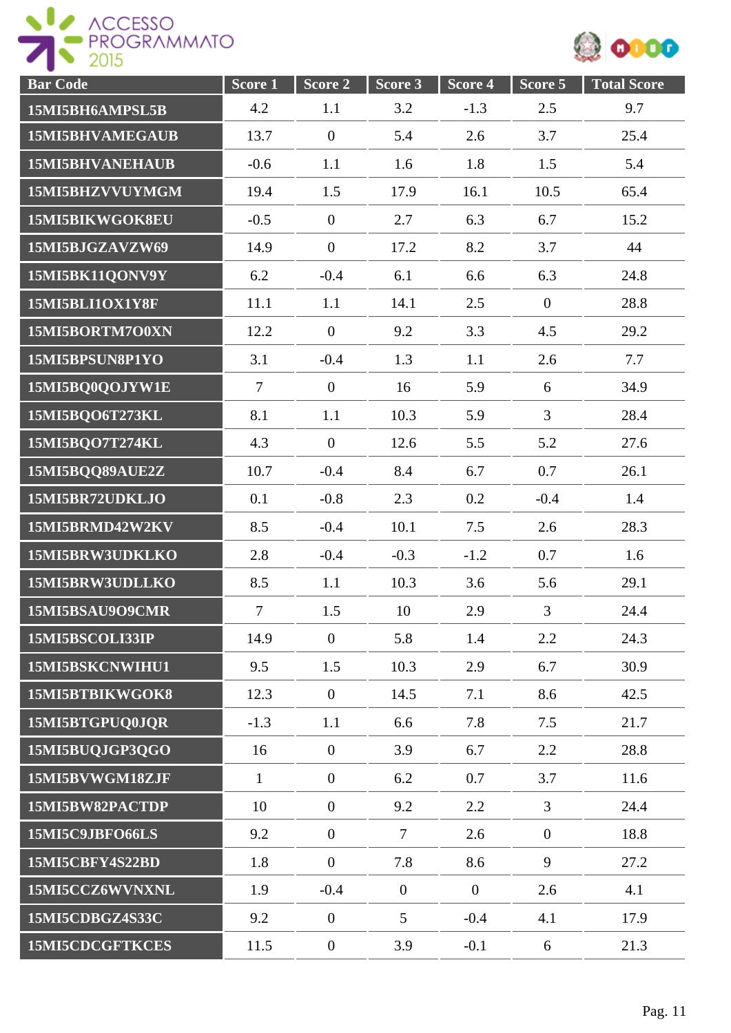| Bar Code | Score 1 | Score 2 | Score 3 | Score 4 | Score 5 | Total Score |
|---|---|---|---|---|---|---|
| 15MI5BH6AMPSL5B | 4.2 | 1.1 | 3.2 | -1.3 | 2.5 | 9.7 |
| 15MI5BHVAMEGAUB | 13.7 | 0 | 5.4 | 2.6 | 3.7 | 25.4 |
| 15MI5BHVANEHAUB | -0.6 | 1.1 | 1.6 | 1.8 | 1.5 | 5.4 |
| 15MI5BHZVVUYMGM | 19.4 | 1.5 | 17.9 | 16.1 | 10.5 | 65.4 |
| 15MI5BIKWGOK8EU | -0.5 | 0 | 2.7 | 6.3 | 6.7 | 15.2 |
| 15MI5BJGZAVZW69 | 14.9 | 0 | 17.2 | 8.2 | 3.7 | 44 |
| 15MI5BK11QONV9Y | 6.2 | -0.4 | 6.1 | 6.6 | 6.3 | 24.8 |
| 15MI5BLI1OX1Y8F | 11.1 | 1.1 | 14.1 | 2.5 | 0 | 28.8 |
| 15MI5BORTM7O0XN | 12.2 | 0 | 9.2 | 3.3 | 4.5 | 29.2 |
| 15MI5BPSUN8P1YO | 3.1 | -0.4 | 1.3 | 1.1 | 2.6 | 7.7 |
| 15MI5BQ0QOJYW1E | 7 | 0 | 16 | 5.9 | 6 | 34.9 |
| 15MI5BQO6T273KL | 8.1 | 1.1 | 10.3 | 5.9 | 3 | 28.4 |
| 15MI5BQO7T274KL | 4.3 | 0 | 12.6 | 5.5 | 5.2 | 27.6 |
| 15MI5BQQ89AUE2Z | 10.7 | -0.4 | 8.4 | 6.7 | 0.7 | 26.1 |
| 15MI5BR72UDKLJO | 0.1 | -0.8 | 2.3 | 0.2 | -0.4 | 1.4 |
| 15MI5BRMD42W2KV | 8.5 | -0.4 | 10.1 | 7.5 | 2.6 | 28.3 |
| 15MI5BRW3UDKLKO | 2.8 | -0.4 | -0.3 | -1.2 | 0.7 | 1.6 |
| 15MI5BRW3UDLLKO | 8.5 | 1.1 | 10.3 | 3.6 | 5.6 | 29.1 |
| 15MI5BSAU9O9CMR | 7 | 1.5 | 10 | 2.9 | 3 | 24.4 |
| 15MI5BSCOLI33IP | 14.9 | 0 | 5.8 | 1.4 | 2.2 | 24.3 |
| 15MI5BSKCNWIHU1 | 9.5 | 1.5 | 10.3 | 2.9 | 6.7 | 30.9 |
| 15MI5BTBIKWGOK8 | 12.3 | 0 | 14.5 | 7.1 | 8.6 | 42.5 |
| 15MI5BTGPUQ0JQR | -1.3 | 1.1 | 6.6 | 7.8 | 7.5 | 21.7 |
| 15MI5BUQJGP3QGO | 16 | 0 | 3.9 | 6.7 | 2.2 | 28.8 |
| 15MI5BVWGM18ZJF | 1 | 0 | 6.2 | 0.7 | 3.7 | 11.6 |
| 15MI5BW82PACTDP | 10 | 0 | 9.2 | 2.2 | 3 | 24.4 |
| 15MI5C9JBFO66LS | 9.2 | 0 | 7 | 2.6 | 0 | 18.8 |
| 15MI5CBFY4S22BD | 1.8 | 0 | 7.8 | 8.6 | 9 | 27.2 |
| 15MI5CCZ6WVNXNL | 1.9 | -0.4 | 0 | 0 | 2.6 | 4.1 |
| 15MI5CDBGZ4S33C | 9.2 | 0 | 5 | -0.4 | 4.1 | 17.9 |
| 15MI5CDCGFTKCES | 11.5 | 0 | 3.9 | -0.1 | 6 | 21.3 |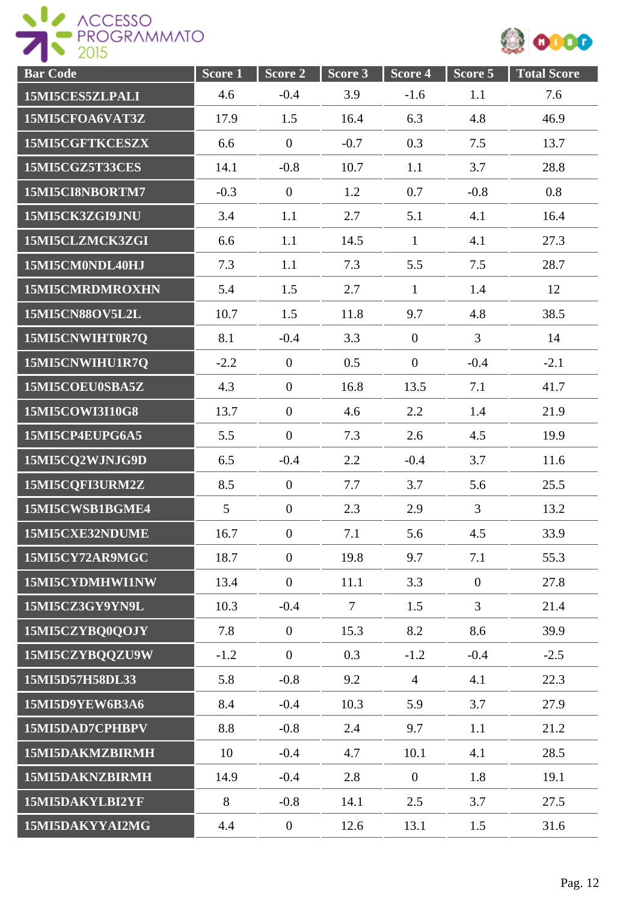| Bar Code | Score 1 | Score 2 | Score 3 | Score 4 | Score 5 | Total Score |
|---|---|---|---|---|---|---|
| 15MI5CES5ZLPALI | 4.6 | -0.4 | 3.9 | -1.6 | 1.1 | 7.6 |
| 15MI5CFOA6VAT3Z | 17.9 | 1.5 | 16.4 | 6.3 | 4.8 | 46.9 |
| 15MI5CGFTKCESZX | 6.6 | 0 | -0.7 | 0.3 | 7.5 | 13.7 |
| 15MI5CGZ5T33CES | 14.1 | -0.8 | 10.7 | 1.1 | 3.7 | 28.8 |
| 15MI5CI8NBORTM7 | -0.3 | 0 | 1.2 | 0.7 | -0.8 | 0.8 |
| 15MI5CK3ZGI9JNU | 3.4 | 1.1 | 2.7 | 5.1 | 4.1 | 16.4 |
| 15MI5CLZMCK3ZGI | 6.6 | 1.1 | 14.5 | 1 | 4.1 | 27.3 |
| 15MI5CM0NDL40HJ | 7.3 | 1.1 | 7.3 | 5.5 | 7.5 | 28.7 |
| 15MI5CMRDMROXHN | 5.4 | 1.5 | 2.7 | 1 | 1.4 | 12 |
| 15MI5CN88OV5L2L | 10.7 | 1.5 | 11.8 | 9.7 | 4.8 | 38.5 |
| 15MI5CNWIHT0R7Q | 8.1 | -0.4 | 3.3 | 0 | 3 | 14 |
| 15MI5CNWIHU1R7Q | -2.2 | 0 | 0.5 | 0 | -0.4 | -2.1 |
| 15MI5COEU0SBA5Z | 4.3 | 0 | 16.8 | 13.5 | 7.1 | 41.7 |
| 15MI5COWI3I10G8 | 13.7 | 0 | 4.6 | 2.2 | 1.4 | 21.9 |
| 15MI5CP4EUPG6A5 | 5.5 | 0 | 7.3 | 2.6 | 4.5 | 19.9 |
| 15MI5CQ2WJNJG9D | 6.5 | -0.4 | 2.2 | -0.4 | 3.7 | 11.6 |
| 15MI5CQFI3URM2Z | 8.5 | 0 | 7.7 | 3.7 | 5.6 | 25.5 |
| 15MI5CWSB1BGME4 | 5 | 0 | 2.3 | 2.9 | 3 | 13.2 |
| 15MI5CXE32NDUME | 16.7 | 0 | 7.1 | 5.6 | 4.5 | 33.9 |
| 15MI5CY72AR9MGC | 18.7 | 0 | 19.8 | 9.7 | 7.1 | 55.3 |
| 15MI5CYDMHWI1NW | 13.4 | 0 | 11.1 | 3.3 | 0 | 27.8 |
| 15MI5CZ3GY9YN9L | 10.3 | -0.4 | 7 | 1.5 | 3 | 21.4 |
| 15MI5CZYBQ0QOJY | 7.8 | 0 | 15.3 | 8.2 | 8.6 | 39.9 |
| 15MI5CZYBQQZU9W | -1.2 | 0 | 0.3 | -1.2 | -0.4 | -2.5 |
| 15MI5D57H58DL33 | 5.8 | -0.8 | 9.2 | 4 | 4.1 | 22.3 |
| 15MI5D9YEW6B3A6 | 8.4 | -0.4 | 10.3 | 5.9 | 3.7 | 27.9 |
| 15MI5DAD7CPHBPV | 8.8 | -0.8 | 2.4 | 9.7 | 1.1 | 21.2 |
| 15MI5DAKMZBIRMH | 10 | -0.4 | 4.7 | 10.1 | 4.1 | 28.5 |
| 15MI5DAKNZBIRMH | 14.9 | -0.4 | 2.8 | 0 | 1.8 | 19.1 |
| 15MI5DAKYLBI2YF | 8 | -0.8 | 14.1 | 2.5 | 3.7 | 27.5 |
| 15MI5DAKYYAI2MG | 4.4 | 0 | 12.6 | 13.1 | 1.5 | 31.6 |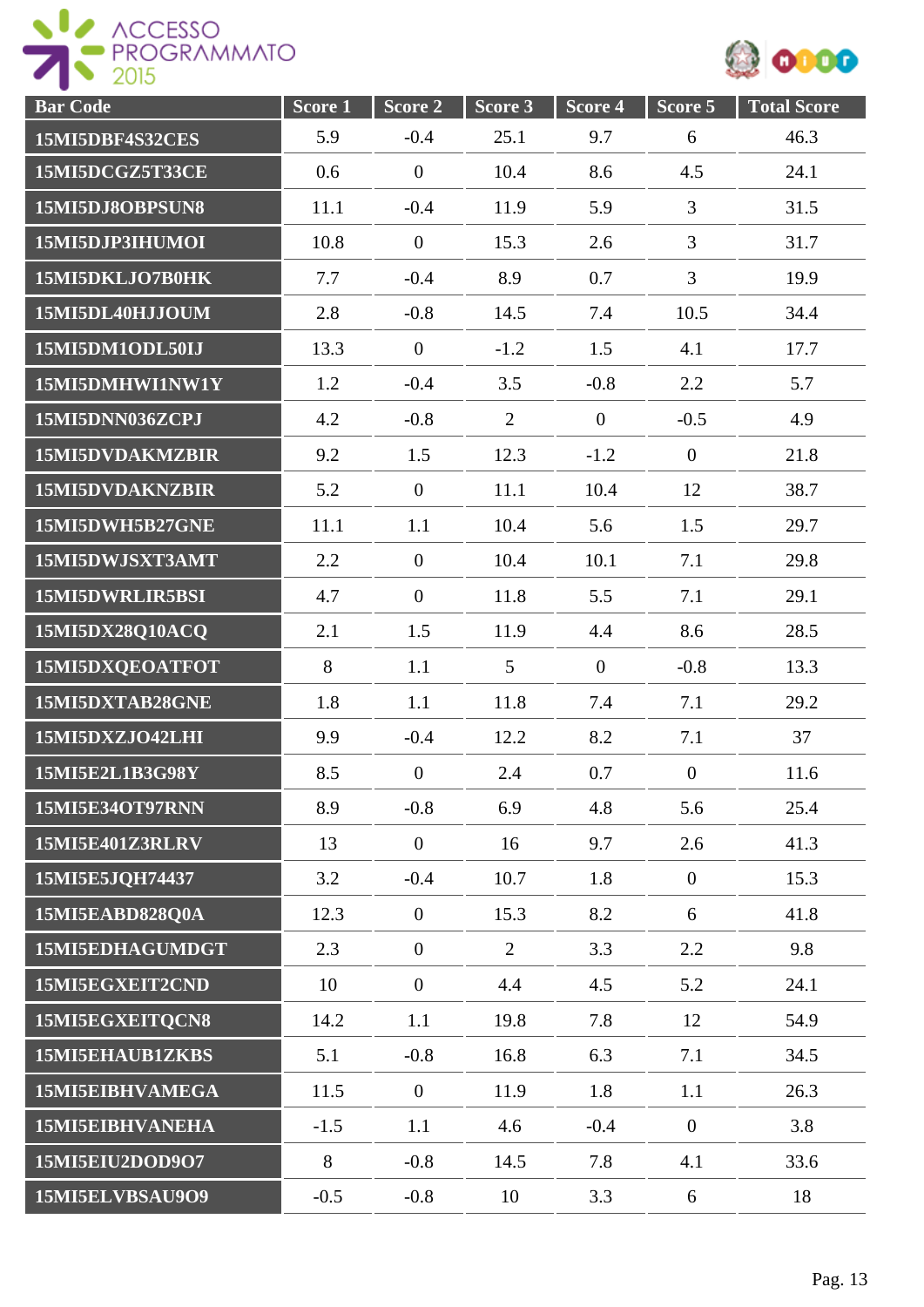| Bar Code | Score 1 | Score 2 | Score 3 | Score 4 | Score 5 | Total Score |
|---|---|---|---|---|---|---|
| 15MI5DBF4S32CES | 5.9 | -0.4 | 25.1 | 9.7 | 6 | 46.3 |
| 15MI5DCGZ5T33CE | 0.6 | 0 | 10.4 | 8.6 | 4.5 | 24.1 |
| 15MI5DJ8OBPSUN8 | 11.1 | -0.4 | 11.9 | 5.9 | 3 | 31.5 |
| 15MI5DJP3IHUMOI | 10.8 | 0 | 15.3 | 2.6 | 3 | 31.7 |
| 15MI5DKLJO7B0HK | 7.7 | -0.4 | 8.9 | 0.7 | 3 | 19.9 |
| 15MI5DL40HJJOUM | 2.8 | -0.8 | 14.5 | 7.4 | 10.5 | 34.4 |
| 15MI5DM1ODL50IJ | 13.3 | 0 | -1.2 | 1.5 | 4.1 | 17.7 |
| 15MI5DMHWI1NW1Y | 1.2 | -0.4 | 3.5 | -0.8 | 2.2 | 5.7 |
| 15MI5DNN036ZCPJ | 4.2 | -0.8 | 2 | 0 | -0.5 | 4.9 |
| 15MI5DVDAKMZBIR | 9.2 | 1.5 | 12.3 | -1.2 | 0 | 21.8 |
| 15MI5DVDAKNZBIR | 5.2 | 0 | 11.1 | 10.4 | 12 | 38.7 |
| 15MI5DWH5B27GNE | 11.1 | 1.1 | 10.4 | 5.6 | 1.5 | 29.7 |
| 15MI5DWJSXT3AMT | 2.2 | 0 | 10.4 | 10.1 | 7.1 | 29.8 |
| 15MI5DWRLIR5BSI | 4.7 | 0 | 11.8 | 5.5 | 7.1 | 29.1 |
| 15MI5DX28Q10ACQ | 2.1 | 1.5 | 11.9 | 4.4 | 8.6 | 28.5 |
| 15MI5DXQEOATFOT | 8 | 1.1 | 5 | 0 | -0.8 | 13.3 |
| 15MI5DXTAB28GNE | 1.8 | 1.1 | 11.8 | 7.4 | 7.1 | 29.2 |
| 15MI5DXZJO42LHI | 9.9 | -0.4 | 12.2 | 8.2 | 7.1 | 37 |
| 15MI5E2L1B3G98Y | 8.5 | 0 | 2.4 | 0.7 | 0 | 11.6 |
| 15MI5E34OT97RNN | 8.9 | -0.8 | 6.9 | 4.8 | 5.6 | 25.4 |
| 15MI5E401Z3RLRV | 13 | 0 | 16 | 9.7 | 2.6 | 41.3 |
| 15MI5E5JQH74437 | 3.2 | -0.4 | 10.7 | 1.8 | 0 | 15.3 |
| 15MI5EABD828Q0A | 12.3 | 0 | 15.3 | 8.2 | 6 | 41.8 |
| 15MI5EDHAGUMDGT | 2.3 | 0 | 2 | 3.3 | 2.2 | 9.8 |
| 15MI5EGXEIT2CND | 10 | 0 | 4.4 | 4.5 | 5.2 | 24.1 |
| 15MI5EGXEITQCN8 | 14.2 | 1.1 | 19.8 | 7.8 | 12 | 54.9 |
| 15MI5EHAUB1ZKBS | 5.1 | -0.8 | 16.8 | 6.3 | 7.1 | 34.5 |
| 15MI5EIBHVAMEGA | 11.5 | 0 | 11.9 | 1.8 | 1.1 | 26.3 |
| 15MI5EIBHVANEHA | -1.5 | 1.1 | 4.6 | -0.4 | 0 | 3.8 |
| 15MI5EIU2DOD9O7 | 8 | -0.8 | 14.5 | 7.8 | 4.1 | 33.6 |
| 15MI5ELVBSAU9O9 | -0.5 | -0.8 | 10 | 3.3 | 6 | 18 |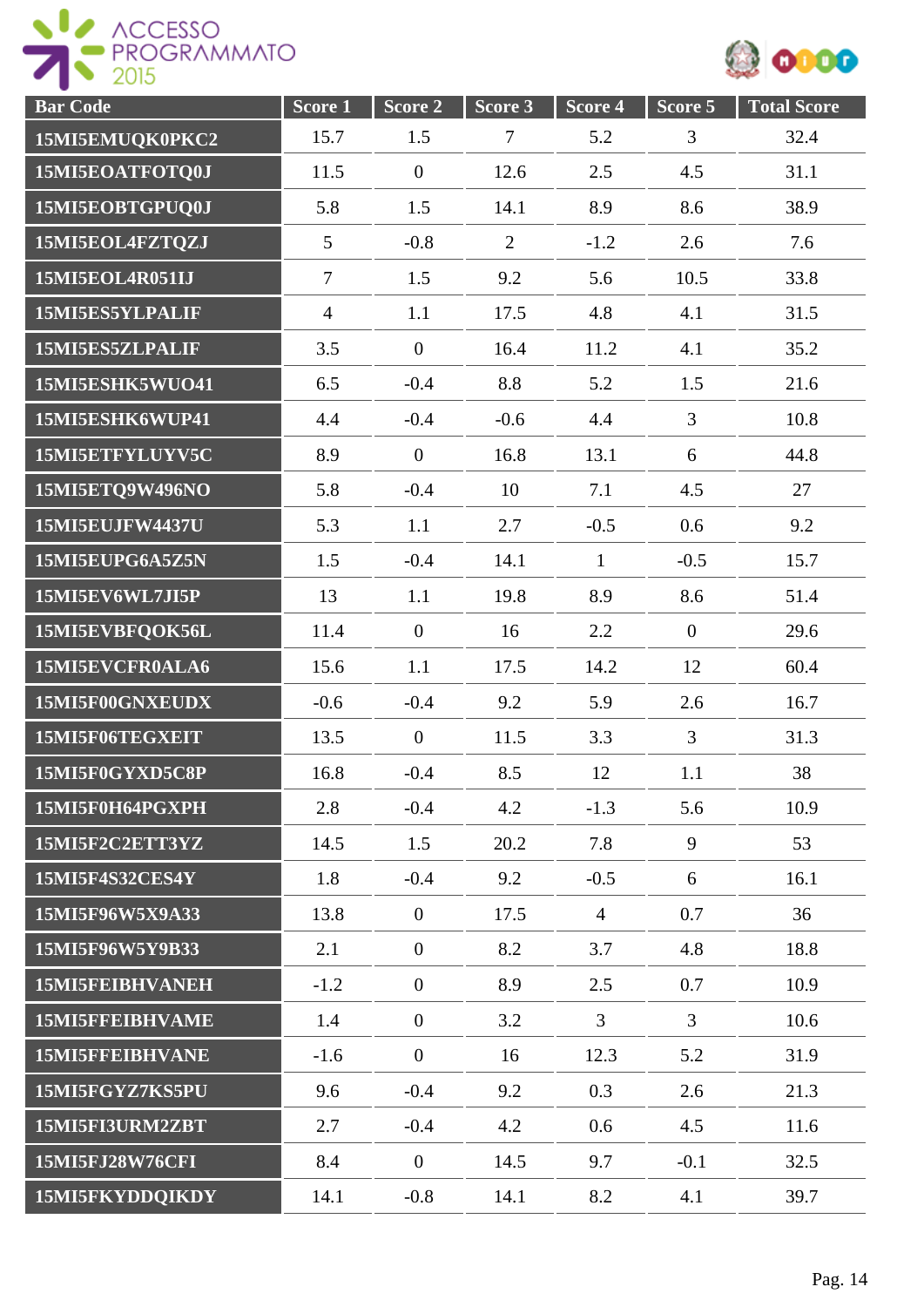| Bar Code | Score 1 | Score 2 | Score 3 | Score 4 | Score 5 | Total Score |
|---|---|---|---|---|---|---|
| 15MI5EMUQK0PKC2 | 15.7 | 1.5 | 7 | 5.2 | 3 | 32.4 |
| 15MI5EOATFOTQ0J | 11.5 | 0 | 12.6 | 2.5 | 4.5 | 31.1 |
| 15MI5EOBTGPUQ0J | 5.8 | 1.5 | 14.1 | 8.9 | 8.6 | 38.9 |
| 15MI5EOL4FZTQZJ | 5 | -0.8 | 2 | -1.2 | 2.6 | 7.6 |
| 15MI5EOL4R051IJ | 7 | 1.5 | 9.2 | 5.6 | 10.5 | 33.8 |
| 15MI5ES5YLPALIF | 4 | 1.1 | 17.5 | 4.8 | 4.1 | 31.5 |
| 15MI5ES5ZLPALIF | 3.5 | 0 | 16.4 | 11.2 | 4.1 | 35.2 |
| 15MI5ESHK5WUO41 | 6.5 | -0.4 | 8.8 | 5.2 | 1.5 | 21.6 |
| 15MI5ESHK6WUP41 | 4.4 | -0.4 | -0.6 | 4.4 | 3 | 10.8 |
| 15MI5ETFYLUYV5C | 8.9 | 0 | 16.8 | 13.1 | 6 | 44.8 |
| 15MI5ETQ9W496NO | 5.8 | -0.4 | 10 | 7.1 | 4.5 | 27 |
| 15MI5EUJFW4437U | 5.3 | 1.1 | 2.7 | -0.5 | 0.6 | 9.2 |
| 15MI5EUPG6A5Z5N | 1.5 | -0.4 | 14.1 | 1 | -0.5 | 15.7 |
| 15MI5EV6WL7JI5P | 13 | 1.1 | 19.8 | 8.9 | 8.6 | 51.4 |
| 15MI5EVBFQOK56L | 11.4 | 0 | 16 | 2.2 | 0 | 29.6 |
| 15MI5EVCFR0ALA6 | 15.6 | 1.1 | 17.5 | 14.2 | 12 | 60.4 |
| 15MI5F00GNXEUDX | -0.6 | -0.4 | 9.2 | 5.9 | 2.6 | 16.7 |
| 15MI5F06TEGXEIT | 13.5 | 0 | 11.5 | 3.3 | 3 | 31.3 |
| 15MI5F0GYXD5C8P | 16.8 | -0.4 | 8.5 | 12 | 1.1 | 38 |
| 15MI5F0H64PGXPH | 2.8 | -0.4 | 4.2 | -1.3 | 5.6 | 10.9 |
| 15MI5F2C2ETT3YZ | 14.5 | 1.5 | 20.2 | 7.8 | 9 | 53 |
| 15MI5F4S32CES4Y | 1.8 | -0.4 | 9.2 | -0.5 | 6 | 16.1 |
| 15MI5F96W5X9A33 | 13.8 | 0 | 17.5 | 4 | 0.7 | 36 |
| 15MI5F96W5Y9B33 | 2.1 | 0 | 8.2 | 3.7 | 4.8 | 18.8 |
| 15MI5FEIBHVANEH | -1.2 | 0 | 8.9 | 2.5 | 0.7 | 10.9 |
| 15MI5FFEIBHVAME | 1.4 | 0 | 3.2 | 3 | 3 | 10.6 |
| 15MI5FFEIBHVANE | -1.6 | 0 | 16 | 12.3 | 5.2 | 31.9 |
| 15MI5FGYZ7KS5PU | 9.6 | -0.4 | 9.2 | 0.3 | 2.6 | 21.3 |
| 15MI5FI3URM2ZBT | 2.7 | -0.4 | 4.2 | 0.6 | 4.5 | 11.6 |
| 15MI5FJ28W76CFI | 8.4 | 0 | 14.5 | 9.7 | -0.1 | 32.5 |
| 15MI5FKYDDQIKDY | 14.1 | -0.8 | 14.1 | 8.2 | 4.1 | 39.7 |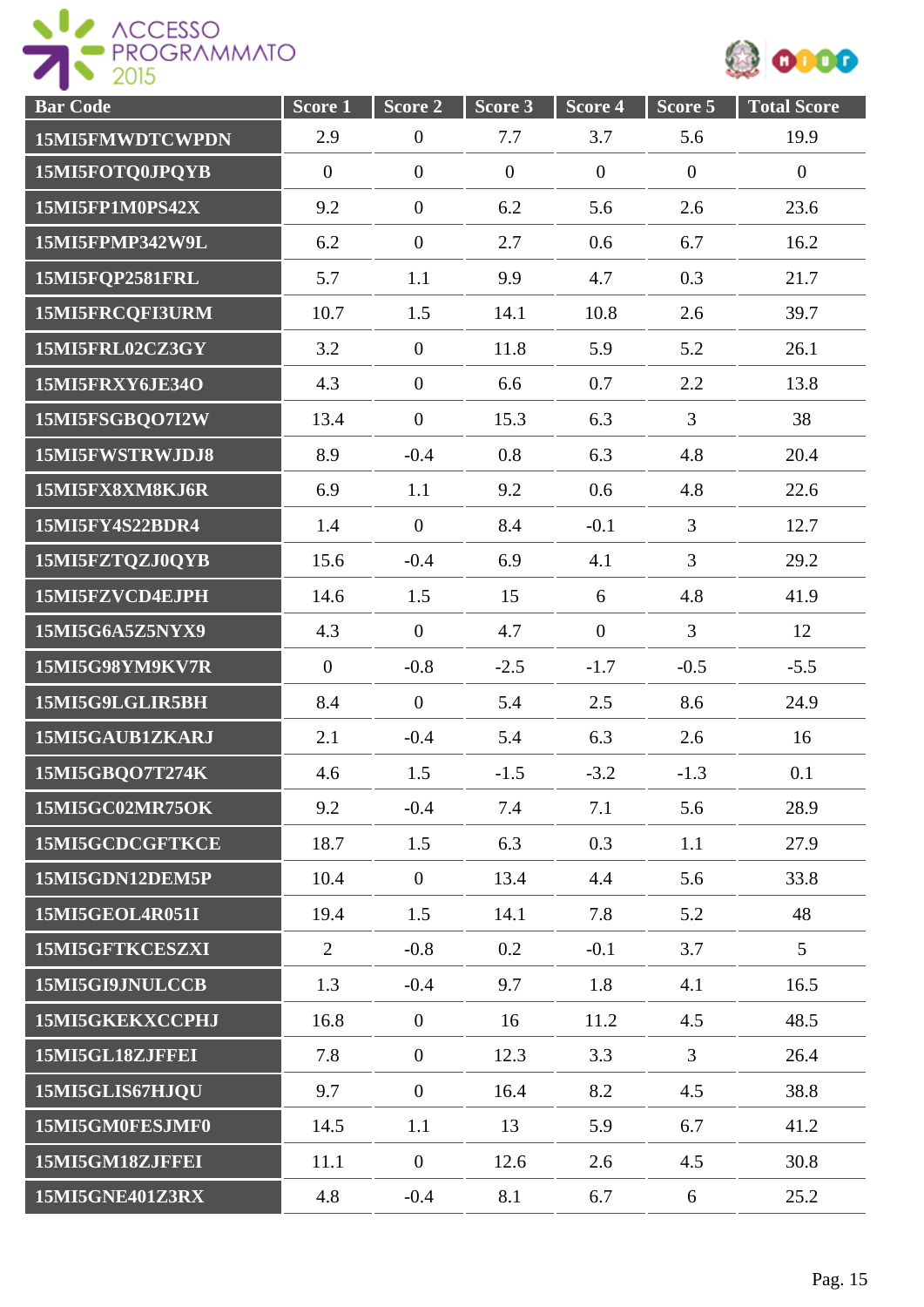| Bar Code | Score 1 | Score 2 | Score 3 | Score 4 | Score 5 | Total Score |
|---|---|---|---|---|---|---|
| 15MI5FMWDTCWPDN | 2.9 | 0 | 7.7 | 3.7 | 5.6 | 19.9 |
| 15MI5FOTQ0JPQYB | 0 | 0 | 0 | 0 | 0 | 0 |
| 15MI5FP1M0PS42X | 9.2 | 0 | 6.2 | 5.6 | 2.6 | 23.6 |
| 15MI5FPMP342W9L | 6.2 | 0 | 2.7 | 0.6 | 6.7 | 16.2 |
| 15MI5FQP2581FRL | 5.7 | 1.1 | 9.9 | 4.7 | 0.3 | 21.7 |
| 15MI5FRCQFI3URM | 10.7 | 1.5 | 14.1 | 10.8 | 2.6 | 39.7 |
| 15MI5FRL02CZ3GY | 3.2 | 0 | 11.8 | 5.9 | 5.2 | 26.1 |
| 15MI5FRXY6JE34O | 4.3 | 0 | 6.6 | 0.7 | 2.2 | 13.8 |
| 15MI5FSGBQO7I2W | 13.4 | 0 | 15.3 | 6.3 | 3 | 38 |
| 15MI5FWSTRWJDJ8 | 8.9 | -0.4 | 0.8 | 6.3 | 4.8 | 20.4 |
| 15MI5FX8XM8KJ6R | 6.9 | 1.1 | 9.2 | 0.6 | 4.8 | 22.6 |
| 15MI5FY4S22BDR4 | 1.4 | 0 | 8.4 | -0.1 | 3 | 12.7 |
| 15MI5FZTQZJ0QYB | 15.6 | -0.4 | 6.9 | 4.1 | 3 | 29.2 |
| 15MI5FZVCD4EJPH | 14.6 | 1.5 | 15 | 6 | 4.8 | 41.9 |
| 15MI5G6A5Z5NYX9 | 4.3 | 0 | 4.7 | 0 | 3 | 12 |
| 15MI5G98YM9KV7R | 0 | -0.8 | -2.5 | -1.7 | -0.5 | -5.5 |
| 15MI5G9LGLIR5BH | 8.4 | 0 | 5.4 | 2.5 | 8.6 | 24.9 |
| 15MI5GAUB1ZKARJ | 2.1 | -0.4 | 5.4 | 6.3 | 2.6 | 16 |
| 15MI5GBQO7T274K | 4.6 | 1.5 | -1.5 | -3.2 | -1.3 | 0.1 |
| 15MI5GC02MR75OK | 9.2 | -0.4 | 7.4 | 7.1 | 5.6 | 28.9 |
| 15MI5GCDCGFTKCE | 18.7 | 1.5 | 6.3 | 0.3 | 1.1 | 27.9 |
| 15MI5GDN12DEM5P | 10.4 | 0 | 13.4 | 4.4 | 5.6 | 33.8 |
| 15MI5GEOL4R051I | 19.4 | 1.5 | 14.1 | 7.8 | 5.2 | 48 |
| 15MI5GFTKCESZXI | 2 | -0.8 | 0.2 | -0.1 | 3.7 | 5 |
| 15MI5GI9JNULCCB | 1.3 | -0.4 | 9.7 | 1.8 | 4.1 | 16.5 |
| 15MI5GKEKXCCPHJ | 16.8 | 0 | 16 | 11.2 | 4.5 | 48.5 |
| 15MI5GL18ZJFFEI | 7.8 | 0 | 12.3 | 3.3 | 3 | 26.4 |
| 15MI5GLIS67HJQU | 9.7 | 0 | 16.4 | 8.2 | 4.5 | 38.8 |
| 15MI5GM0FESJMF0 | 14.5 | 1.1 | 13 | 5.9 | 6.7 | 41.2 |
| 15MI5GM18ZJFFEI | 11.1 | 0 | 12.6 | 2.6 | 4.5 | 30.8 |
| 15MI5GNE401Z3RX | 4.8 | -0.4 | 8.1 | 6.7 | 6 | 25.2 |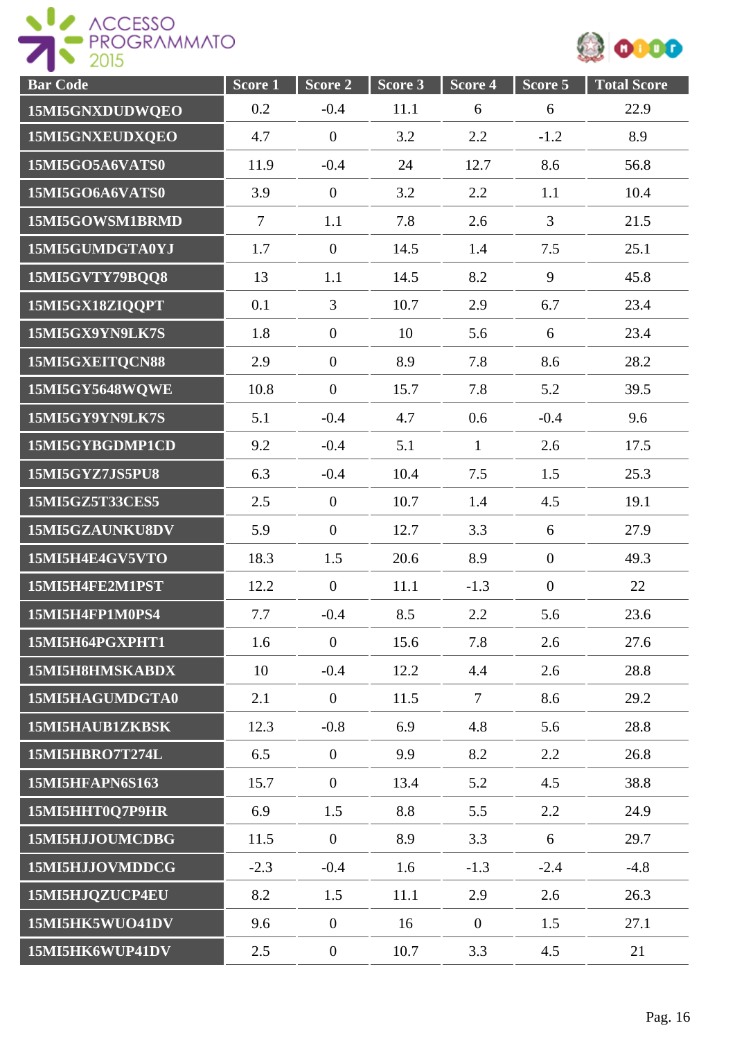| Bar Code | Score 1 | Score 2 | Score 3 | Score 4 | Score 5 | Total Score |
|---|---|---|---|---|---|---|
| 15MI5GNXDUDWQEO | 0.2 | -0.4 | 11.1 | 6 | 6 | 22.9 |
| 15MI5GNXEUDXQEO | 4.7 | 0 | 3.2 | 2.2 | -1.2 | 8.9 |
| 15MI5GO5A6VATS0 | 11.9 | -0.4 | 24 | 12.7 | 8.6 | 56.8 |
| 15MI5GO6A6VATS0 | 3.9 | 0 | 3.2 | 2.2 | 1.1 | 10.4 |
| 15MI5GOWSM1BRMD | 7 | 1.1 | 7.8 | 2.6 | 3 | 21.5 |
| 15MI5GUMDGTA0YJ | 1.7 | 0 | 14.5 | 1.4 | 7.5 | 25.1 |
| 15MI5GVTY79BQQ8 | 13 | 1.1 | 14.5 | 8.2 | 9 | 45.8 |
| 15MI5GX18ZIQQPT | 0.1 | 3 | 10.7 | 2.9 | 6.7 | 23.4 |
| 15MI5GX9YN9LK7S | 1.8 | 0 | 10 | 5.6 | 6 | 23.4 |
| 15MI5GXEITQCN88 | 2.9 | 0 | 8.9 | 7.8 | 8.6 | 28.2 |
| 15MI5GY5648WQWE | 10.8 | 0 | 15.7 | 7.8 | 5.2 | 39.5 |
| 15MI5GY9YN9LK7S | 5.1 | -0.4 | 4.7 | 0.6 | -0.4 | 9.6 |
| 15MI5GYBGDMP1CD | 9.2 | -0.4 | 5.1 | 1 | 2.6 | 17.5 |
| 15MI5GYZ7JS5PU8 | 6.3 | -0.4 | 10.4 | 7.5 | 1.5 | 25.3 |
| 15MI5GZ5T33CES5 | 2.5 | 0 | 10.7 | 1.4 | 4.5 | 19.1 |
| 15MI5GZAUNKU8DV | 5.9 | 0 | 12.7 | 3.3 | 6 | 27.9 |
| 15MI5H4E4GV5VTO | 18.3 | 1.5 | 20.6 | 8.9 | 0 | 49.3 |
| 15MI5H4FE2M1PST | 12.2 | 0 | 11.1 | -1.3 | 0 | 22 |
| 15MI5H4FP1M0PS4 | 7.7 | -0.4 | 8.5 | 2.2 | 5.6 | 23.6 |
| 15MI5H64PGXPHT1 | 1.6 | 0 | 15.6 | 7.8 | 2.6 | 27.6 |
| 15MI5H8HMSKABDX | 10 | -0.4 | 12.2 | 4.4 | 2.6 | 28.8 |
| 15MI5HAGUMDGTA0 | 2.1 | 0 | 11.5 | 7 | 8.6 | 29.2 |
| 15MI5HAUB1ZKBSK | 12.3 | -0.8 | 6.9 | 4.8 | 5.6 | 28.8 |
| 15MI5HBRO7T274L | 6.5 | 0 | 9.9 | 8.2 | 2.2 | 26.8 |
| 15MI5HFAPN6S163 | 15.7 | 0 | 13.4 | 5.2 | 4.5 | 38.8 |
| 15MI5HHT0Q7P9HR | 6.9 | 1.5 | 8.8 | 5.5 | 2.2 | 24.9 |
| 15MI5HJJOUMCDBG | 11.5 | 0 | 8.9 | 3.3 | 6 | 29.7 |
| 15MI5HJJOVMDDCG | -2.3 | -0.4 | 1.6 | -1.3 | -2.4 | -4.8 |
| 15MI5HJQZUCP4EU | 8.2 | 1.5 | 11.1 | 2.9 | 2.6 | 26.3 |
| 15MI5HK5WUO41DV | 9.6 | 0 | 16 | 0 | 1.5 | 27.1 |
| 15MI5HK6WUP41DV | 2.5 | 0 | 10.7 | 3.3 | 4.5 | 21 |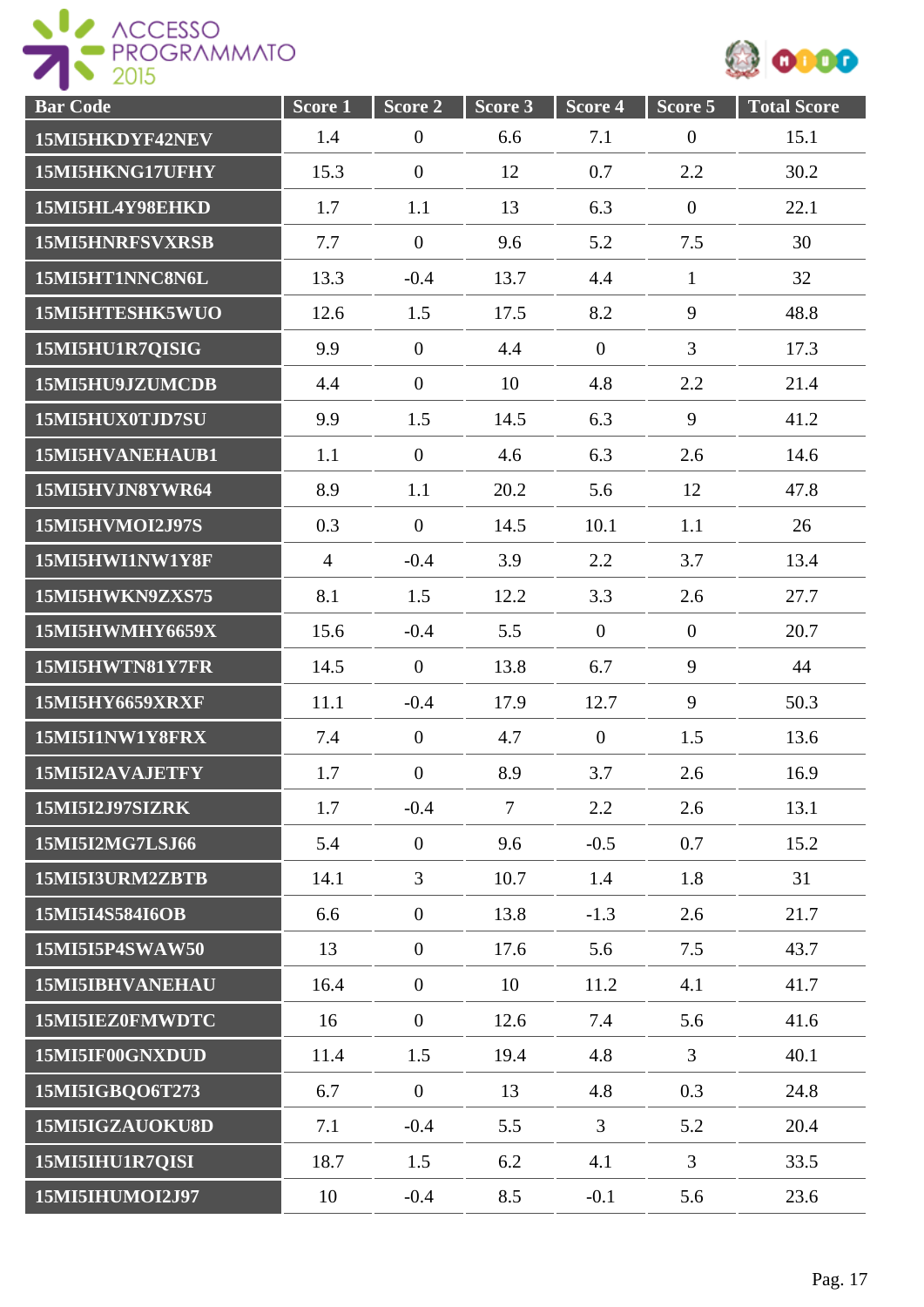| Bar Code | Score 1 | Score 2 | Score 3 | Score 4 | Score 5 | Total Score |
|---|---|---|---|---|---|---|
| 15MI5HKDYF42NEV | 1.4 | 0 | 6.6 | 7.1 | 0 | 15.1 |
| 15MI5HKNG17UFHY | 15.3 | 0 | 12 | 0.7 | 2.2 | 30.2 |
| 15MI5HL4Y98EHKD | 1.7 | 1.1 | 13 | 6.3 | 0 | 22.1 |
| 15MI5HNRFSVXRSB | 7.7 | 0 | 9.6 | 5.2 | 7.5 | 30 |
| 15MI5HT1NNC8N6L | 13.3 | -0.4 | 13.7 | 4.4 | 1 | 32 |
| 15MI5HTESHK5WUO | 12.6 | 1.5 | 17.5 | 8.2 | 9 | 48.8 |
| 15MI5HU1R7QISIG | 9.9 | 0 | 4.4 | 0 | 3 | 17.3 |
| 15MI5HU9JZUMCDB | 4.4 | 0 | 10 | 4.8 | 2.2 | 21.4 |
| 15MI5HUX0TJD7SU | 9.9 | 1.5 | 14.5 | 6.3 | 9 | 41.2 |
| 15MI5HVANEHAUB1 | 1.1 | 0 | 4.6 | 6.3 | 2.6 | 14.6 |
| 15MI5HVJN8YWR64 | 8.9 | 1.1 | 20.2 | 5.6 | 12 | 47.8 |
| 15MI5HVMOI2J97S | 0.3 | 0 | 14.5 | 10.1 | 1.1 | 26 |
| 15MI5HWI1NW1Y8F | 4 | -0.4 | 3.9 | 2.2 | 3.7 | 13.4 |
| 15MI5HWKN9ZXS75 | 8.1 | 1.5 | 12.2 | 3.3 | 2.6 | 27.7 |
| 15MI5HWMHY6659X | 15.6 | -0.4 | 5.5 | 0 | 0 | 20.7 |
| 15MI5HWTN81Y7FR | 14.5 | 0 | 13.8 | 6.7 | 9 | 44 |
| 15MI5HY6659XRXF | 11.1 | -0.4 | 17.9 | 12.7 | 9 | 50.3 |
| 15MI5I1NW1Y8FRX | 7.4 | 0 | 4.7 | 0 | 1.5 | 13.6 |
| 15MI5I2AVAJETFY | 1.7 | 0 | 8.9 | 3.7 | 2.6 | 16.9 |
| 15MI5I2J97SIZRK | 1.7 | -0.4 | 7 | 2.2 | 2.6 | 13.1 |
| 15MI5I2MG7LSJ66 | 5.4 | 0 | 9.6 | -0.5 | 0.7 | 15.2 |
| 15MI5I3URM2ZBTB | 14.1 | 3 | 10.7 | 1.4 | 1.8 | 31 |
| 15MI5I4S584I6OB | 6.6 | 0 | 13.8 | -1.3 | 2.6 | 21.7 |
| 15MI5I5P4SWAW50 | 13 | 0 | 17.6 | 5.6 | 7.5 | 43.7 |
| 15MI5IBHVANEHAU | 16.4 | 0 | 10 | 11.2 | 4.1 | 41.7 |
| 15MI5IEZ0FMWDTC | 16 | 0 | 12.6 | 7.4 | 5.6 | 41.6 |
| 15MI5IF00GNXDUD | 11.4 | 1.5 | 19.4 | 4.8 | 3 | 40.1 |
| 15MI5IGBQO6T273 | 6.7 | 0 | 13 | 4.8 | 0.3 | 24.8 |
| 15MI5IGZAUOKU8D | 7.1 | -0.4 | 5.5 | 3 | 5.2 | 20.4 |
| 15MI5IHU1R7QISI | 18.7 | 1.5 | 6.2 | 4.1 | 3 | 33.5 |
| 15MI5IHUMOI2J97 | 10 | -0.4 | 8.5 | -0.1 | 5.6 | 23.6 |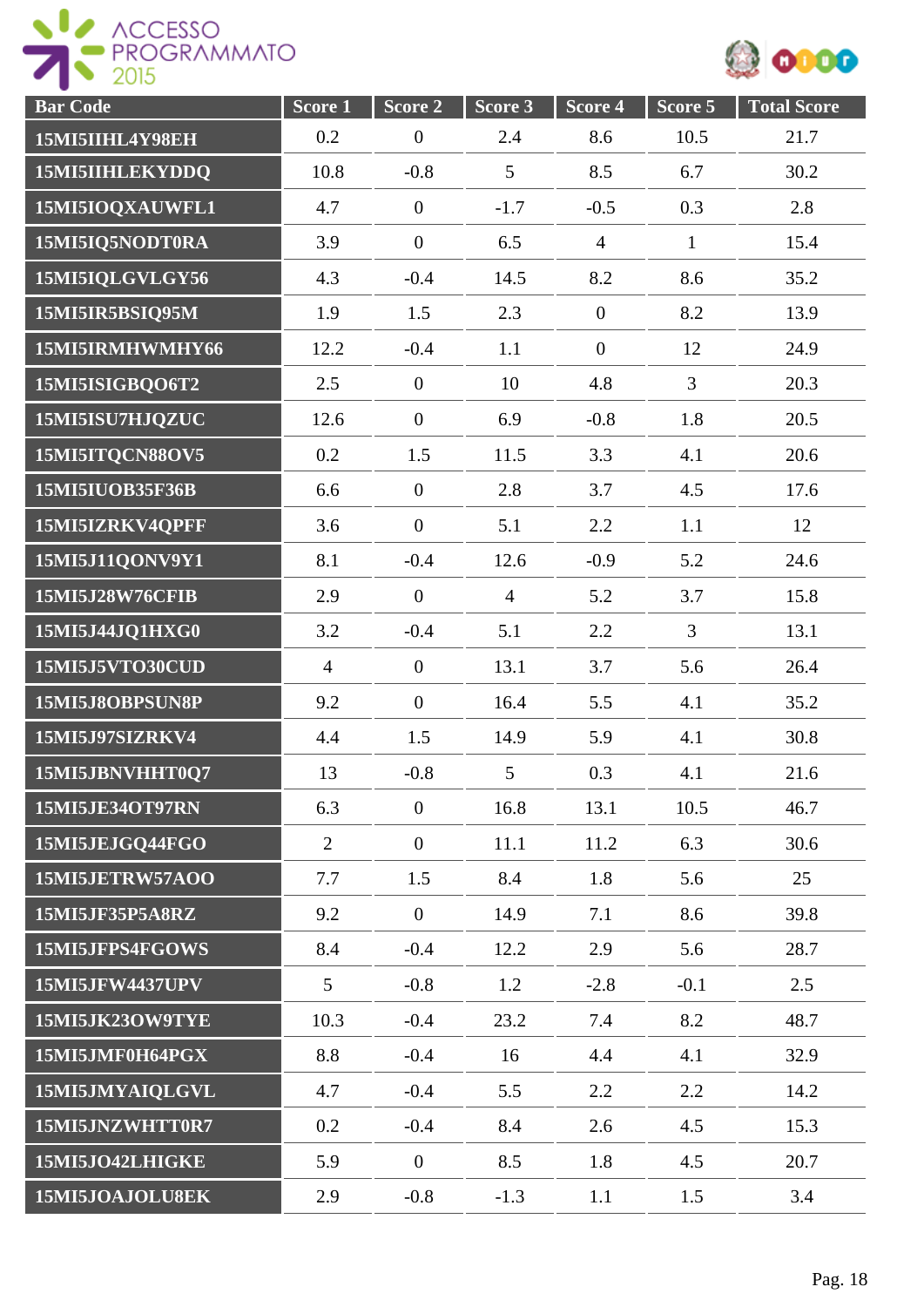| Bar Code | Score 1 | Score 2 | Score 3 | Score 4 | Score 5 | Total Score |
|---|---|---|---|---|---|---|
| 15MI5IIHL4Y98EH | 0.2 | 0 | 2.4 | 8.6 | 10.5 | 21.7 |
| 15MI5IIHLEKYDDQ | 10.8 | -0.8 | 5 | 8.5 | 6.7 | 30.2 |
| 15MI5IOQXAUWFL1 | 4.7 | 0 | -1.7 | -0.5 | 0.3 | 2.8 |
| 15MI5IQ5NODT0RA | 3.9 | 0 | 6.5 | 4 | 1 | 15.4 |
| 15MI5IQLGVLGY56 | 4.3 | -0.4 | 14.5 | 8.2 | 8.6 | 35.2 |
| 15MI5IR5BSIQ95M | 1.9 | 1.5 | 2.3 | 0 | 8.2 | 13.9 |
| 15MI5IRMHWMHY66 | 12.2 | -0.4 | 1.1 | 0 | 12 | 24.9 |
| 15MI5ISIGBQO6T2 | 2.5 | 0 | 10 | 4.8 | 3 | 20.3 |
| 15MI5ISU7HJQZUC | 12.6 | 0 | 6.9 | -0.8 | 1.8 | 20.5 |
| 15MI5ITQCN88OV5 | 0.2 | 1.5 | 11.5 | 3.3 | 4.1 | 20.6 |
| 15MI5IUOB35F36B | 6.6 | 0 | 2.8 | 3.7 | 4.5 | 17.6 |
| 15MI5IZRKV4QPFF | 3.6 | 0 | 5.1 | 2.2 | 1.1 | 12 |
| 15MI5J11QONV9Y1 | 8.1 | -0.4 | 12.6 | -0.9 | 5.2 | 24.6 |
| 15MI5J28W76CFIB | 2.9 | 0 | 4 | 5.2 | 3.7 | 15.8 |
| 15MI5J44JQ1HXG0 | 3.2 | -0.4 | 5.1 | 2.2 | 3 | 13.1 |
| 15MI5J5VTO30CUD | 4 | 0 | 13.1 | 3.7 | 5.6 | 26.4 |
| 15MI5J8OBPSUN8P | 9.2 | 0 | 16.4 | 5.5 | 4.1 | 35.2 |
| 15MI5J97SIZRKV4 | 4.4 | 1.5 | 14.9 | 5.9 | 4.1 | 30.8 |
| 15MI5JBNVHHT0Q7 | 13 | -0.8 | 5 | 0.3 | 4.1 | 21.6 |
| 15MI5JE34OT97RN | 6.3 | 0 | 16.8 | 13.1 | 10.5 | 46.7 |
| 15MI5JEJGQ44FGO | 2 | 0 | 11.1 | 11.2 | 6.3 | 30.6 |
| 15MI5JETRW57AOO | 7.7 | 1.5 | 8.4 | 1.8 | 5.6 | 25 |
| 15MI5JF35P5A8RZ | 9.2 | 0 | 14.9 | 7.1 | 8.6 | 39.8 |
| 15MI5JFPS4FGOWS | 8.4 | -0.4 | 12.2 | 2.9 | 5.6 | 28.7 |
| 15MI5JFW4437UPV | 5 | -0.8 | 1.2 | -2.8 | -0.1 | 2.5 |
| 15MI5JK23OW9TYE | 10.3 | -0.4 | 23.2 | 7.4 | 8.2 | 48.7 |
| 15MI5JMF0H64PGX | 8.8 | -0.4 | 16 | 4.4 | 4.1 | 32.9 |
| 15MI5JMYAIQLGVL | 4.7 | -0.4 | 5.5 | 2.2 | 2.2 | 14.2 |
| 15MI5JNZWHTT0R7 | 0.2 | -0.4 | 8.4 | 2.6 | 4.5 | 15.3 |
| 15MI5JO42LHIGKE | 5.9 | 0 | 8.5 | 1.8 | 4.5 | 20.7 |
| 15MI5JOAJOLU8EK | 2.9 | -0.8 | -1.3 | 1.1 | 1.5 | 3.4 |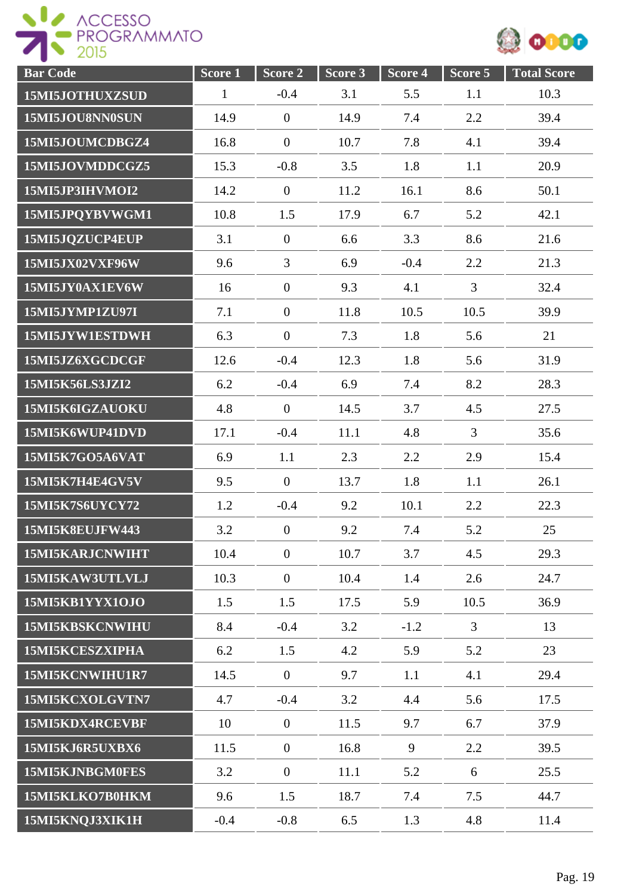| Bar Code | Score 1 | Score 2 | Score 3 | Score 4 | Score 5 | Total Score |
|---|---|---|---|---|---|---|
| 15MI5JOTHUXZSUD | 1 | -0.4 | 3.1 | 5.5 | 1.1 | 10.3 |
| 15MI5JOU8NN0SUN | 14.9 | 0 | 14.9 | 7.4 | 2.2 | 39.4 |
| 15MI5JOUMCDBGZ4 | 16.8 | 0 | 10.7 | 7.8 | 4.1 | 39.4 |
| 15MI5JOVMDDCGZ5 | 15.3 | -0.8 | 3.5 | 1.8 | 1.1 | 20.9 |
| 15MI5JP3IHVMOI2 | 14.2 | 0 | 11.2 | 16.1 | 8.6 | 50.1 |
| 15MI5JPQYBVWGM1 | 10.8 | 1.5 | 17.9 | 6.7 | 5.2 | 42.1 |
| 15MI5JQZUCP4EUP | 3.1 | 0 | 6.6 | 3.3 | 8.6 | 21.6 |
| 15MI5JX02VXF96W | 9.6 | 3 | 6.9 | -0.4 | 2.2 | 21.3 |
| 15MI5JY0AX1EV6W | 16 | 0 | 9.3 | 4.1 | 3 | 32.4 |
| 15MI5JYMP1ZU97I | 7.1 | 0 | 11.8 | 10.5 | 10.5 | 39.9 |
| 15MI5JYW1ESTDWH | 6.3 | 0 | 7.3 | 1.8 | 5.6 | 21 |
| 15MI5JZ6XGCDCGF | 12.6 | -0.4 | 12.3 | 1.8 | 5.6 | 31.9 |
| 15MI5K56LS3JZI2 | 6.2 | -0.4 | 6.9 | 7.4 | 8.2 | 28.3 |
| 15MI5K6IGZAUOKU | 4.8 | 0 | 14.5 | 3.7 | 4.5 | 27.5 |
| 15MI5K6WUP41DVD | 17.1 | -0.4 | 11.1 | 4.8 | 3 | 35.6 |
| 15MI5K7GO5A6VAT | 6.9 | 1.1 | 2.3 | 2.2 | 2.9 | 15.4 |
| 15MI5K7H4E4GV5V | 9.5 | 0 | 13.7 | 1.8 | 1.1 | 26.1 |
| 15MI5K7S6UYCY72 | 1.2 | -0.4 | 9.2 | 10.1 | 2.2 | 22.3 |
| 15MI5K8EUJFW443 | 3.2 | 0 | 9.2 | 7.4 | 5.2 | 25 |
| 15MI5KARJCNWIHT | 10.4 | 0 | 10.7 | 3.7 | 4.5 | 29.3 |
| 15MI5KAW3UTLVLJ | 10.3 | 0 | 10.4 | 1.4 | 2.6 | 24.7 |
| 15MI5KB1YYX1OJO | 1.5 | 1.5 | 17.5 | 5.9 | 10.5 | 36.9 |
| 15MI5KBSKCNWIHU | 8.4 | -0.4 | 3.2 | -1.2 | 3 | 13 |
| 15MI5KCESZXIPHA | 6.2 | 1.5 | 4.2 | 5.9 | 5.2 | 23 |
| 15MI5KCNWIHU1R7 | 14.5 | 0 | 9.7 | 1.1 | 4.1 | 29.4 |
| 15MI5KCXOLGVTN7 | 4.7 | -0.4 | 3.2 | 4.4 | 5.6 | 17.5 |
| 15MI5KDX4RCEVBF | 10 | 0 | 11.5 | 9.7 | 6.7 | 37.9 |
| 15MI5KJ6R5UXBX6 | 11.5 | 0 | 16.8 | 9 | 2.2 | 39.5 |
| 15MI5KJNBGM0FES | 3.2 | 0 | 11.1 | 5.2 | 6 | 25.5 |
| 15MI5KLKO7B0HKM | 9.6 | 1.5 | 18.7 | 7.4 | 7.5 | 44.7 |
| 15MI5KNQJ3XIK1H | -0.4 | -0.8 | 6.5 | 1.3 | 4.8 | 11.4 |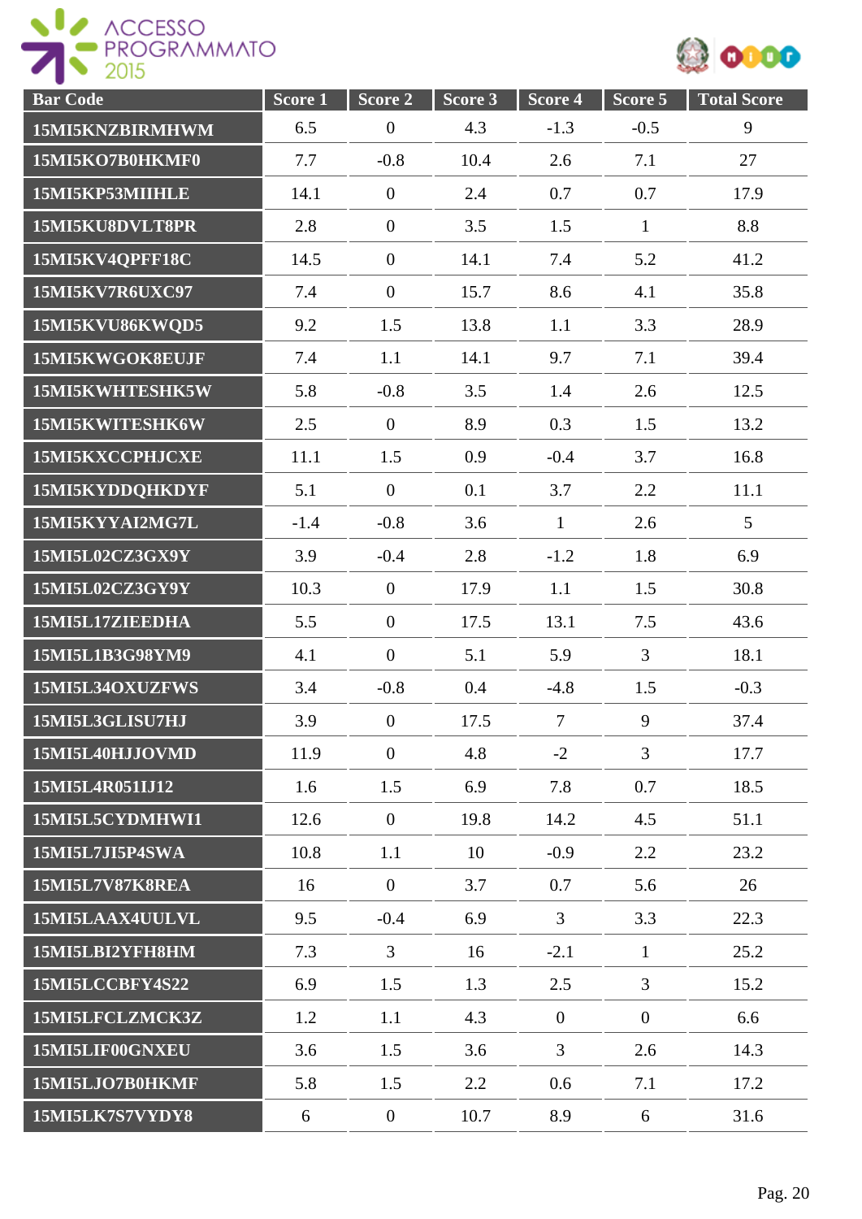| Bar Code | Score 1 | Score 2 | Score 3 | Score 4 | Score 5 | Total Score |
|---|---|---|---|---|---|---|
| 15MI5KNZBIRMHWM | 6.5 | 0 | 4.3 | -1.3 | -0.5 | 9 |
| 15MI5KO7B0HKMF0 | 7.7 | -0.8 | 10.4 | 2.6 | 7.1 | 27 |
| 15MI5KP53MIIHLE | 14.1 | 0 | 2.4 | 0.7 | 0.7 | 17.9 |
| 15MI5KU8DVLT8PR | 2.8 | 0 | 3.5 | 1.5 | 1 | 8.8 |
| 15MI5KV4QPFF18C | 14.5 | 0 | 14.1 | 7.4 | 5.2 | 41.2 |
| 15MI5KV7R6UXC97 | 7.4 | 0 | 15.7 | 8.6 | 4.1 | 35.8 |
| 15MI5KVU86KWQD5 | 9.2 | 1.5 | 13.8 | 1.1 | 3.3 | 28.9 |
| 15MI5KWGOK8EUJF | 7.4 | 1.1 | 14.1 | 9.7 | 7.1 | 39.4 |
| 15MI5KWHTESHK5W | 5.8 | -0.8 | 3.5 | 1.4 | 2.6 | 12.5 |
| 15MI5KWITESHK6W | 2.5 | 0 | 8.9 | 0.3 | 1.5 | 13.2 |
| 15MI5KXCCPHJCXE | 11.1 | 1.5 | 0.9 | -0.4 | 3.7 | 16.8 |
| 15MI5KYDDQHKDYF | 5.1 | 0 | 0.1 | 3.7 | 2.2 | 11.1 |
| 15MI5KYYAI2MG7L | -1.4 | -0.8 | 3.6 | 1 | 2.6 | 5 |
| 15MI5L02CZ3GX9Y | 3.9 | -0.4 | 2.8 | -1.2 | 1.8 | 6.9 |
| 15MI5L02CZ3GY9Y | 10.3 | 0 | 17.9 | 1.1 | 1.5 | 30.8 |
| 15MI5L17ZIEEDHA | 5.5 | 0 | 17.5 | 13.1 | 7.5 | 43.6 |
| 15MI5L1B3G98YM9 | 4.1 | 0 | 5.1 | 5.9 | 3 | 18.1 |
| 15MI5L34OXUZFWS | 3.4 | -0.8 | 0.4 | -4.8 | 1.5 | -0.3 |
| 15MI5L3GLISU7HJ | 3.9 | 0 | 17.5 | 7 | 9 | 37.4 |
| 15MI5L40HJJOVMD | 11.9 | 0 | 4.8 | -2 | 3 | 17.7 |
| 15MI5L4R051IJ12 | 1.6 | 1.5 | 6.9 | 7.8 | 0.7 | 18.5 |
| 15MI5L5CYDMHWI1 | 12.6 | 0 | 19.8 | 14.2 | 4.5 | 51.1 |
| 15MI5L7JI5P4SWA | 10.8 | 1.1 | 10 | -0.9 | 2.2 | 23.2 |
| 15MI5L7V87K8REA | 16 | 0 | 3.7 | 0.7 | 5.6 | 26 |
| 15MI5LAAX4UULVL | 9.5 | -0.4 | 6.9 | 3 | 3.3 | 22.3 |
| 15MI5LBI2YFH8HM | 7.3 | 3 | 16 | -2.1 | 1 | 25.2 |
| 15MI5LCCBFY4S22 | 6.9 | 1.5 | 1.3 | 2.5 | 3 | 15.2 |
| 15MI5LFCLZMCK3Z | 1.2 | 1.1 | 4.3 | 0 | 0 | 6.6 |
| 15MI5LIF00GNXEU | 3.6 | 1.5 | 3.6 | 3 | 2.6 | 14.3 |
| 15MI5LJO7B0HKMF | 5.8 | 1.5 | 2.2 | 0.6 | 7.1 | 17.2 |
| 15MI5LK7S7VYDY8 | 6 | 0 | 10.7 | 8.9 | 6 | 31.6 |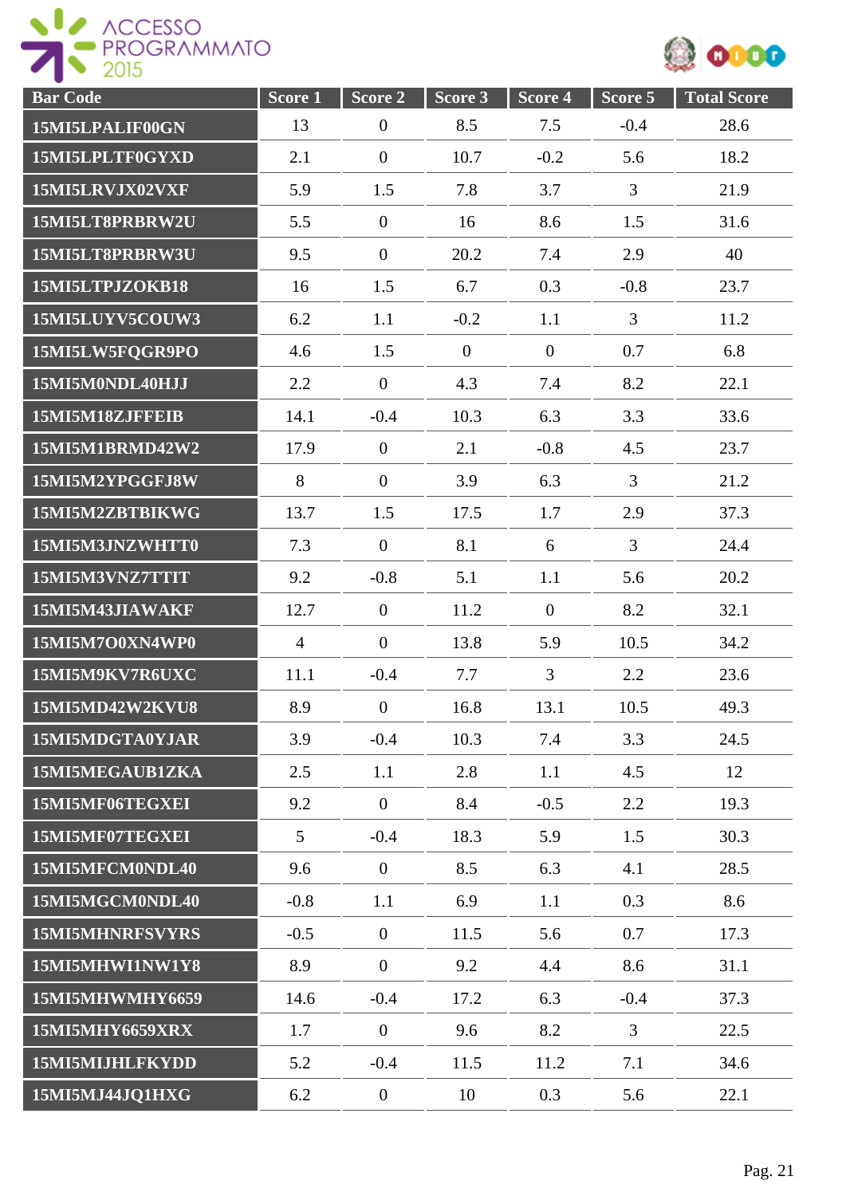| Bar Code | Score 1 | Score 2 | Score 3 | Score 4 | Score 5 | Total Score |
|---|---|---|---|---|---|---|
| 15MI5LPALIF00GN | 13 | 0 | 8.5 | 7.5 | -0.4 | 28.6 |
| 15MI5LPLTF0GYXD | 2.1 | 0 | 10.7 | -0.2 | 5.6 | 18.2 |
| 15MI5LRVJX02VXF | 5.9 | 1.5 | 7.8 | 3.7 | 3 | 21.9 |
| 15MI5LT8PRBRW2U | 5.5 | 0 | 16 | 8.6 | 1.5 | 31.6 |
| 15MI5LT8PRBRW3U | 9.5 | 0 | 20.2 | 7.4 | 2.9 | 40 |
| 15MI5LTPJZOKB18 | 16 | 1.5 | 6.7 | 0.3 | -0.8 | 23.7 |
| 15MI5LUYV5COUW3 | 6.2 | 1.1 | -0.2 | 1.1 | 3 | 11.2 |
| 15MI5LW5FQGR9PO | 4.6 | 1.5 | 0 | 0 | 0.7 | 6.8 |
| 15MI5M0NDL40HJJ | 2.2 | 0 | 4.3 | 7.4 | 8.2 | 22.1 |
| 15MI5M18ZJFFEIB | 14.1 | -0.4 | 10.3 | 6.3 | 3.3 | 33.6 |
| 15MI5M1BRMD42W2 | 17.9 | 0 | 2.1 | -0.8 | 4.5 | 23.7 |
| 15MI5M2YPGGFJ8W | 8 | 0 | 3.9 | 6.3 | 3 | 21.2 |
| 15MI5M2ZBTBIKWG | 13.7 | 1.5 | 17.5 | 1.7 | 2.9 | 37.3 |
| 15MI5M3JNZWHTT0 | 7.3 | 0 | 8.1 | 6 | 3 | 24.4 |
| 15MI5M3VNZ7TTIT | 9.2 | -0.8 | 5.1 | 1.1 | 5.6 | 20.2 |
| 15MI5M43JIAWAKF | 12.7 | 0 | 11.2 | 0 | 8.2 | 32.1 |
| 15MI5M7O0XN4WP0 | 4 | 0 | 13.8 | 5.9 | 10.5 | 34.2 |
| 15MI5M9KV7R6UXC | 11.1 | -0.4 | 7.7 | 3 | 2.2 | 23.6 |
| 15MI5MD42W2KVU8 | 8.9 | 0 | 16.8 | 13.1 | 10.5 | 49.3 |
| 15MI5MDGTA0YJAR | 3.9 | -0.4 | 10.3 | 7.4 | 3.3 | 24.5 |
| 15MI5MEGAUB1ZKA | 2.5 | 1.1 | 2.8 | 1.1 | 4.5 | 12 |
| 15MI5MF06TEGXEI | 9.2 | 0 | 8.4 | -0.5 | 2.2 | 19.3 |
| 15MI5MF07TEGXEI | 5 | -0.4 | 18.3 | 5.9 | 1.5 | 30.3 |
| 15MI5MFCM0NDL40 | 9.6 | 0 | 8.5 | 6.3 | 4.1 | 28.5 |
| 15MI5MGCM0NDL40 | -0.8 | 1.1 | 6.9 | 1.1 | 0.3 | 8.6 |
| 15MI5MHNRFSVYRS | -0.5 | 0 | 11.5 | 5.6 | 0.7 | 17.3 |
| 15MI5MHWI1NW1Y8 | 8.9 | 0 | 9.2 | 4.4 | 8.6 | 31.1 |
| 15MI5MHWMHY6659 | 14.6 | -0.4 | 17.2 | 6.3 | -0.4 | 37.3 |
| 15MI5MHY6659XRX | 1.7 | 0 | 9.6 | 8.2 | 3 | 22.5 |
| 15MI5MIJHLFKYDD | 5.2 | -0.4 | 11.5 | 11.2 | 7.1 | 34.6 |
| 15MI5MJ44JQ1HXG | 6.2 | 0 | 10 | 0.3 | 5.6 | 22.1 |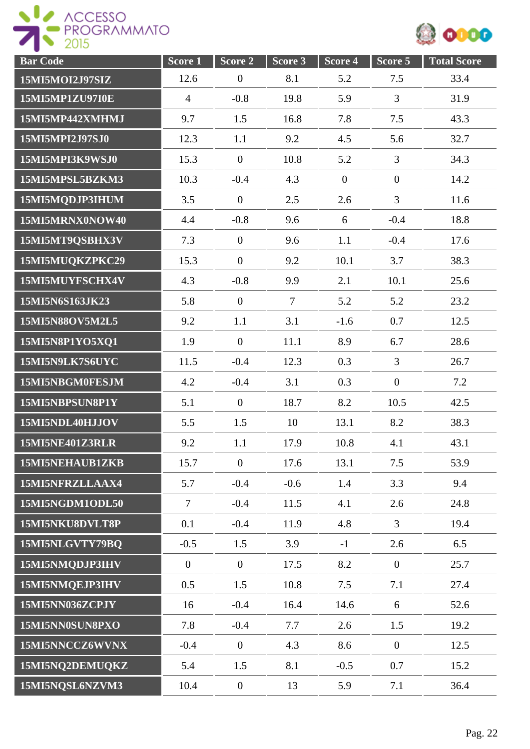| Bar Code | Score 1 | Score 2 | Score 3 | Score 4 | Score 5 | Total Score |
|---|---|---|---|---|---|---|
| 15MI5MOI2J97SIZ | 12.6 | 0 | 8.1 | 5.2 | 7.5 | 33.4 |
| 15MI5MP1ZU97I0E | 4 | -0.8 | 19.8 | 5.9 | 3 | 31.9 |
| 15MI5MP442XMHMJ | 9.7 | 1.5 | 16.8 | 7.8 | 7.5 | 43.3 |
| 15MI5MPI2J97SJ0 | 12.3 | 1.1 | 9.2 | 4.5 | 5.6 | 32.7 |
| 15MI5MPI3K9WSJ0 | 15.3 | 0 | 10.8 | 5.2 | 3 | 34.3 |
| 15MI5MPSL5BZKM3 | 10.3 | -0.4 | 4.3 | 0 | 0 | 14.2 |
| 15MI5MQDJP3IHUM | 3.5 | 0 | 2.5 | 2.6 | 3 | 11.6 |
| 15MI5MRNX0NOW40 | 4.4 | -0.8 | 9.6 | 6 | -0.4 | 18.8 |
| 15MI5MT9QSBHX3V | 7.3 | 0 | 9.6 | 1.1 | -0.4 | 17.6 |
| 15MI5MUQKZPKC29 | 15.3 | 0 | 9.2 | 10.1 | 3.7 | 38.3 |
| 15MI5MUYFSCHX4V | 4.3 | -0.8 | 9.9 | 2.1 | 10.1 | 25.6 |
| 15MI5N6S163JK23 | 5.8 | 0 | 7 | 5.2 | 5.2 | 23.2 |
| 15MI5N88OV5M2L5 | 9.2 | 1.1 | 3.1 | -1.6 | 0.7 | 12.5 |
| 15MI5N8P1YO5XQ1 | 1.9 | 0 | 11.1 | 8.9 | 6.7 | 28.6 |
| 15MI5N9LK7S6UYC | 11.5 | -0.4 | 12.3 | 0.3 | 3 | 26.7 |
| 15MI5NBGM0FESJM | 4.2 | -0.4 | 3.1 | 0.3 | 0 | 7.2 |
| 15MI5NBPSUN8P1Y | 5.1 | 0 | 18.7 | 8.2 | 10.5 | 42.5 |
| 15MI5NDL40HJJOV | 5.5 | 1.5 | 10 | 13.1 | 8.2 | 38.3 |
| 15MI5NE401Z3RLR | 9.2 | 1.1 | 17.9 | 10.8 | 4.1 | 43.1 |
| 15MI5NEHAUB1ZKB | 15.7 | 0 | 17.6 | 13.1 | 7.5 | 53.9 |
| 15MI5NFRZLLAAX4 | 5.7 | -0.4 | -0.6 | 1.4 | 3.3 | 9.4 |
| 15MI5NGDM1ODL50 | 7 | -0.4 | 11.5 | 4.1 | 2.6 | 24.8 |
| 15MI5NKU8DVLT8P | 0.1 | -0.4 | 11.9 | 4.8 | 3 | 19.4 |
| 15MI5NLGVTY79BQ | -0.5 | 1.5 | 3.9 | -1 | 2.6 | 6.5 |
| 15MI5NMQDJP3IHV | 0 | 0 | 17.5 | 8.2 | 0 | 25.7 |
| 15MI5NMQEJP3IHV | 0.5 | 1.5 | 10.8 | 7.5 | 7.1 | 27.4 |
| 15MI5NN036ZCPJY | 16 | -0.4 | 16.4 | 14.6 | 6 | 52.6 |
| 15MI5NN0SUN8PXO | 7.8 | -0.4 | 7.7 | 2.6 | 1.5 | 19.2 |
| 15MI5NNCCZ6WVNX | -0.4 | 0 | 4.3 | 8.6 | 0 | 12.5 |
| 15MI5NQ2DEMUQKZ | 5.4 | 1.5 | 8.1 | -0.5 | 0.7 | 15.2 |
| 15MI5NQSL6NZVM3 | 10.4 | 0 | 13 | 5.9 | 7.1 | 36.4 |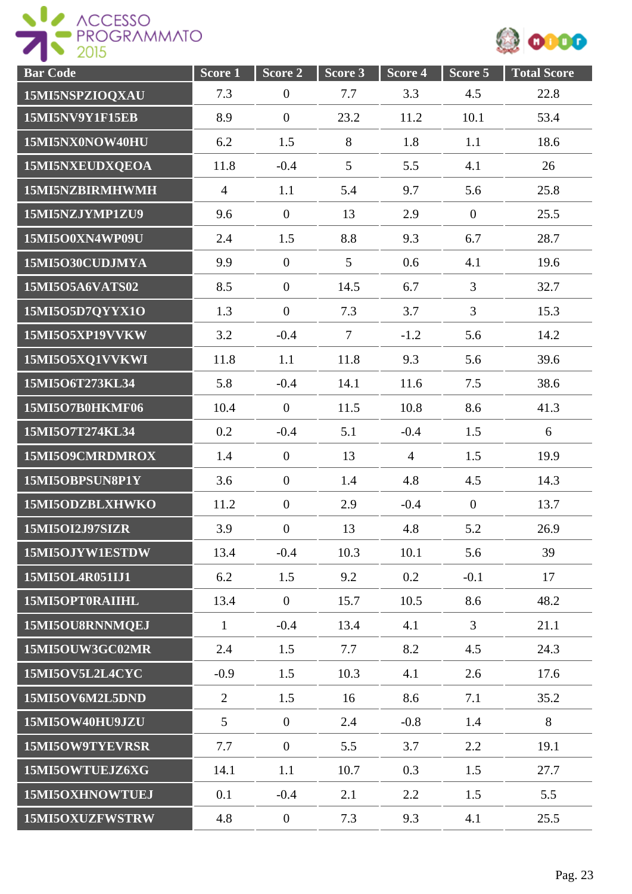| Bar Code | Score 1 | Score 2 | Score 3 | Score 4 | Score 5 | Total Score |
|---|---|---|---|---|---|---|
| 15MI5NSPZIOQXAU | 7.3 | 0 | 7.7 | 3.3 | 4.5 | 22.8 |
| 15MI5NV9Y1F15EB | 8.9 | 0 | 23.2 | 11.2 | 10.1 | 53.4 |
| 15MI5NX0NOW40HU | 6.2 | 1.5 | 8 | 1.8 | 1.1 | 18.6 |
| 15MI5NXEUDXQEOA | 11.8 | -0.4 | 5 | 5.5 | 4.1 | 26 |
| 15MI5NZBIRMHWMH | 4 | 1.1 | 5.4 | 9.7 | 5.6 | 25.8 |
| 15MI5NZJYMP1ZU9 | 9.6 | 0 | 13 | 2.9 | 0 | 25.5 |
| 15MI5O0XN4WP09U | 2.4 | 1.5 | 8.8 | 9.3 | 6.7 | 28.7 |
| 15MI5O30CUDJMYA | 9.9 | 0 | 5 | 0.6 | 4.1 | 19.6 |
| 15MI5O5A6VATS02 | 8.5 | 0 | 14.5 | 6.7 | 3 | 32.7 |
| 15MI5O5D7QYYX1O | 1.3 | 0 | 7.3 | 3.7 | 3 | 15.3 |
| 15MI5O5XP19VVKW | 3.2 | -0.4 | 7 | -1.2 | 5.6 | 14.2 |
| 15MI5O5XQ1VVKWI | 11.8 | 1.1 | 11.8 | 9.3 | 5.6 | 39.6 |
| 15MI5O6T273KL34 | 5.8 | -0.4 | 14.1 | 11.6 | 7.5 | 38.6 |
| 15MI5O7B0HKMF06 | 10.4 | 0 | 11.5 | 10.8 | 8.6 | 41.3 |
| 15MI5O7T274KL34 | 0.2 | -0.4 | 5.1 | -0.4 | 1.5 | 6 |
| 15MI5O9CMRDMROX | 1.4 | 0 | 13 | 4 | 1.5 | 19.9 |
| 15MI5OBPSUN8P1Y | 3.6 | 0 | 1.4 | 4.8 | 4.5 | 14.3 |
| 15MI5ODZBLXHWKO | 11.2 | 0 | 2.9 | -0.4 | 0 | 13.7 |
| 15MI5OI2J97SIZR | 3.9 | 0 | 13 | 4.8 | 5.2 | 26.9 |
| 15MI5OJYW1ESTDW | 13.4 | -0.4 | 10.3 | 10.1 | 5.6 | 39 |
| 15MI5OL4R051IJ1 | 6.2 | 1.5 | 9.2 | 0.2 | -0.1 | 17 |
| 15MI5OPT0RAIIHL | 13.4 | 0 | 15.7 | 10.5 | 8.6 | 48.2 |
| 15MI5OU8RNNMQEJ | 1 | -0.4 | 13.4 | 4.1 | 3 | 21.1 |
| 15MI5OUW3GC02MR | 2.4 | 1.5 | 7.7 | 8.2 | 4.5 | 24.3 |
| 15MI5OV5L2L4CYC | -0.9 | 1.5 | 10.3 | 4.1 | 2.6 | 17.6 |
| 15MI5OV6M2L5DND | 2 | 1.5 | 16 | 8.6 | 7.1 | 35.2 |
| 15MI5OW40HU9JZU | 5 | 0 | 2.4 | -0.8 | 1.4 | 8 |
| 15MI5OW9TYEVRSR | 7.7 | 0 | 5.5 | 3.7 | 2.2 | 19.1 |
| 15MI5OWTUEJZ6XG | 14.1 | 1.1 | 10.7 | 0.3 | 1.5 | 27.7 |
| 15MI5OXHNOWTUEJ | 0.1 | -0.4 | 2.1 | 2.2 | 1.5 | 5.5 |
| 15MI5OXUZFWSTRW | 4.8 | 0 | 7.3 | 9.3 | 4.1 | 25.5 |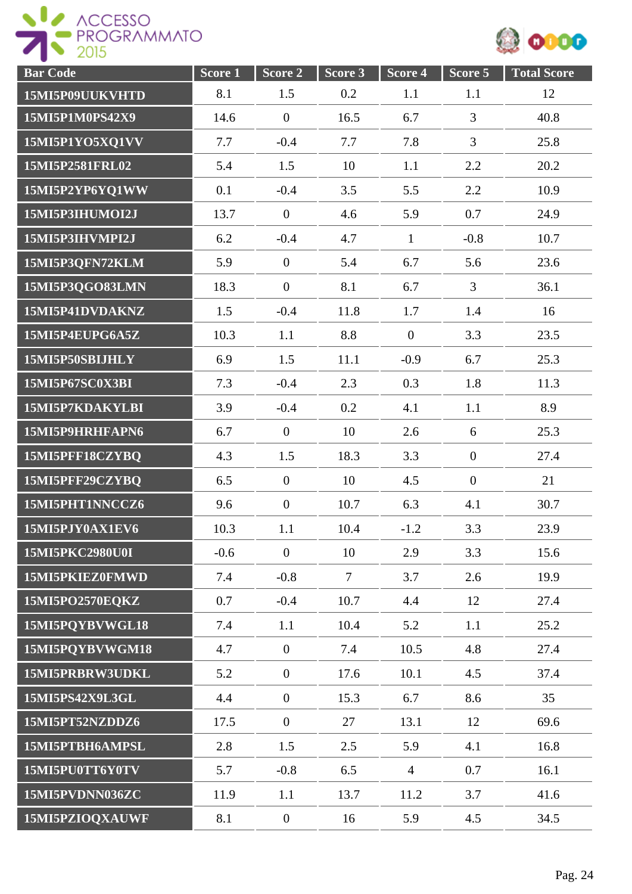| Bar Code | Score 1 | Score 2 | Score 3 | Score 4 | Score 5 | Total Score |
|---|---|---|---|---|---|---|
| 15MI5P09UUKVHTD | 8.1 | 1.5 | 0.2 | 1.1 | 1.1 | 12 |
| 15MI5P1M0PS42X9 | 14.6 | 0 | 16.5 | 6.7 | 3 | 40.8 |
| 15MI5P1YO5XQ1VV | 7.7 | -0.4 | 7.7 | 7.8 | 3 | 25.8 |
| 15MI5P2581FRL02 | 5.4 | 1.5 | 10 | 1.1 | 2.2 | 20.2 |
| 15MI5P2YP6YQ1WW | 0.1 | -0.4 | 3.5 | 5.5 | 2.2 | 10.9 |
| 15MI5P3IHUMOI2J | 13.7 | 0 | 4.6 | 5.9 | 0.7 | 24.9 |
| 15MI5P3IHVMPI2J | 6.2 | -0.4 | 4.7 | 1 | -0.8 | 10.7 |
| 15MI5P3QFN72KLM | 5.9 | 0 | 5.4 | 6.7 | 5.6 | 23.6 |
| 15MI5P3QGO83LMN | 18.3 | 0 | 8.1 | 6.7 | 3 | 36.1 |
| 15MI5P41DVDAKNZ | 1.5 | -0.4 | 11.8 | 1.7 | 1.4 | 16 |
| 15MI5P4EUPG6A5Z | 10.3 | 1.1 | 8.8 | 0 | 3.3 | 23.5 |
| 15MI5P50SBIJHLY | 6.9 | 1.5 | 11.1 | -0.9 | 6.7 | 25.3 |
| 15MI5P67SC0X3BI | 7.3 | -0.4 | 2.3 | 0.3 | 1.8 | 11.3 |
| 15MI5P7KDAKYLBI | 3.9 | -0.4 | 0.2 | 4.1 | 1.1 | 8.9 |
| 15MI5P9HRHFAPN6 | 6.7 | 0 | 10 | 2.6 | 6 | 25.3 |
| 15MI5PFF18CZYBQ | 4.3 | 1.5 | 18.3 | 3.3 | 0 | 27.4 |
| 15MI5PFF29CZYBQ | 6.5 | 0 | 10 | 4.5 | 0 | 21 |
| 15MI5PHT1NNCCZ6 | 9.6 | 0 | 10.7 | 6.3 | 4.1 | 30.7 |
| 15MI5PJY0AX1EV6 | 10.3 | 1.1 | 10.4 | -1.2 | 3.3 | 23.9 |
| 15MI5PKC2980U0I | -0.6 | 0 | 10 | 2.9 | 3.3 | 15.6 |
| 15MI5PKIEZ0FMWD | 7.4 | -0.8 | 7 | 3.7 | 2.6 | 19.9 |
| 15MI5PO2570EQKZ | 0.7 | -0.4 | 10.7 | 4.4 | 12 | 27.4 |
| 15MI5PQYBVWGL18 | 7.4 | 1.1 | 10.4 | 5.2 | 1.1 | 25.2 |
| 15MI5PQYBVWGM18 | 4.7 | 0 | 7.4 | 10.5 | 4.8 | 27.4 |
| 15MI5PRBRW3UDKL | 5.2 | 0 | 17.6 | 10.1 | 4.5 | 37.4 |
| 15MI5PS42X9L3GL | 4.4 | 0 | 15.3 | 6.7 | 8.6 | 35 |
| 15MI5PT52NZDDZ6 | 17.5 | 0 | 27 | 13.1 | 12 | 69.6 |
| 15MI5PTBH6AMPSL | 2.8 | 1.5 | 2.5 | 5.9 | 4.1 | 16.8 |
| 15MI5PU0TT6Y0TV | 5.7 | -0.8 | 6.5 | 4 | 0.7 | 16.1 |
| 15MI5PVDNN036ZC | 11.9 | 1.1 | 13.7 | 11.2 | 3.7 | 41.6 |
| 15MI5PZIOQXAUWF | 8.1 | 0 | 16 | 5.9 | 4.5 | 34.5 |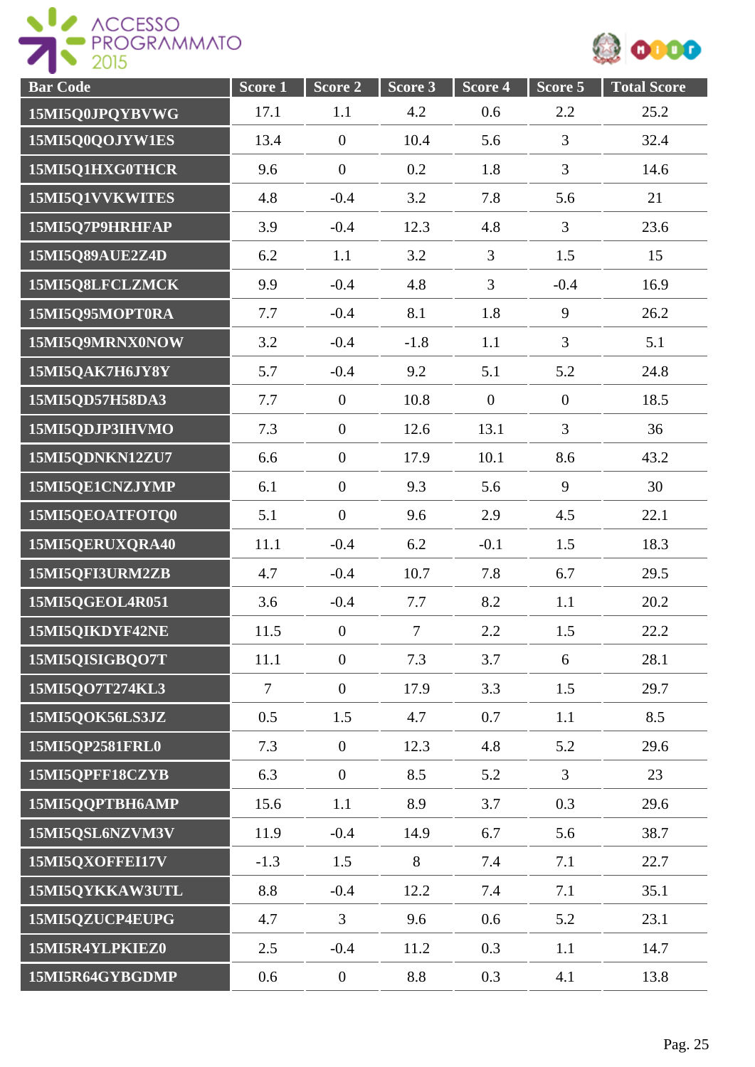| Bar Code | Score 1 | Score 2 | Score 3 | Score 4 | Score 5 | Total Score |
|---|---|---|---|---|---|---|
| 15MI5Q0JPQYBVWG | 17.1 | 1.1 | 4.2 | 0.6 | 2.2 | 25.2 |
| 15MI5Q0QOJYW1ES | 13.4 | 0 | 10.4 | 5.6 | 3 | 32.4 |
| 15MI5Q1HXG0THCR | 9.6 | 0 | 0.2 | 1.8 | 3 | 14.6 |
| 15MI5Q1VVKWITES | 4.8 | -0.4 | 3.2 | 7.8 | 5.6 | 21 |
| 15MI5Q7P9HRHFAP | 3.9 | -0.4 | 12.3 | 4.8 | 3 | 23.6 |
| 15MI5Q89AUE2Z4D | 6.2 | 1.1 | 3.2 | 3 | 1.5 | 15 |
| 15MI5Q8LFCLZMCK | 9.9 | -0.4 | 4.8 | 3 | -0.4 | 16.9 |
| 15MI5Q95MOPT0RA | 7.7 | -0.4 | 8.1 | 1.8 | 9 | 26.2 |
| 15MI5Q9MRNX0NOW | 3.2 | -0.4 | -1.8 | 1.1 | 3 | 5.1 |
| 15MI5QAK7H6JY8Y | 5.7 | -0.4 | 9.2 | 5.1 | 5.2 | 24.8 |
| 15MI5QD57H58DA3 | 7.7 | 0 | 10.8 | 0 | 0 | 18.5 |
| 15MI5QDJP3IHVMO | 7.3 | 0 | 12.6 | 13.1 | 3 | 36 |
| 15MI5QDNKN12ZU7 | 6.6 | 0 | 17.9 | 10.1 | 8.6 | 43.2 |
| 15MI5QE1CNZJYMP | 6.1 | 0 | 9.3 | 5.6 | 9 | 30 |
| 15MI5QEOATFOTQ0 | 5.1 | 0 | 9.6 | 2.9 | 4.5 | 22.1 |
| 15MI5QERUXQRA40 | 11.1 | -0.4 | 6.2 | -0.1 | 1.5 | 18.3 |
| 15MI5QFI3URM2ZB | 4.7 | -0.4 | 10.7 | 7.8 | 6.7 | 29.5 |
| 15MI5QGEOL4R051 | 3.6 | -0.4 | 7.7 | 8.2 | 1.1 | 20.2 |
| 15MI5QIKDYF42NE | 11.5 | 0 | 7 | 2.2 | 1.5 | 22.2 |
| 15MI5QISIGBQO7T | 11.1 | 0 | 7.3 | 3.7 | 6 | 28.1 |
| 15MI5QO7T274KL3 | 7 | 0 | 17.9 | 3.3 | 1.5 | 29.7 |
| 15MI5QOK56LS3JZ | 0.5 | 1.5 | 4.7 | 0.7 | 1.1 | 8.5 |
| 15MI5QP2581FRL0 | 7.3 | 0 | 12.3 | 4.8 | 5.2 | 29.6 |
| 15MI5QPFF18CZYB | 6.3 | 0 | 8.5 | 5.2 | 3 | 23 |
| 15MI5QQPTBH6AMP | 15.6 | 1.1 | 8.9 | 3.7 | 0.3 | 29.6 |
| 15MI5QSL6NZVM3V | 11.9 | -0.4 | 14.9 | 6.7 | 5.6 | 38.7 |
| 15MI5QXOFFEI17V | -1.3 | 1.5 | 8 | 7.4 | 7.1 | 22.7 |
| 15MI5QYKKAW3UTL | 8.8 | -0.4 | 12.2 | 7.4 | 7.1 | 35.1 |
| 15MI5QZUCP4EUPG | 4.7 | 3 | 9.6 | 0.6 | 5.2 | 23.1 |
| 15MI5R4YLPKIEZ0 | 2.5 | -0.4 | 11.2 | 0.3 | 1.1 | 14.7 |
| 15MI5R64GYBGDMP | 0.6 | 0 | 8.8 | 0.3 | 4.1 | 13.8 |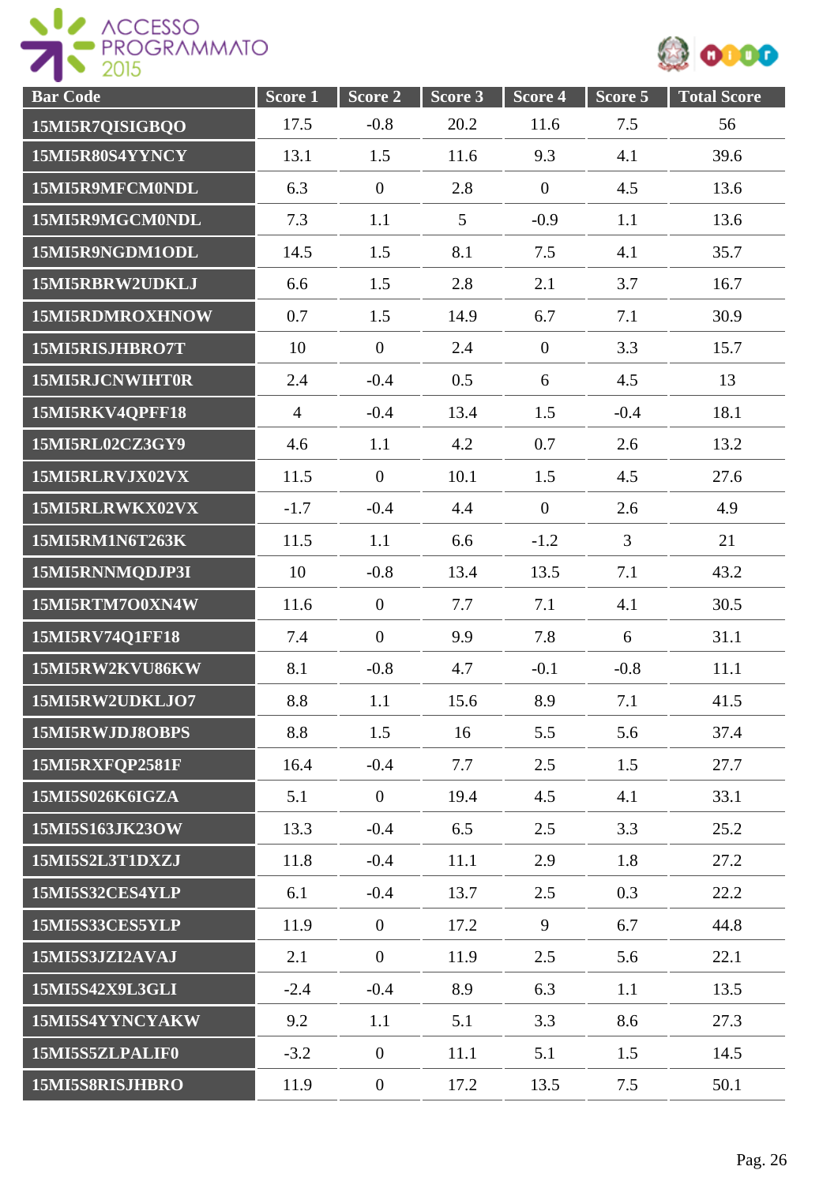| Bar Code | Score 1 | Score 2 | Score 3 | Score 4 | Score 5 | Total Score |
| --- | --- | --- | --- | --- | --- | --- |
| 15MI5R7QISIGBQO | 17.5 | -0.8 | 20.2 | 11.6 | 7.5 | 56 |
| 15MI5R80S4YYNCY | 13.1 | 1.5 | 11.6 | 9.3 | 4.1 | 39.6 |
| 15MI5R9MFCM0NDL | 6.3 | 0 | 2.8 | 0 | 4.5 | 13.6 |
| 15MI5R9MGCM0NDL | 7.3 | 1.1 | 5 | -0.9 | 1.1 | 13.6 |
| 15MI5R9NGDM1ODL | 14.5 | 1.5 | 8.1 | 7.5 | 4.1 | 35.7 |
| 15MI5RBRW2UDKLJ | 6.6 | 1.5 | 2.8 | 2.1 | 3.7 | 16.7 |
| 15MI5RDMROXHNOW | 0.7 | 1.5 | 14.9 | 6.7 | 7.1 | 30.9 |
| 15MI5RISJHBRO7T | 10 | 0 | 2.4 | 0 | 3.3 | 15.7 |
| 15MI5RJCNWIHT0R | 2.4 | -0.4 | 0.5 | 6 | 4.5 | 13 |
| 15MI5RKV4QPFF18 | 4 | -0.4 | 13.4 | 1.5 | -0.4 | 18.1 |
| 15MI5RL02CZ3GY9 | 4.6 | 1.1 | 4.2 | 0.7 | 2.6 | 13.2 |
| 15MI5RLRVJX02VX | 11.5 | 0 | 10.1 | 1.5 | 4.5 | 27.6 |
| 15MI5RLRWKX02VX | -1.7 | -0.4 | 4.4 | 0 | 2.6 | 4.9 |
| 15MI5RM1N6T263K | 11.5 | 1.1 | 6.6 | -1.2 | 3 | 21 |
| 15MI5RNNMQDJP3I | 10 | -0.8 | 13.4 | 13.5 | 7.1 | 43.2 |
| 15MI5RTM7O0XN4W | 11.6 | 0 | 7.7 | 7.1 | 4.1 | 30.5 |
| 15MI5RV74Q1FF18 | 7.4 | 0 | 9.9 | 7.8 | 6 | 31.1 |
| 15MI5RW2KVU86KW | 8.1 | -0.8 | 4.7 | -0.1 | -0.8 | 11.1 |
| 15MI5RW2UDKLJO7 | 8.8 | 1.1 | 15.6 | 8.9 | 7.1 | 41.5 |
| 15MI5RWJDJ8OBPS | 8.8 | 1.5 | 16 | 5.5 | 5.6 | 37.4 |
| 15MI5RXFQP2581F | 16.4 | -0.4 | 7.7 | 2.5 | 1.5 | 27.7 |
| 15MI5S026K6IGZA | 5.1 | 0 | 19.4 | 4.5 | 4.1 | 33.1 |
| 15MI5S163JK23OW | 13.3 | -0.4 | 6.5 | 2.5 | 3.3 | 25.2 |
| 15MI5S2L3T1DXZJ | 11.8 | -0.4 | 11.1 | 2.9 | 1.8 | 27.2 |
| 15MI5S32CES4YLP | 6.1 | -0.4 | 13.7 | 2.5 | 0.3 | 22.2 |
| 15MI5S33CES5YLP | 11.9 | 0 | 17.2 | 9 | 6.7 | 44.8 |
| 15MI5S3JZI2AVAJ | 2.1 | 0 | 11.9 | 2.5 | 5.6 | 22.1 |
| 15MI5S42X9L3GLI | -2.4 | -0.4 | 8.9 | 6.3 | 1.1 | 13.5 |
| 15MI5S4YYNCYAKW | 9.2 | 1.1 | 5.1 | 3.3 | 8.6 | 27.3 |
| 15MI5S5ZLPALIF0 | -3.2 | 0 | 11.1 | 5.1 | 1.5 | 14.5 |
| 15MI5S8RISJHBRO | 11.9 | 0 | 17.2 | 13.5 | 7.5 | 50.1 |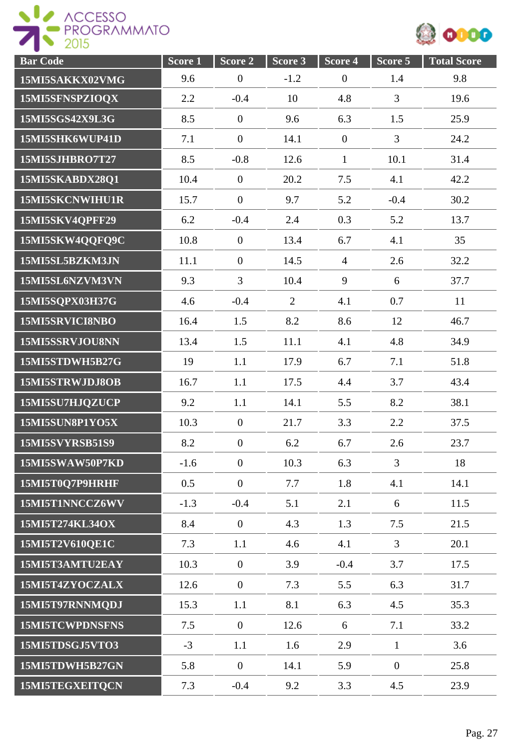| Bar Code | Score 1 | Score 2 | Score 3 | Score 4 | Score 5 | Total Score |
|---|---|---|---|---|---|---|
| 15MI5SAKKX02VMG | 9.6 | 0 | -1.2 | 0 | 1.4 | 9.8 |
| 15MI5SFNSPZIOQX | 2.2 | -0.4 | 10 | 4.8 | 3 | 19.6 |
| 15MI5SGS42X9L3G | 8.5 | 0 | 9.6 | 6.3 | 1.5 | 25.9 |
| 15MI5SHK6WUP41D | 7.1 | 0 | 14.1 | 0 | 3 | 24.2 |
| 15MI5SJHBRO7T27 | 8.5 | -0.8 | 12.6 | 1 | 10.1 | 31.4 |
| 15MI5SKABDX28Q1 | 10.4 | 0 | 20.2 | 7.5 | 4.1 | 42.2 |
| 15MI5SKCNWIHU1R | 15.7 | 0 | 9.7 | 5.2 | -0.4 | 30.2 |
| 15MI5SKV4QPFF29 | 6.2 | -0.4 | 2.4 | 0.3 | 5.2 | 13.7 |
| 15MI5SKW4QQFQ9C | 10.8 | 0 | 13.4 | 6.7 | 4.1 | 35 |
| 15MI5SL5BZKM3JN | 11.1 | 0 | 14.5 | 4 | 2.6 | 32.2 |
| 15MI5SL6NZVM3VN | 9.3 | 3 | 10.4 | 9 | 6 | 37.7 |
| 15MI5SQPX03H37G | 4.6 | -0.4 | 2 | 4.1 | 0.7 | 11 |
| 15MI5SRVICI8NBO | 16.4 | 1.5 | 8.2 | 8.6 | 12 | 46.7 |
| 15MI5SSRVJOU8NN | 13.4 | 1.5 | 11.1 | 4.1 | 4.8 | 34.9 |
| 15MI5STDWH5B27G | 19 | 1.1 | 17.9 | 6.7 | 7.1 | 51.8 |
| 15MI5STRWJDJ8OB | 16.7 | 1.1 | 17.5 | 4.4 | 3.7 | 43.4 |
| 15MI5SU7HJQZUCP | 9.2 | 1.1 | 14.1 | 5.5 | 8.2 | 38.1 |
| 15MI5SUN8P1YO5X | 10.3 | 0 | 21.7 | 3.3 | 2.2 | 37.5 |
| 15MI5SVYRSB51S9 | 8.2 | 0 | 6.2 | 6.7 | 2.6 | 23.7 |
| 15MI5SWAW50P7KD | -1.6 | 0 | 10.3 | 6.3 | 3 | 18 |
| 15MI5T0Q7P9HRHF | 0.5 | 0 | 7.7 | 1.8 | 4.1 | 14.1 |
| 15MI5T1NNCCZ6WV | -1.3 | -0.4 | 5.1 | 2.1 | 6 | 11.5 |
| 15MI5T274KL34OX | 8.4 | 0 | 4.3 | 1.3 | 7.5 | 21.5 |
| 15MI5T2V610QE1C | 7.3 | 1.1 | 4.6 | 4.1 | 3 | 20.1 |
| 15MI5T3AMTU2EAY | 10.3 | 0 | 3.9 | -0.4 | 3.7 | 17.5 |
| 15MI5T4ZYOCZALX | 12.6 | 0 | 7.3 | 5.5 | 6.3 | 31.7 |
| 15MI5T97RNNMQDJ | 15.3 | 1.1 | 8.1 | 6.3 | 4.5 | 35.3 |
| 15MI5TCWPDNSFNS | 7.5 | 0 | 12.6 | 6 | 7.1 | 33.2 |
| 15MI5TDSGJ5VTO3 | -3 | 1.1 | 1.6 | 2.9 | 1 | 3.6 |
| 15MI5TDWH5B27GN | 5.8 | 0 | 14.1 | 5.9 | 0 | 25.8 |
| 15MI5TEGXEITQCN | 7.3 | -0.4 | 9.2 | 3.3 | 4.5 | 23.9 |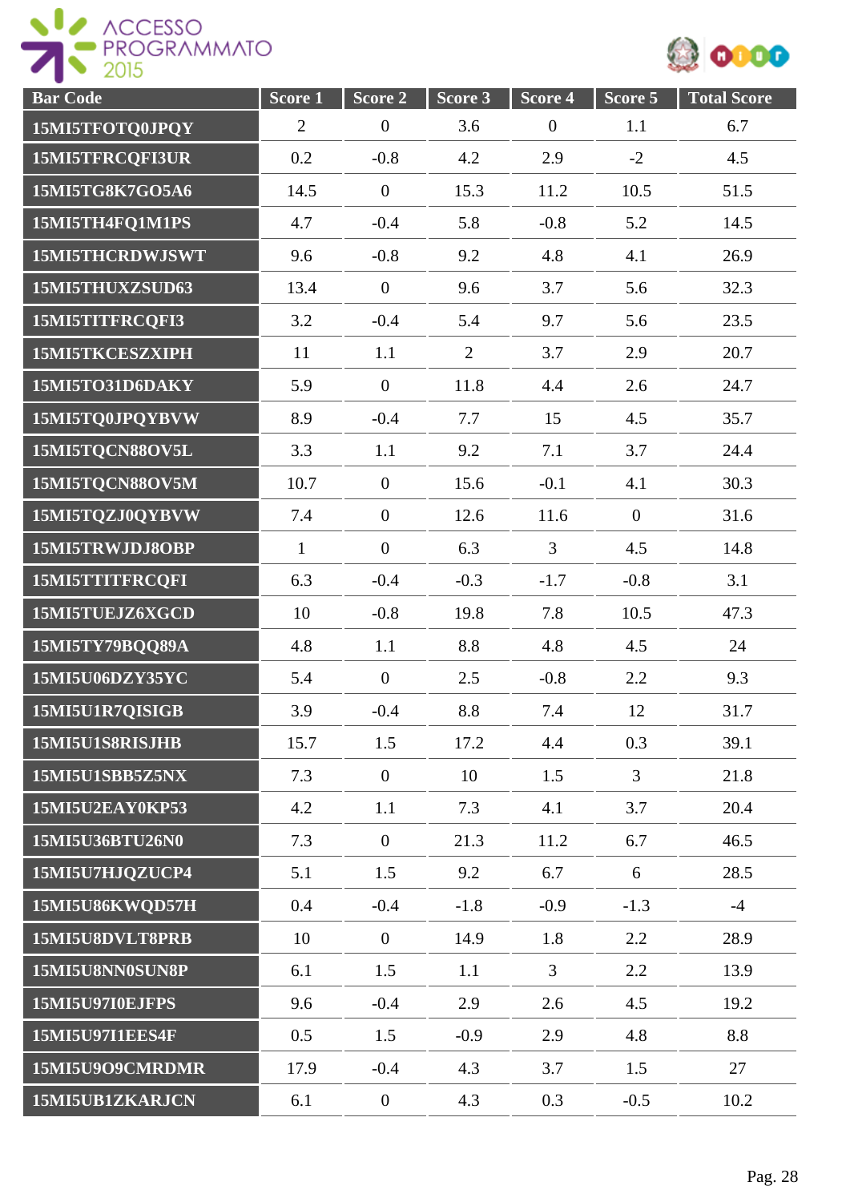| Bar Code | Score 1 | Score 2 | Score 3 | Score 4 | Score 5 | Total Score |
|---|---|---|---|---|---|---|
| 15MI5TFOTQ0JPQY | 2 | 0 | 3.6 | 0 | 1.1 | 6.7 |
| 15MI5TFRCQFI3UR | 0.2 | -0.8 | 4.2 | 2.9 | -2 | 4.5 |
| 15MI5TG8K7GO5A6 | 14.5 | 0 | 15.3 | 11.2 | 10.5 | 51.5 |
| 15MI5TH4FQ1M1PS | 4.7 | -0.4 | 5.8 | -0.8 | 5.2 | 14.5 |
| 15MI5THCRDWJSWT | 9.6 | -0.8 | 9.2 | 4.8 | 4.1 | 26.9 |
| 15MI5THUXZSUD63 | 13.4 | 0 | 9.6 | 3.7 | 5.6 | 32.3 |
| 15MI5TITFRCQFI3 | 3.2 | -0.4 | 5.4 | 9.7 | 5.6 | 23.5 |
| 15MI5TKCESZXIPH | 11 | 1.1 | 2 | 3.7 | 2.9 | 20.7 |
| 15MI5TO31D6DAKY | 5.9 | 0 | 11.8 | 4.4 | 2.6 | 24.7 |
| 15MI5TQ0JPQYBVW | 8.9 | -0.4 | 7.7 | 15 | 4.5 | 35.7 |
| 15MI5TQCN88OV5L | 3.3 | 1.1 | 9.2 | 7.1 | 3.7 | 24.4 |
| 15MI5TQCN88OV5M | 10.7 | 0 | 15.6 | -0.1 | 4.1 | 30.3 |
| 15MI5TQZJ0QYBVW | 7.4 | 0 | 12.6 | 11.6 | 0 | 31.6 |
| 15MI5TRWJDJ8OBP | 1 | 0 | 6.3 | 3 | 4.5 | 14.8 |
| 15MI5TTITFRCQFI | 6.3 | -0.4 | -0.3 | -1.7 | -0.8 | 3.1 |
| 15MI5TUEJZ6XGCD | 10 | -0.8 | 19.8 | 7.8 | 10.5 | 47.3 |
| 15MI5TY79BQQ89A | 4.8 | 1.1 | 8.8 | 4.8 | 4.5 | 24 |
| 15MI5U06DZY35YC | 5.4 | 0 | 2.5 | -0.8 | 2.2 | 9.3 |
| 15MI5U1R7QISIGB | 3.9 | -0.4 | 8.8 | 7.4 | 12 | 31.7 |
| 15MI5U1S8RISJHB | 15.7 | 1.5 | 17.2 | 4.4 | 0.3 | 39.1 |
| 15MI5U1SBB5Z5NX | 7.3 | 0 | 10 | 1.5 | 3 | 21.8 |
| 15MI5U2EAY0KP53 | 4.2 | 1.1 | 7.3 | 4.1 | 3.7 | 20.4 |
| 15MI5U36BTU26N0 | 7.3 | 0 | 21.3 | 11.2 | 6.7 | 46.5 |
| 15MI5U7HJQZUCP4 | 5.1 | 1.5 | 9.2 | 6.7 | 6 | 28.5 |
| 15MI5U86KWQD57H | 0.4 | -0.4 | -1.8 | -0.9 | -1.3 | -4 |
| 15MI5U8DVLT8PRB | 10 | 0 | 14.9 | 1.8 | 2.2 | 28.9 |
| 15MI5U8NN0SUN8P | 6.1 | 1.5 | 1.1 | 3 | 2.2 | 13.9 |
| 15MI5U97I0EJFPS | 9.6 | -0.4 | 2.9 | 2.6 | 4.5 | 19.2 |
| 15MI5U97I1EES4F | 0.5 | 1.5 | -0.9 | 2.9 | 4.8 | 8.8 |
| 15MI5U9O9CMRDMR | 17.9 | -0.4 | 4.3 | 3.7 | 1.5 | 27 |
| 15MI5UB1ZKARJCN | 6.1 | 0 | 4.3 | 0.3 | -0.5 | 10.2 |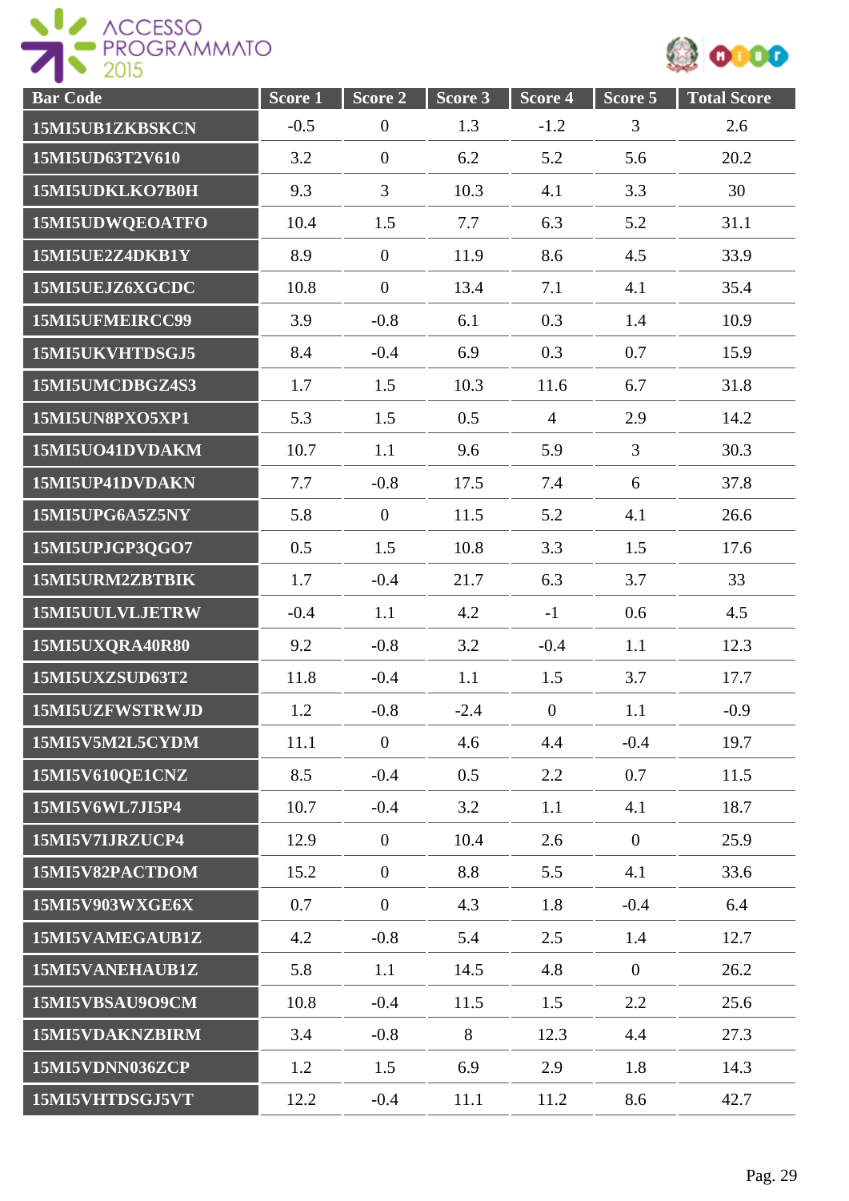| Bar Code | Score 1 | Score 2 | Score 3 | Score 4 | Score 5 | Total Score |
|---|---|---|---|---|---|---|
| 15MI5UB1ZKBSKCN | -0.5 | 0 | 1.3 | -1.2 | 3 | 2.6 |
| 15MI5UD63T2V610 | 3.2 | 0 | 6.2 | 5.2 | 5.6 | 20.2 |
| 15MI5UDKLKO7B0H | 9.3 | 3 | 10.3 | 4.1 | 3.3 | 30 |
| 15MI5UDWQEOATFO | 10.4 | 1.5 | 7.7 | 6.3 | 5.2 | 31.1 |
| 15MI5UE2Z4DKB1Y | 8.9 | 0 | 11.9 | 8.6 | 4.5 | 33.9 |
| 15MI5UEJZ6XGCDC | 10.8 | 0 | 13.4 | 7.1 | 4.1 | 35.4 |
| 15MI5UFMEIRCC99 | 3.9 | -0.8 | 6.1 | 0.3 | 1.4 | 10.9 |
| 15MI5UKVHTDSGJ5 | 8.4 | -0.4 | 6.9 | 0.3 | 0.7 | 15.9 |
| 15MI5UMCDBGZ4S3 | 1.7 | 1.5 | 10.3 | 11.6 | 6.7 | 31.8 |
| 15MI5UN8PXO5XP1 | 5.3 | 1.5 | 0.5 | 4 | 2.9 | 14.2 |
| 15MI5UO41DVDAKM | 10.7 | 1.1 | 9.6 | 5.9 | 3 | 30.3 |
| 15MI5UP41DVDAKN | 7.7 | -0.8 | 17.5 | 7.4 | 6 | 37.8 |
| 15MI5UPG6A5Z5NY | 5.8 | 0 | 11.5 | 5.2 | 4.1 | 26.6 |
| 15MI5UPJGP3QGO7 | 0.5 | 1.5 | 10.8 | 3.3 | 1.5 | 17.6 |
| 15MI5URM2ZBTBIK | 1.7 | -0.4 | 21.7 | 6.3 | 3.7 | 33 |
| 15MI5UULVLJETRW | -0.4 | 1.1 | 4.2 | -1 | 0.6 | 4.5 |
| 15MI5UXQRA40R80 | 9.2 | -0.8 | 3.2 | -0.4 | 1.1 | 12.3 |
| 15MI5UXZSUD63T2 | 11.8 | -0.4 | 1.1 | 1.5 | 3.7 | 17.7 |
| 15MI5UZFWSTRWJD | 1.2 | -0.8 | -2.4 | 0 | 1.1 | -0.9 |
| 15MI5V5M2L5CYDM | 11.1 | 0 | 4.6 | 4.4 | -0.4 | 19.7 |
| 15MI5V610QE1CNZ | 8.5 | -0.4 | 0.5 | 2.2 | 0.7 | 11.5 |
| 15MI5V6WL7JI5P4 | 10.7 | -0.4 | 3.2 | 1.1 | 4.1 | 18.7 |
| 15MI5V7IJRZUCP4 | 12.9 | 0 | 10.4 | 2.6 | 0 | 25.9 |
| 15MI5V82PACTDOM | 15.2 | 0 | 8.8 | 5.5 | 4.1 | 33.6 |
| 15MI5V903WXGE6X | 0.7 | 0 | 4.3 | 1.8 | -0.4 | 6.4 |
| 15MI5VAMEGAUB1Z | 4.2 | -0.8 | 5.4 | 2.5 | 1.4 | 12.7 |
| 15MI5VANEHAUB1Z | 5.8 | 1.1 | 14.5 | 4.8 | 0 | 26.2 |
| 15MI5VBSAU9O9CM | 10.8 | -0.4 | 11.5 | 1.5 | 2.2 | 25.6 |
| 15MI5VDAKNZBIRM | 3.4 | -0.8 | 8 | 12.3 | 4.4 | 27.3 |
| 15MI5VDNN036ZCP | 1.2 | 1.5 | 6.9 | 2.9 | 1.8 | 14.3 |
| 15MI5VHTDSGJ5VT | 12.2 | -0.4 | 11.1 | 11.2 | 8.6 | 42.7 |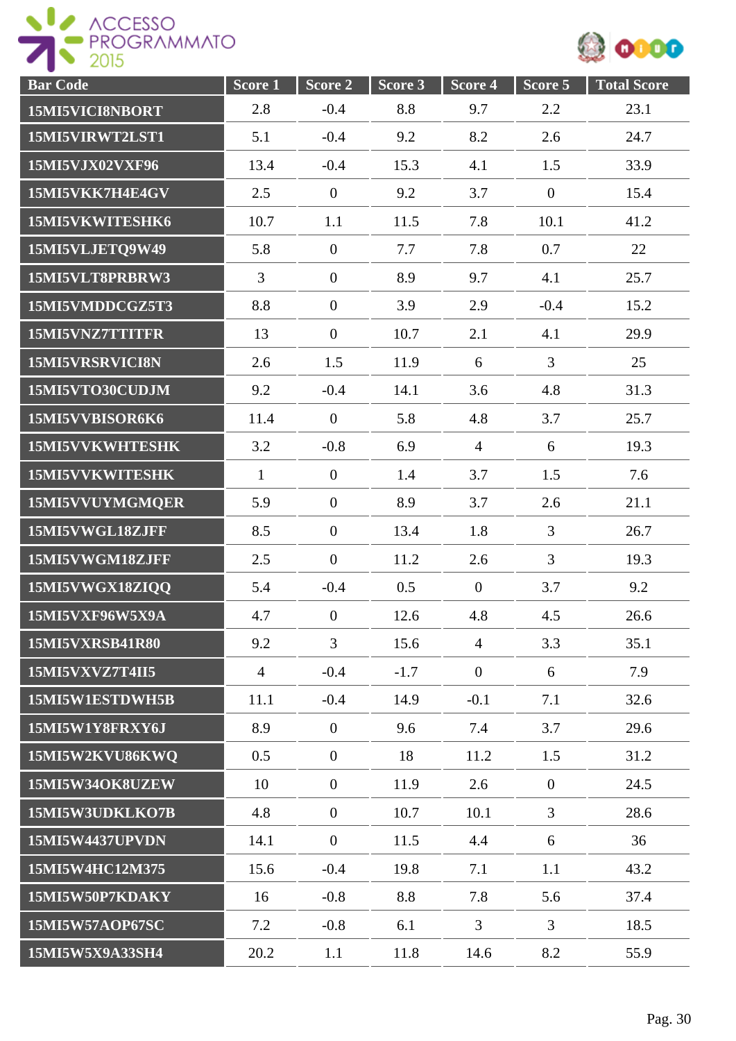| Bar Code | Score 1 | Score 2 | Score 3 | Score 4 | Score 5 | Total Score |
|---|---|---|---|---|---|---|
| 15MI5VICI8NBORT | 2.8 | -0.4 | 8.8 | 9.7 | 2.2 | 23.1 |
| 15MI5VIRWT2LST1 | 5.1 | -0.4 | 9.2 | 8.2 | 2.6 | 24.7 |
| 15MI5VJX02VXF96 | 13.4 | -0.4 | 15.3 | 4.1 | 1.5 | 33.9 |
| 15MI5VKK7H4E4GV | 2.5 | 0 | 9.2 | 3.7 | 0 | 15.4 |
| 15MI5VKWITESHK6 | 10.7 | 1.1 | 11.5 | 7.8 | 10.1 | 41.2 |
| 15MI5VLJETQ9W49 | 5.8 | 0 | 7.7 | 7.8 | 0.7 | 22 |
| 15MI5VLT8PRBRW3 | 3 | 0 | 8.9 | 9.7 | 4.1 | 25.7 |
| 15MI5VMDDCGZ5T3 | 8.8 | 0 | 3.9 | 2.9 | -0.4 | 15.2 |
| 15MI5VNZ7TTITFR | 13 | 0 | 10.7 | 2.1 | 4.1 | 29.9 |
| 15MI5VRSRVICI8N | 2.6 | 1.5 | 11.9 | 6 | 3 | 25 |
| 15MI5VTO30CUDJM | 9.2 | -0.4 | 14.1 | 3.6 | 4.8 | 31.3 |
| 15MI5VVBISOR6K6 | 11.4 | 0 | 5.8 | 4.8 | 3.7 | 25.7 |
| 15MI5VVKWHTESHK | 3.2 | -0.8 | 6.9 | 4 | 6 | 19.3 |
| 15MI5VVKWITESHK | 1 | 0 | 1.4 | 3.7 | 1.5 | 7.6 |
| 15MI5VVUYMGMQER | 5.9 | 0 | 8.9 | 3.7 | 2.6 | 21.1 |
| 15MI5VWGL18ZJFF | 8.5 | 0 | 13.4 | 1.8 | 3 | 26.7 |
| 15MI5VWGM18ZJFF | 2.5 | 0 | 11.2 | 2.6 | 3 | 19.3 |
| 15MI5VWGX18ZIQQ | 5.4 | -0.4 | 0.5 | 0 | 3.7 | 9.2 |
| 15MI5VXF96W5X9A | 4.7 | 0 | 12.6 | 4.8 | 4.5 | 26.6 |
| 15MI5VXRSB41R80 | 9.2 | 3 | 15.6 | 4 | 3.3 | 35.1 |
| 15MI5VXVZ7T4II5 | 4 | -0.4 | -1.7 | 0 | 6 | 7.9 |
| 15MI5W1ESTDWH5B | 11.1 | -0.4 | 14.9 | -0.1 | 7.1 | 32.6 |
| 15MI5W1Y8FRXY6J | 8.9 | 0 | 9.6 | 7.4 | 3.7 | 29.6 |
| 15MI5W2KVU86KWQ | 0.5 | 0 | 18 | 11.2 | 1.5 | 31.2 |
| 15MI5W34OK8UZEW | 10 | 0 | 11.9 | 2.6 | 0 | 24.5 |
| 15MI5W3UDKLKO7B | 4.8 | 0 | 10.7 | 10.1 | 3 | 28.6 |
| 15MI5W4437UPVDN | 14.1 | 0 | 11.5 | 4.4 | 6 | 36 |
| 15MI5W4HC12M375 | 15.6 | -0.4 | 19.8 | 7.1 | 1.1 | 43.2 |
| 15MI5W50P7KDAKY | 16 | -0.8 | 8.8 | 7.8 | 5.6 | 37.4 |
| 15MI5W57AOP67SC | 7.2 | -0.8 | 6.1 | 3 | 3 | 18.5 |
| 15MI5W5X9A33SH4 | 20.2 | 1.1 | 11.8 | 14.6 | 8.2 | 55.9 |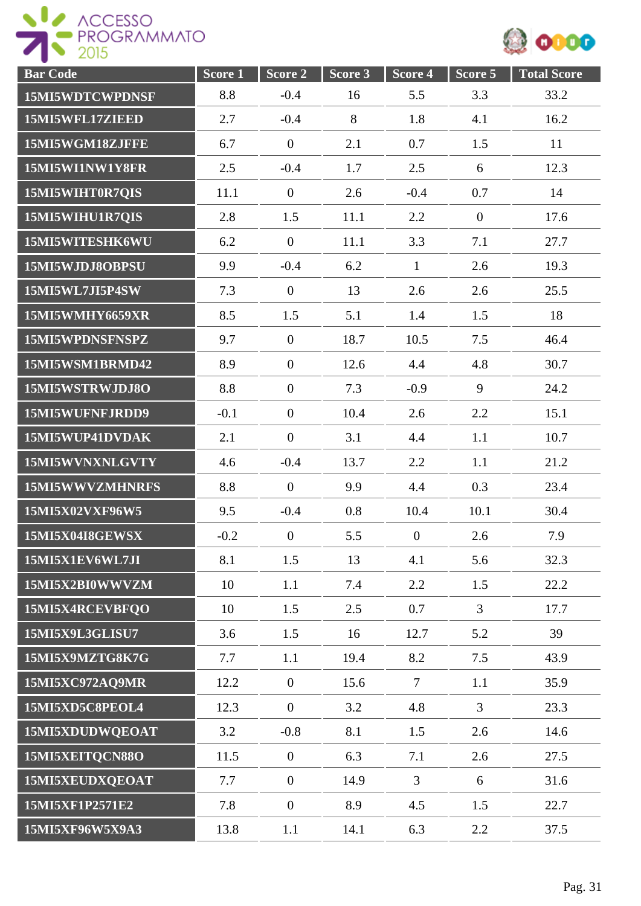| Bar Code | Score 1 | Score 2 | Score 3 | Score 4 | Score 5 | Total Score |
|---|---|---|---|---|---|---|
| 15MI5WDTCWPDNSF | 8.8 | -0.4 | 16 | 5.5 | 3.3 | 33.2 |
| 15MI5WFL17ZIEED | 2.7 | -0.4 | 8 | 1.8 | 4.1 | 16.2 |
| 15MI5WGM18ZJFFE | 6.7 | 0 | 2.1 | 0.7 | 1.5 | 11 |
| 15MI5WI1NW1Y8FR | 2.5 | -0.4 | 1.7 | 2.5 | 6 | 12.3 |
| 15MI5WIHT0R7QIS | 11.1 | 0 | 2.6 | -0.4 | 0.7 | 14 |
| 15MI5WIHU1R7QIS | 2.8 | 1.5 | 11.1 | 2.2 | 0 | 17.6 |
| 15MI5WITESHK6WU | 6.2 | 0 | 11.1 | 3.3 | 7.1 | 27.7 |
| 15MI5WJDJ8OBPSU | 9.9 | -0.4 | 6.2 | 1 | 2.6 | 19.3 |
| 15MI5WL7JI5P4SW | 7.3 | 0 | 13 | 2.6 | 2.6 | 25.5 |
| 15MI5WMHY6659XR | 8.5 | 1.5 | 5.1 | 1.4 | 1.5 | 18 |
| 15MI5WPDNSFNSPZ | 9.7 | 0 | 18.7 | 10.5 | 7.5 | 46.4 |
| 15MI5WSM1BRMD42 | 8.9 | 0 | 12.6 | 4.4 | 4.8 | 30.7 |
| 15MI5WSTRWJDJ8O | 8.8 | 0 | 7.3 | -0.9 | 9 | 24.2 |
| 15MI5WUFNFJRDD9 | -0.1 | 0 | 10.4 | 2.6 | 2.2 | 15.1 |
| 15MI5WUP41DVDAK | 2.1 | 0 | 3.1 | 4.4 | 1.1 | 10.7 |
| 15MI5WVNXNLGVTY | 4.6 | -0.4 | 13.7 | 2.2 | 1.1 | 21.2 |
| 15MI5WWVZMHNRFS | 8.8 | 0 | 9.9 | 4.4 | 0.3 | 23.4 |
| 15MI5X02VXF96W5 | 9.5 | -0.4 | 0.8 | 10.4 | 10.1 | 30.4 |
| 15MI5X04I8GEWSX | -0.2 | 0 | 5.5 | 0 | 2.6 | 7.9 |
| 15MI5X1EV6WL7JI | 8.1 | 1.5 | 13 | 4.1 | 5.6 | 32.3 |
| 15MI5X2BI0WWVZM | 10 | 1.1 | 7.4 | 2.2 | 1.5 | 22.2 |
| 15MI5X4RCEVBFQO | 10 | 1.5 | 2.5 | 0.7 | 3 | 17.7 |
| 15MI5X9L3GLISU7 | 3.6 | 1.5 | 16 | 12.7 | 5.2 | 39 |
| 15MI5X9MZTG8K7G | 7.7 | 1.1 | 19.4 | 8.2 | 7.5 | 43.9 |
| 15MI5XC972AQ9MR | 12.2 | 0 | 15.6 | 7 | 1.1 | 35.9 |
| 15MI5XD5C8PEOL4 | 12.3 | 0 | 3.2 | 4.8 | 3 | 23.3 |
| 15MI5XDUDWQEOAT | 3.2 | -0.8 | 8.1 | 1.5 | 2.6 | 14.6 |
| 15MI5XEITQCN88O | 11.5 | 0 | 6.3 | 7.1 | 2.6 | 27.5 |
| 15MI5XEUDXQEOAT | 7.7 | 0 | 14.9 | 3 | 6 | 31.6 |
| 15MI5XF1P2571E2 | 7.8 | 0 | 8.9 | 4.5 | 1.5 | 22.7 |
| 15MI5XF96W5X9A3 | 13.8 | 1.1 | 14.1 | 6.3 | 2.2 | 37.5 |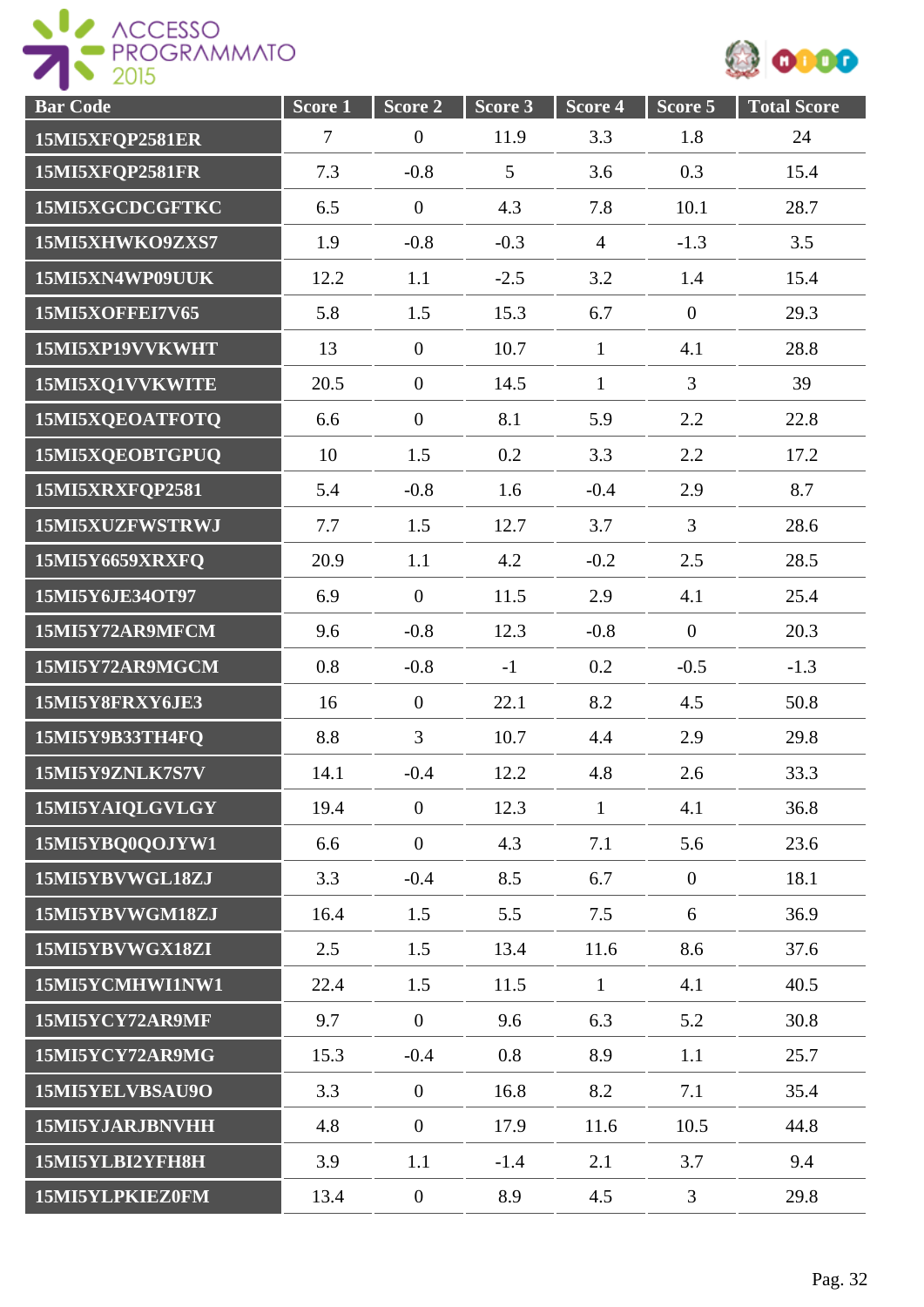| Bar Code | Score 1 | Score 2 | Score 3 | Score 4 | Score 5 | Total Score |
| --- | --- | --- | --- | --- | --- | --- |
| 15MI5XFQP2581ER | 7 | 0 | 11.9 | 3.3 | 1.8 | 24 |
| 15MI5XFQP2581FR | 7.3 | -0.8 | 5 | 3.6 | 0.3 | 15.4 |
| 15MI5XGCDCGFTKC | 6.5 | 0 | 4.3 | 7.8 | 10.1 | 28.7 |
| 15MI5XHWKO9ZXS7 | 1.9 | -0.8 | -0.3 | 4 | -1.3 | 3.5 |
| 15MI5XN4WP09UUK | 12.2 | 1.1 | -2.5 | 3.2 | 1.4 | 15.4 |
| 15MI5XOFFEI7V65 | 5.8 | 1.5 | 15.3 | 6.7 | 0 | 29.3 |
| 15MI5XP19VVKWHT | 13 | 0 | 10.7 | 1 | 4.1 | 28.8 |
| 15MI5XQ1VVKWITE | 20.5 | 0 | 14.5 | 1 | 3 | 39 |
| 15MI5XQEOATFOTQ | 6.6 | 0 | 8.1 | 5.9 | 2.2 | 22.8 |
| 15MI5XQEOBTGPUQ | 10 | 1.5 | 0.2 | 3.3 | 2.2 | 17.2 |
| 15MI5XRXFQP2581 | 5.4 | -0.8 | 1.6 | -0.4 | 2.9 | 8.7 |
| 15MI5XUZFWSTRWJ | 7.7 | 1.5 | 12.7 | 3.7 | 3 | 28.6 |
| 15MI5Y6659XRXFQ | 20.9 | 1.1 | 4.2 | -0.2 | 2.5 | 28.5 |
| 15MI5Y6JE34OT97 | 6.9 | 0 | 11.5 | 2.9 | 4.1 | 25.4 |
| 15MI5Y72AR9MFCM | 9.6 | -0.8 | 12.3 | -0.8 | 0 | 20.3 |
| 15MI5Y72AR9MGCM | 0.8 | -0.8 | -1 | 0.2 | -0.5 | -1.3 |
| 15MI5Y8FRXY6JE3 | 16 | 0 | 22.1 | 8.2 | 4.5 | 50.8 |
| 15MI5Y9B33TH4FQ | 8.8 | 3 | 10.7 | 4.4 | 2.9 | 29.8 |
| 15MI5Y9ZNLK7S7V | 14.1 | -0.4 | 12.2 | 4.8 | 2.6 | 33.3 |
| 15MI5YAIQLGVLGY | 19.4 | 0 | 12.3 | 1 | 4.1 | 36.8 |
| 15MI5YBQ0QOJYW1 | 6.6 | 0 | 4.3 | 7.1 | 5.6 | 23.6 |
| 15MI5YBVWGL18ZJ | 3.3 | -0.4 | 8.5 | 6.7 | 0 | 18.1 |
| 15MI5YBVWGM18ZJ | 16.4 | 1.5 | 5.5 | 7.5 | 6 | 36.9 |
| 15MI5YBVWGX18ZI | 2.5 | 1.5 | 13.4 | 11.6 | 8.6 | 37.6 |
| 15MI5YCMHWI1NW1 | 22.4 | 1.5 | 11.5 | 1 | 4.1 | 40.5 |
| 15MI5YCY72AR9MF | 9.7 | 0 | 9.6 | 6.3 | 5.2 | 30.8 |
| 15MI5YCY72AR9MG | 15.3 | -0.4 | 0.8 | 8.9 | 1.1 | 25.7 |
| 15MI5YELVBSAU9O | 3.3 | 0 | 16.8 | 8.2 | 7.1 | 35.4 |
| 15MI5YJARJBNVHH | 4.8 | 0 | 17.9 | 11.6 | 10.5 | 44.8 |
| 15MI5YLBI2YFH8H | 3.9 | 1.1 | -1.4 | 2.1 | 3.7 | 9.4 |
| 15MI5YLPKIEZ0FM | 13.4 | 0 | 8.9 | 4.5 | 3 | 29.8 |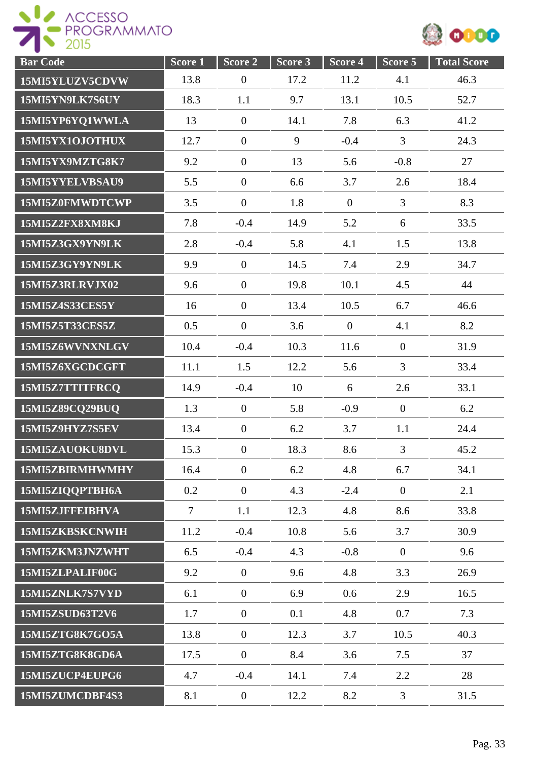| Bar Code | Score 1 | Score 2 | Score 3 | Score 4 | Score 5 | Total Score |
|---|---|---|---|---|---|---|
| 15MI5YLUZV5CDVW | 13.8 | 0 | 17.2 | 11.2 | 4.1 | 46.3 |
| 15MI5YN9LK7S6UY | 18.3 | 1.1 | 9.7 | 13.1 | 10.5 | 52.7 |
| 15MI5YP6YQ1WWLA | 13 | 0 | 14.1 | 7.8 | 6.3 | 41.2 |
| 15MI5YX1OJOTHUX | 12.7 | 0 | 9 | -0.4 | 3 | 24.3 |
| 15MI5YX9MZTG8K7 | 9.2 | 0 | 13 | 5.6 | -0.8 | 27 |
| 15MI5YYELVBSAU9 | 5.5 | 0 | 6.6 | 3.7 | 2.6 | 18.4 |
| 15MI5Z0FMWDTCWP | 3.5 | 0 | 1.8 | 0 | 3 | 8.3 |
| 15MI5Z2FX8XM8KJ | 7.8 | -0.4 | 14.9 | 5.2 | 6 | 33.5 |
| 15MI5Z3GX9YN9LK | 2.8 | -0.4 | 5.8 | 4.1 | 1.5 | 13.8 |
| 15MI5Z3GY9YN9LK | 9.9 | 0 | 14.5 | 7.4 | 2.9 | 34.7 |
| 15MI5Z3RLRVJX02 | 9.6 | 0 | 19.8 | 10.1 | 4.5 | 44 |
| 15MI5Z4S33CES5Y | 16 | 0 | 13.4 | 10.5 | 6.7 | 46.6 |
| 15MI5Z5T33CES5Z | 0.5 | 0 | 3.6 | 0 | 4.1 | 8.2 |
| 15MI5Z6WVNXNLGV | 10.4 | -0.4 | 10.3 | 11.6 | 0 | 31.9 |
| 15MI5Z6XGCDCGFT | 11.1 | 1.5 | 12.2 | 5.6 | 3 | 33.4 |
| 15MI5Z7TTITFRCQ | 14.9 | -0.4 | 10 | 6 | 2.6 | 33.1 |
| 15MI5Z89CQ29BUQ | 1.3 | 0 | 5.8 | -0.9 | 0 | 6.2 |
| 15MI5Z9HYZ7S5EV | 13.4 | 0 | 6.2 | 3.7 | 1.1 | 24.4 |
| 15MI5ZAUOKU8DVL | 15.3 | 0 | 18.3 | 8.6 | 3 | 45.2 |
| 15MI5ZBIRMHWMHY | 16.4 | 0 | 6.2 | 4.8 | 6.7 | 34.1 |
| 15MI5ZIQQPTBH6A | 0.2 | 0 | 4.3 | -2.4 | 0 | 2.1 |
| 15MI5ZJFFEIBHVA | 7 | 1.1 | 12.3 | 4.8 | 8.6 | 33.8 |
| 15MI5ZKBSKCNWIH | 11.2 | -0.4 | 10.8 | 5.6 | 3.7 | 30.9 |
| 15MI5ZKM3JNZWHT | 6.5 | -0.4 | 4.3 | -0.8 | 0 | 9.6 |
| 15MI5ZLPALIF00G | 9.2 | 0 | 9.6 | 4.8 | 3.3 | 26.9 |
| 15MI5ZNLK7S7VYD | 6.1 | 0 | 6.9 | 0.6 | 2.9 | 16.5 |
| 15MI5ZSUD63T2V6 | 1.7 | 0 | 0.1 | 4.8 | 0.7 | 7.3 |
| 15MI5ZTG8K7GO5A | 13.8 | 0 | 12.3 | 3.7 | 10.5 | 40.3 |
| 15MI5ZTG8K8GD6A | 17.5 | 0 | 8.4 | 3.6 | 7.5 | 37 |
| 15MI5ZUCP4EUPG6 | 4.7 | -0.4 | 14.1 | 7.4 | 2.2 | 28 |
| 15MI5ZUMCDBF4S3 | 8.1 | 0 | 12.2 | 8.2 | 3 | 31.5 |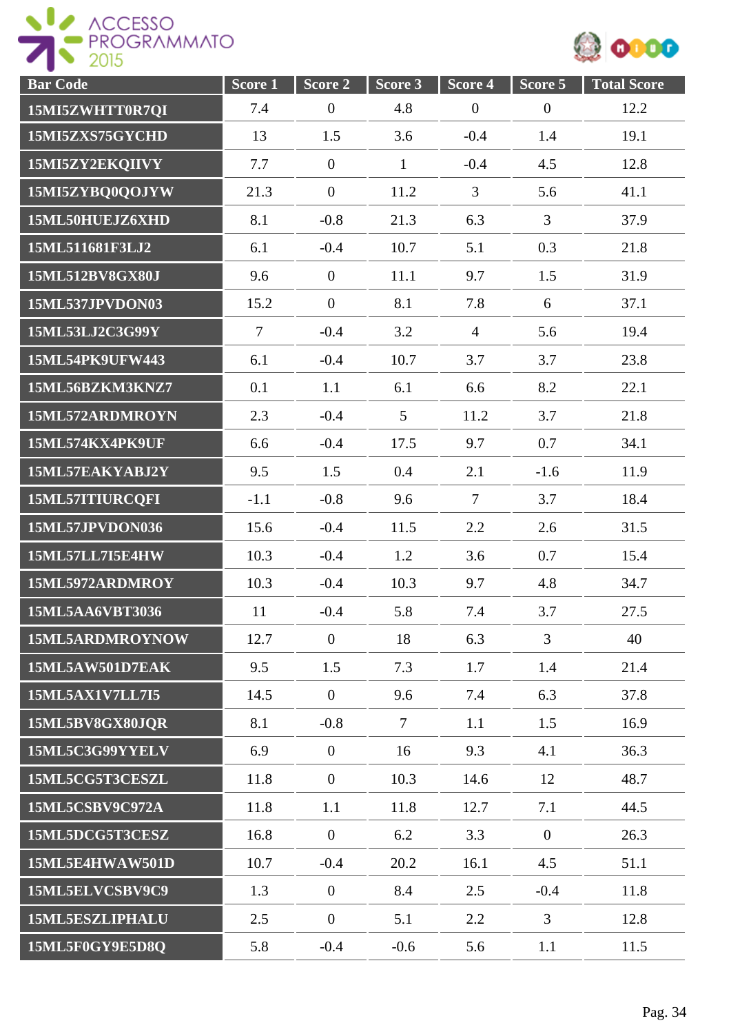| Bar Code | Score 1 | Score 2 | Score 3 | Score 4 | Score 5 | Total Score |
|---|---|---|---|---|---|---|
| 15MI5ZWHTT0R7QI | 7.4 | 0 | 4.8 | 0 | 0 | 12.2 |
| 15MI5ZXS75GYCHD | 13 | 1.5 | 3.6 | -0.4 | 1.4 | 19.1 |
| 15MI5ZY2EKQIIVY | 7.7 | 0 | 1 | -0.4 | 4.5 | 12.8 |
| 15MI5ZYBQ0QOJYW | 21.3 | 0 | 11.2 | 3 | 5.6 | 41.1 |
| 15ML50HUEJZ6XHD | 8.1 | -0.8 | 21.3 | 6.3 | 3 | 37.9 |
| 15ML511681F3LJ2 | 6.1 | -0.4 | 10.7 | 5.1 | 0.3 | 21.8 |
| 15ML512BV8GX80J | 9.6 | 0 | 11.1 | 9.7 | 1.5 | 31.9 |
| 15ML537JPVDON03 | 15.2 | 0 | 8.1 | 7.8 | 6 | 37.1 |
| 15ML53LJ2C3G99Y | 7 | -0.4 | 3.2 | 4 | 5.6 | 19.4 |
| 15ML54PK9UFW443 | 6.1 | -0.4 | 10.7 | 3.7 | 3.7 | 23.8 |
| 15ML56BZKM3KNZ7 | 0.1 | 1.1 | 6.1 | 6.6 | 8.2 | 22.1 |
| 15ML572ARDMROYN | 2.3 | -0.4 | 5 | 11.2 | 3.7 | 21.8 |
| 15ML574KX4PK9UF | 6.6 | -0.4 | 17.5 | 9.7 | 0.7 | 34.1 |
| 15ML57EAKYABJ2Y | 9.5 | 1.5 | 0.4 | 2.1 | -1.6 | 11.9 |
| 15ML57ITIURCQFI | -1.1 | -0.8 | 9.6 | 7 | 3.7 | 18.4 |
| 15ML57JPVDON036 | 15.6 | -0.4 | 11.5 | 2.2 | 2.6 | 31.5 |
| 15ML57LL7I5E4HW | 10.3 | -0.4 | 1.2 | 3.6 | 0.7 | 15.4 |
| 15ML5972ARDMROY | 10.3 | -0.4 | 10.3 | 9.7 | 4.8 | 34.7 |
| 15ML5AA6VBT3036 | 11 | -0.4 | 5.8 | 7.4 | 3.7 | 27.5 |
| 15ML5ARDMROYNOW | 12.7 | 0 | 18 | 6.3 | 3 | 40 |
| 15ML5AW501D7EAK | 9.5 | 1.5 | 7.3 | 1.7 | 1.4 | 21.4 |
| 15ML5AX1V7LL7I5 | 14.5 | 0 | 9.6 | 7.4 | 6.3 | 37.8 |
| 15ML5BV8GX80JQR | 8.1 | -0.8 | 7 | 1.1 | 1.5 | 16.9 |
| 15ML5C3G99YYELV | 6.9 | 0 | 16 | 9.3 | 4.1 | 36.3 |
| 15ML5CG5T3CESZL | 11.8 | 0 | 10.3 | 14.6 | 12 | 48.7 |
| 15ML5CSBV9C972A | 11.8 | 1.1 | 11.8 | 12.7 | 7.1 | 44.5 |
| 15ML5DCG5T3CESZ | 16.8 | 0 | 6.2 | 3.3 | 0 | 26.3 |
| 15ML5E4HWAW501D | 10.7 | -0.4 | 20.2 | 16.1 | 4.5 | 51.1 |
| 15ML5ELVCSBV9C9 | 1.3 | 0 | 8.4 | 2.5 | -0.4 | 11.8 |
| 15ML5ESZLIPHALU | 2.5 | 0 | 5.1 | 2.2 | 3 | 12.8 |
| 15ML5F0GY9E5D8Q | 5.8 | -0.4 | -0.6 | 5.6 | 1.1 | 11.5 |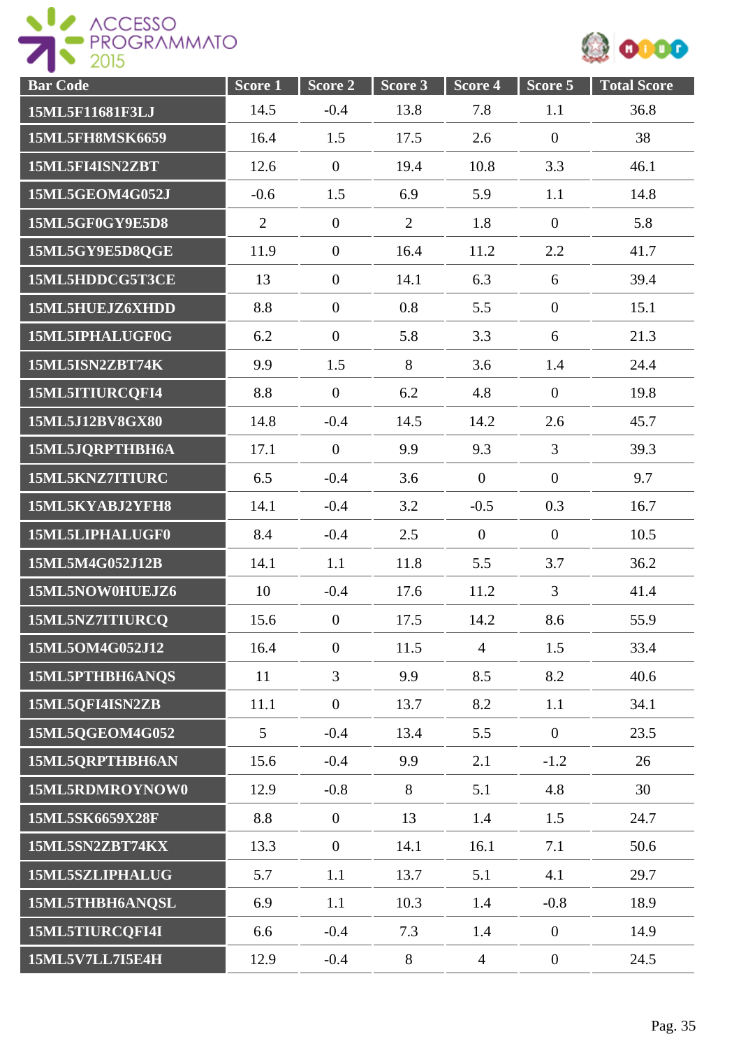| Bar Code | Score 1 | Score 2 | Score 3 | Score 4 | Score 5 | Total Score |
|---|---|---|---|---|---|---|
| 15ML5F11681F3LJ | 14.5 | -0.4 | 13.8 | 7.8 | 1.1 | 36.8 |
| 15ML5FH8MSK6659 | 16.4 | 1.5 | 17.5 | 2.6 | 0 | 38 |
| 15ML5FI4ISN2ZBT | 12.6 | 0 | 19.4 | 10.8 | 3.3 | 46.1 |
| 15ML5GEOM4G052J | -0.6 | 1.5 | 6.9 | 5.9 | 1.1 | 14.8 |
| 15ML5GF0GY9E5D8 | 2 | 0 | 2 | 1.8 | 0 | 5.8 |
| 15ML5GY9E5D8QGE | 11.9 | 0 | 16.4 | 11.2 | 2.2 | 41.7 |
| 15ML5HDDCG5T3CE | 13 | 0 | 14.1 | 6.3 | 6 | 39.4 |
| 15ML5HUEJZ6XHDD | 8.8 | 0 | 0.8 | 5.5 | 0 | 15.1 |
| 15ML5IPHALUGF0G | 6.2 | 0 | 5.8 | 3.3 | 6 | 21.3 |
| 15ML5ISN2ZBT74K | 9.9 | 1.5 | 8 | 3.6 | 1.4 | 24.4 |
| 15ML5ITIURCQFI4 | 8.8 | 0 | 6.2 | 4.8 | 0 | 19.8 |
| 15ML5J12BV8GX80 | 14.8 | -0.4 | 14.5 | 14.2 | 2.6 | 45.7 |
| 15ML5JQRPTHBH6A | 17.1 | 0 | 9.9 | 9.3 | 3 | 39.3 |
| 15ML5KNZ7ITIURC | 6.5 | -0.4 | 3.6 | 0 | 0 | 9.7 |
| 15ML5KYABJ2YFH8 | 14.1 | -0.4 | 3.2 | -0.5 | 0.3 | 16.7 |
| 15ML5LIPHALUGF0 | 8.4 | -0.4 | 2.5 | 0 | 0 | 10.5 |
| 15ML5M4G052J12B | 14.1 | 1.1 | 11.8 | 5.5 | 3.7 | 36.2 |
| 15ML5NOW0HUEJZ6 | 10 | -0.4 | 17.6 | 11.2 | 3 | 41.4 |
| 15ML5NZ7ITIURCQ | 15.6 | 0 | 17.5 | 14.2 | 8.6 | 55.9 |
| 15ML5OM4G052J12 | 16.4 | 0 | 11.5 | 4 | 1.5 | 33.4 |
| 15ML5PTHBH6ANQS | 11 | 3 | 9.9 | 8.5 | 8.2 | 40.6 |
| 15ML5QFI4ISN2ZB | 11.1 | 0 | 13.7 | 8.2 | 1.1 | 34.1 |
| 15ML5QGEOM4G052 | 5 | -0.4 | 13.4 | 5.5 | 0 | 23.5 |
| 15ML5QRPTHBH6AN | 15.6 | -0.4 | 9.9 | 2.1 | -1.2 | 26 |
| 15ML5RDMROYNOW0 | 12.9 | -0.8 | 8 | 5.1 | 4.8 | 30 |
| 15ML5SK6659X28F | 8.8 | 0 | 13 | 1.4 | 1.5 | 24.7 |
| 15ML5SN2ZBT74KX | 13.3 | 0 | 14.1 | 16.1 | 7.1 | 50.6 |
| 15ML5SZLIPHALUG | 5.7 | 1.1 | 13.7 | 5.1 | 4.1 | 29.7 |
| 15ML5THBH6ANQSL | 6.9 | 1.1 | 10.3 | 1.4 | -0.8 | 18.9 |
| 15ML5TIURCQFI4I | 6.6 | -0.4 | 7.3 | 1.4 | 0 | 14.9 |
| 15ML5V7LL7I5E4H | 12.9 | -0.4 | 8 | 4 | 0 | 24.5 |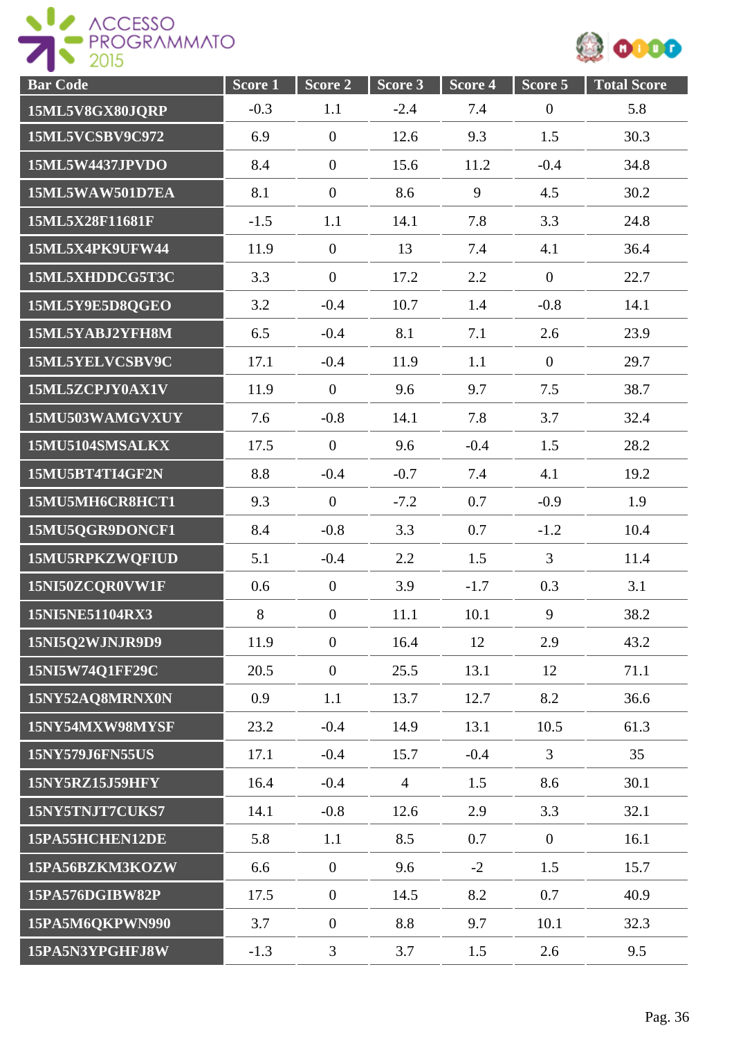| Bar Code | Score 1 | Score 2 | Score 3 | Score 4 | Score 5 | Total Score |
|---|---|---|---|---|---|---|
| 15ML5V8GX80JQRP | -0.3 | 1.1 | -2.4 | 7.4 | 0 | 5.8 |
| 15ML5VCSBV9C972 | 6.9 | 0 | 12.6 | 9.3 | 1.5 | 30.3 |
| 15ML5W4437JPVDO | 8.4 | 0 | 15.6 | 11.2 | -0.4 | 34.8 |
| 15ML5WAW501D7EA | 8.1 | 0 | 8.6 | 9 | 4.5 | 30.2 |
| 15ML5X28F11681F | -1.5 | 1.1 | 14.1 | 7.8 | 3.3 | 24.8 |
| 15ML5X4PK9UFW44 | 11.9 | 0 | 13 | 7.4 | 4.1 | 36.4 |
| 15ML5XHDDCG5T3C | 3.3 | 0 | 17.2 | 2.2 | 0 | 22.7 |
| 15ML5Y9E5D8QGEO | 3.2 | -0.4 | 10.7 | 1.4 | -0.8 | 14.1 |
| 15ML5YABJ2YFH8M | 6.5 | -0.4 | 8.1 | 7.1 | 2.6 | 23.9 |
| 15ML5YELVCSBV9C | 17.1 | -0.4 | 11.9 | 1.1 | 0 | 29.7 |
| 15ML5ZCPJY0AX1V | 11.9 | 0 | 9.6 | 9.7 | 7.5 | 38.7 |
| 15MU503WAMGVXUY | 7.6 | -0.8 | 14.1 | 7.8 | 3.7 | 32.4 |
| 15MU5104SMSALKX | 17.5 | 0 | 9.6 | -0.4 | 1.5 | 28.2 |
| 15MU5BT4TI4GF2N | 8.8 | -0.4 | -0.7 | 7.4 | 4.1 | 19.2 |
| 15MU5MH6CR8HCT1 | 9.3 | 0 | -7.2 | 0.7 | -0.9 | 1.9 |
| 15MU5QGR9DONCF1 | 8.4 | -0.8 | 3.3 | 0.7 | -1.2 | 10.4 |
| 15MU5RPKZWQFIUD | 5.1 | -0.4 | 2.2 | 1.5 | 3 | 11.4 |
| 15NI50ZCQR0VW1F | 0.6 | 0 | 3.9 | -1.7 | 0.3 | 3.1 |
| 15NI5NE51104RX3 | 8 | 0 | 11.1 | 10.1 | 9 | 38.2 |
| 15NI5Q2WJNJR9D9 | 11.9 | 0 | 16.4 | 12 | 2.9 | 43.2 |
| 15NI5W74Q1FF29C | 20.5 | 0 | 25.5 | 13.1 | 12 | 71.1 |
| 15NY52AQ8MRNX0N | 0.9 | 1.1 | 13.7 | 12.7 | 8.2 | 36.6 |
| 15NY54MXW98MYSF | 23.2 | -0.4 | 14.9 | 13.1 | 10.5 | 61.3 |
| 15NY579J6FN55US | 17.1 | -0.4 | 15.7 | -0.4 | 3 | 35 |
| 15NY5RZ15J59HFY | 16.4 | -0.4 | 4 | 1.5 | 8.6 | 30.1 |
| 15NY5TNJT7CUKS7 | 14.1 | -0.8 | 12.6 | 2.9 | 3.3 | 32.1 |
| 15PA55HCHEN12DE | 5.8 | 1.1 | 8.5 | 0.7 | 0 | 16.1 |
| 15PA56BZKM3KOZW | 6.6 | 0 | 9.6 | -2 | 1.5 | 15.7 |
| 15PA576DGIBW82P | 17.5 | 0 | 14.5 | 8.2 | 0.7 | 40.9 |
| 15PA5M6QKPWN990 | 3.7 | 0 | 8.8 | 9.7 | 10.1 | 32.3 |
| 15PA5N3YPGHFJ8W | -1.3 | 3 | 3.7 | 1.5 | 2.6 | 9.5 |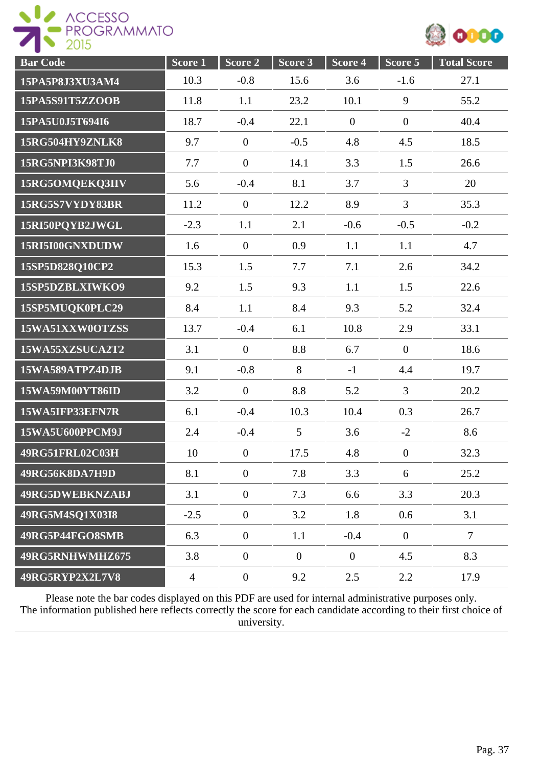| Bar Code | Score 1 | Score 2 | Score 3 | Score 4 | Score 5 | Total Score |
|---|---|---|---|---|---|---|
| 15PA5P8J3XU3AM4 | 10.3 | -0.8 | 15.6 | 3.6 | -1.6 | 27.1 |
| 15PA5S91T5ZZOOB | 11.8 | 1.1 | 23.2 | 10.1 | 9 | 55.2 |
| 15PA5U0J5T694I6 | 18.7 | -0.4 | 22.1 | 0 | 0 | 40.4 |
| 15RG504HY9ZNLK8 | 9.7 | 0 | -0.5 | 4.8 | 4.5 | 18.5 |
| 15RG5NPI3K98TJ0 | 7.7 | 0 | 14.1 | 3.3 | 1.5 | 26.6 |
| 15RG5OMQEKQ3IIV | 5.6 | -0.4 | 8.1 | 3.7 | 3 | 20 |
| 15RG5S7VYDY83BR | 11.2 | 0 | 12.2 | 8.9 | 3 | 35.3 |
| 15RI50PQYB2JWGL | -2.3 | 1.1 | 2.1 | -0.6 | -0.5 | -0.2 |
| 15RI5I00GNXDUDW | 1.6 | 0 | 0.9 | 1.1 | 1.1 | 4.7 |
| 15SP5D828Q10CP2 | 15.3 | 1.5 | 7.7 | 7.1 | 2.6 | 34.2 |
| 15SP5DZBLXIWKO9 | 9.2 | 1.5 | 9.3 | 1.1 | 1.5 | 22.6 |
| 15SP5MUQK0PLC29 | 8.4 | 1.1 | 8.4 | 9.3 | 5.2 | 32.4 |
| 15WA51XXW0OTZSS | 13.7 | -0.4 | 6.1 | 10.8 | 2.9 | 33.1 |
| 15WA55XZSUCA2T2 | 3.1 | 0 | 8.8 | 6.7 | 0 | 18.6 |
| 15WA589ATPZ4DJB | 9.1 | -0.8 | 8 | -1 | 4.4 | 19.7 |
| 15WA59M00YT86ID | 3.2 | 0 | 8.8 | 5.2 | 3 | 20.2 |
| 15WA5IFP33EFN7R | 6.1 | -0.4 | 10.3 | 10.4 | 0.3 | 26.7 |
| 15WA5U600PPCM9J | 2.4 | -0.4 | 5 | 3.6 | -2 | 8.6 |
| 49RG51FRL02C03H | 10 | 0 | 17.5 | 4.8 | 0 | 32.3 |
| 49RG56K8DA7H9D | 8.1 | 0 | 7.8 | 3.3 | 6 | 25.2 |
| 49RG5DWEBKNZABJ | 3.1 | 0 | 7.3 | 6.6 | 3.3 | 20.3 |
| 49RG5M4SQ1X03I8 | -2.5 | 0 | 3.2 | 1.8 | 0.6 | 3.1 |
| 49RG5P44FGO8SMB | 6.3 | 0 | 1.1 | -0.4 | 0 | 7 |
| 49RG5RNHWMHZ675 | 3.8 | 0 | 0 | 0 | 4.5 | 8.3 |
| 49RG5RYP2X2L7V8 | 4 | 0 | 9.2 | 2.5 | 2.2 | 17.9 |

Please note the bar codes displayed on this PDF are used for internal administrative purposes only.
The information published here reflects correctly the score for each candidate according to their first choice of university.